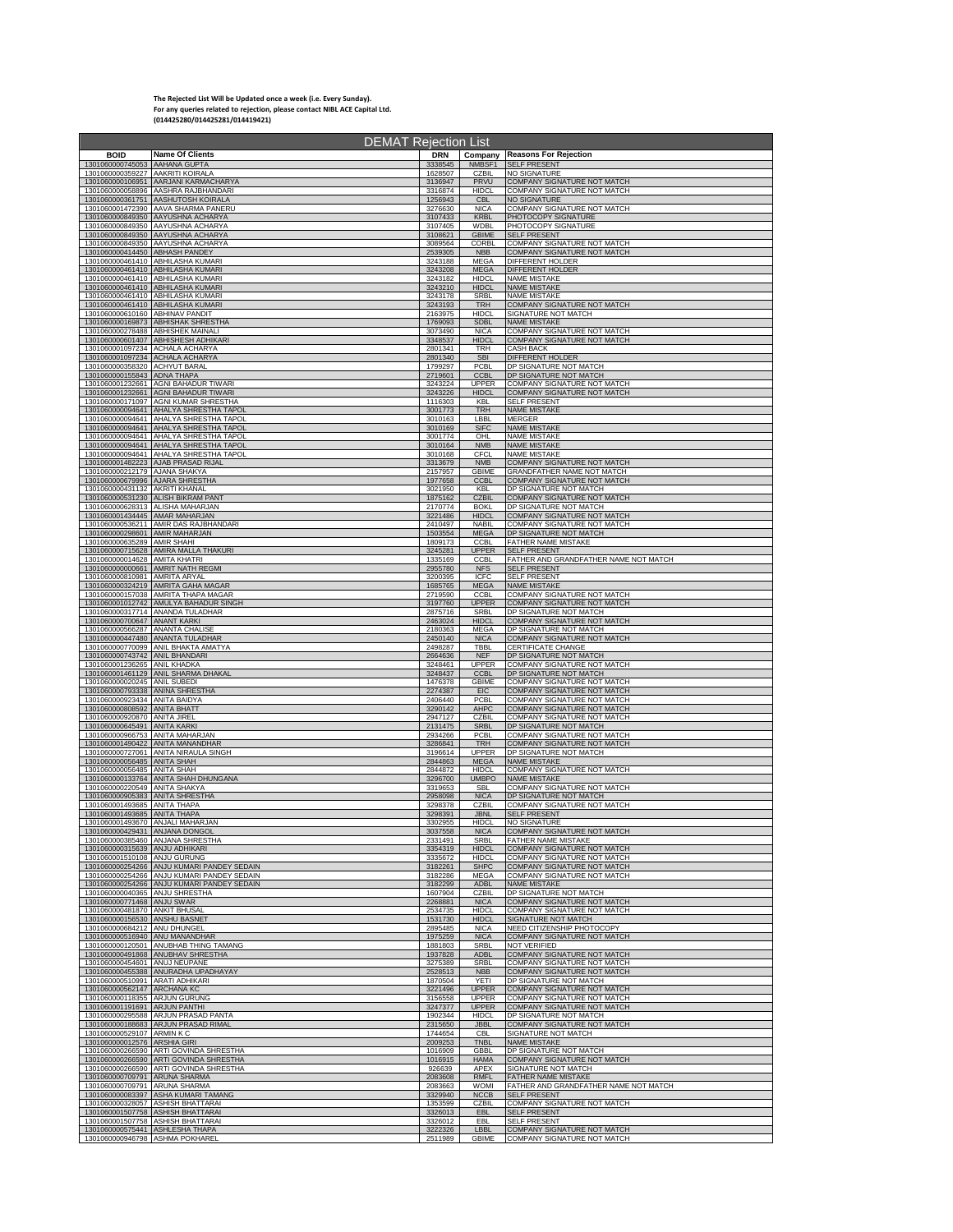**The Rejected List Will be Updated once a week (i.e. Every Sunday).**
**For any queries related to rejection, please contact NIBL ACE Capital Ltd.**
**(014425280/014425281/014419421)**

# DEMAT Rejection List

| BOID | Name Of Clients | DRN | Company | Reasons For Rejection |
|---|---|---|---|---|
| 1301060000745053 | AAHANA GUPTA | 3338545 | NMBSF1 | SELF PRESENT |
| 1301060000359227 | AAKRITI KOIRALA | 1628507 | CZBIL | NO SIGNATURE |
| 1301060000106951 | AARJANI KARMACHARYA | 3136947 | PRVU | COMPANY SIGNATURE NOT MATCH |
| 1301060000058896 | AASHRA RAJBHANDARI | 3316874 | HIDCL | COMPANY SIGNATURE NOT MATCH |
| 1301060000361751 | AASHUTOSH KOIRALA | 1256943 | CBL | NO SIGNATURE |
| 1301060001472390 | AAVA SHARMA PANERU | 3276630 | NICA | COMPANY SIGNATURE NOT MATCH |
| 1301060000849350 | AAYUSHNA ACHARYA | 3107433 | KRBL | PHOTOCOPY SIGNATURE |
| 1301060000849350 | AAYUSHNA ACHARYA | 3107405 | WDBL | PHOTOCOPY SIGNATURE |
| 1301060000849350 | AAYUSHNA ACHARYA | 3108621 | GBIME | SELF PRESENT |
| 1301060000849350 | AAYUSHNA ACHARYA | 3089564 | CORBL | COMPANY SIGNATURE NOT MATCH |
| 1301060000414450 | ABHASH PANDEY | 2539305 | NBB | COMPANY SIGNATURE NOT MATCH |
| 1301060000461410 | ABHILASHA KUMARI | 3243188 | MEGA | DIFFERENT HOLDER |
| 1301060000461410 | ABHILASHA KUMARI | 3243208 | MEGA | DIFFERENT HOLDER |
| 1301060000461410 | ABHILASHA KUMARI | 3243182 | HIDCL | NAME MISTAKE |
| 1301060000461410 | ABHILASHA KUMARI | 3243210 | HIDCL | NAME MISTAKE |
| 1301060000461410 | ABHILASHA KUMARI | 3243178 | SRBL | NAME MISTAKE |
| 1301060000461410 | ABHILASHA KUMARI | 3243193 | TRH | COMPANY SIGNATURE NOT MATCH |
| 1301060000610160 | ABHINAV PANDIT | 2163975 | HIDCL | SIGNATURE NOT MATCH |
| 1301060000169873 | ABHISHAK SHRESTHA | 1769093 | SDBL | NAME MISTAKE |
| 1301060000278488 | ABHISHEK MAINALI | 3073490 | NICA | COMPANY SIGNATURE NOT MATCH |
| 1301060000601407 | ABHISHESH ADHIKARI | 3348537 | HIDCL | COMPANY SIGNATURE NOT MATCH |
| 1301060001097234 | ACHALA ACHARYA | 2801341 | TRH | CASH BACK |
| 1301060001097234 | ACHALA ACHARYA | 2801340 | SBI | DIFFERENT HOLDER |
| 1301060000358320 | ACHYUT BARAL | 1799297 | PCBL | DP SIGNATURE NOT MATCH |
| 1301060000155843 | ADNA THAPA | 2719601 | CCBL | DP SIGNATURE NOT MATCH |
| 1301060001232661 | AGNI BAHADUR TIWARI | 3243224 | UPPER | COMPANY SIGNATURE NOT MATCH |
| 1301060001232661 | AGNI BAHADUR TIWARI | 3243226 | HIDCL | COMPANY SIGNATURE NOT MATCH |
| 1301060000171097 | AGNI KUMAR SHRESTHA | 1116303 | KBL | SELF PRESENT |
| 1301060000094641 | AHALYA SHRESTHA TAPOL | 3001773 | TRH | NAME MISTAKE |
| 1301060000094641 | AHALYA SHRESTHA TAPOL | 3010163 | LBBL | MERGER |
| 1301060000094641 | AHALYA SHRESTHA TAPOL | 3010169 | SIFC | NAME MISTAKE |
| 1301060000094641 | AHALYA SHRESTHA TAPOL | 3001774 | OHL | NAME MISTAKE |
| 1301060000094641 | AHALYA SHRESTHA TAPOL | 3010164 | NMB | NAME MISTAKE |
| 1301060000094641 | AHALYA SHRESTHA TAPOL | 3010168 | CFCL | NAME MISTAKE |
| 1301060001482223 | AJAB PRASAD RIJAL | 3313679 | NMB | COMPANY SIGNATURE NOT MATCH |
| 1301060000212179 | AJANA SHAKYA | 2157957 | GBIME | GRANDFATHER NAME NOT MATCH |
| 1301060000679996 | AJARA SHRESTHA | 1977658 | CCBL | COMPANY SIGNATURE NOT MATCH |
| 1301060000431132 | AKRITI KHANAL | 3021950 | KBL | DP SIGNATURE NOT MATCH |
| 1301060000531230 | ALISH BIKRAM PANT | 1875162 | CZBIL | COMPANY SIGNATURE NOT MATCH |
| 1301060000628313 | ALISHA MAHARJAN | 2170774 | BOKL | DP SIGNATURE NOT MATCH |
| 1301060001434445 | AMAR MAHARJAN | 3221486 | HIDCL | COMPANY SIGNATURE NOT MATCH |
| 1301060000536211 | AMIR DAS RAJBHANDARI | 2410497 | NABIL | COMPANY SIGNATURE NOT MATCH |
| 1301060000298601 | AMIR MAHARJAN | 1503554 | MEGA | DP SIGNATURE NOT MATCH |
| 1301060000635289 | AMIR SHAHI | 1809173 | CCBL | FATHER NAME MISTAKE |
| 1301060000715628 | AMIRA MALLA THAKURI | 3245281 | UPPER | SELF PRESENT |
| 1301060000014628 | AMITA KHATRI | 1335169 | CCBL | FATHER AND GRANDFATHER NAME NOT MATCH |
| 1301060000000661 | AMRIT NATH REGMI | 2955780 | NFS | SELF PRESENT |
| 1301060000810981 | AMRITA ARYAL | 3200395 | ICFC | SELF PRESENT |
| 1301060000324219 | AMRITA GAHA MAGAR | 1685765 | MEGA | NAME MISTAKE |
| 1301060000157038 | AMRITA THAPA MAGAR | 2719590 | CCBL | COMPANY SIGNATURE NOT MATCH |
| 1301060001012742 | AMULYA BAHADUR SINGH | 3197760 | UPPER | COMPANY SIGNATURE NOT MATCH |
| 1301060000317714 | ANANDA TULADHAR | 2875716 | SRBL | DP SIGNATURE NOT MATCH |
| 1301060000700647 | ANANT KARKI | 2463024 | HIDCL | COMPANY SIGNATURE NOT MATCH |
| 1301060000566287 | ANANTA CHALISE | 2180363 | MEGA | DP SIGNATURE NOT MATCH |
| 1301060000447480 | ANANTA TULADHAR | 2450140 | NICA | COMPANY SIGNATURE NOT MATCH |
| 1301060000770099 | ANIL BHAKTA AMATYA | 2498287 | TBBL | CERTIFICATE CHANGE |
| 1301060000743742 | ANIL BHANDARI | 2664636 | NEF | DP SIGNATURE NOT MATCH |
| 1301060001236265 | ANIL KHADKA | 3248461 | UPPER | COMPANY SIGNATURE NOT MATCH |
| 1301060001461129 | ANIL SHARMA DHAKAL | 3248437 | CCBL | DP SIGNATURE NOT MATCH |
| 1301060000020245 | ANIL SUBEDI | 1476378 | GBIME | COMPANY SIGNATURE NOT MATCH |
| 1301060000793338 | ANINA SHRESTHA | 2274387 | EIC | COMPANY SIGNATURE NOT MATCH |
| 1301060000923434 | ANITA BAIDYA | 2406440 | PCBL | COMPANY SIGNATURE NOT MATCH |
| 1301060000808592 | ANITA BHATT | 3290142 | AHPC | COMPANY SIGNATURE NOT MATCH |
| 1301060000920870 | ANITA JIREL | 2947127 | CZBIL | COMPANY SIGNATURE NOT MATCH |
| 1301060000645491 | ANITA KARKI | 2131475 | SRBL | DP SIGNATURE NOT MATCH |
| 1301060000966753 | ANITA MAHARJAN | 2934266 | PCBL | COMPANY SIGNATURE NOT MATCH |
| 1301060001490422 | ANITA MANANDHAR | 3286841 | TRH | COMPANY SIGNATURE NOT MATCH |
| 1301060000727061 | ANITA NIRAULA SINGH | 3196614 | UPPER | DP SIGNATURE NOT MATCH |
| 1301060000056485 | ANITA SHAH | 2844863 | MEGA | NAME MISTAKE |
| 1301060000056485 | ANITA SHAH | 2844872 | HIDCL | COMPANY SIGNATURE NOT MATCH |
| 1301060000133764 | ANITA SHAH DHUNGANA | 3296700 | UMBPO | NAME MISTAKE |
| 1301060000220549 | ANITA SHAKYA | 3319653 | SBL | COMPANY SIGNATURE NOT MATCH |
| 1301060000905383 | ANITA SHRESTHA | 2958098 | NICA | DP SIGNATURE NOT MATCH |
| 1301060001493685 | ANITA THAPA | 3298378 | CZBIL | COMPANY SIGNATURE NOT MATCH |
| 1301060001493685 | ANITA THAPA | 3298391 | JBNL | SELF PRESENT |
| 1301060001493670 | ANJALI MAHARJAN | 3302955 | HIDCL | NO SIGNATURE |
| 1301060000429431 | ANJANA DONGOL | 3037558 | NICA | COMPANY SIGNATURE NOT MATCH |
| 1301060000385460 | ANJANA SHRESTHA | 2331491 | SRBL | FATHER NAME MISTAKE |
| 1301060000315639 | ANJU ADHIKARI | 3354319 | HIDCL | COMPANY SIGNATURE NOT MATCH |
| 1301060001510108 | ANJU GURUNG | 3335672 | HIDCL | COMPANY SIGNATURE NOT MATCH |
| 1301060000254266 | ANJU KUMARI PANDEY SEDAIN | 3182261 | SHPC | COMPANY SIGNATURE NOT MATCH |
| 1301060000254266 | ANJU KUMARI PANDEY SEDAIN | 3182286 | MEGA | COMPANY SIGNATURE NOT MATCH |
| 1301060000254266 | ANJU KUMARI PANDEY SEDAIN | 3182299 | ADBL | NAME MISTAKE |
| 1301060000040365 | ANJU SHRESTHA | 1607904 | CZBIL | DP SIGNATURE NOT MATCH |
| 1301060000771468 | ANJU SWAR | 2268881 | NICA | COMPANY SIGNATURE NOT MATCH |
| 1301060000481870 | ANKIT BHUSAL | 2534735 | HIDCL | COMPANY SIGNATURE NOT MATCH |
| 1301060000156530 | ANSHU BASNET | 1531730 | HIDCL | SIGNATURE NOT MATCH |
| 1301060000684212 | ANU DHUNGEL | 2895485 | NICA | NEED CITIZENSHIP PHOTOCOPY |
| 1301060000516940 | ANU MANANDHAR | 1975259 | NICA | COMPANY SIGNATURE NOT MATCH |
| 1301060000120501 | ANUBHAB THING TAMANG | 1881803 | SRBL | NOT VERIFIED |
| 1301060000491868 | ANUBHAV SHRESTHA | 1937828 | ADBL | COMPANY SIGNATURE NOT MATCH |
| 1301060000454601 | ANUJ NEUPANE | 3275389 | SRBL | COMPANY SIGNATURE NOT MATCH |
| 1301060000455388 | ANURADHA UPADHAYAY | 2528513 | NBB | COMPANY SIGNATURE NOT MATCH |
| 1301060000510991 | ARATI ADHIKARI | 1870504 | YETI | DP SIGNATURE NOT MATCH |
| 1301060000562147 | ARCHANA KC | 3221496 | UPPER | COMPANY SIGNATURE NOT MATCH |
| 1301060000118355 | ARJUN GURUNG | 3156558 | UPPER | COMPANY SIGNATURE NOT MATCH |
| 1301060001191691 | ARJUN PANTHI | 3247377 | UPPER | COMPANY SIGNATURE NOT MATCH |
| 1301060000295588 | ARJUN PRASAD PANTA | 1902344 | HIDCL | DP SIGNATURE NOT MATCH |
| 1301060000188683 | ARJUN PRASAD RIMAL | 2315650 | JBBL | COMPANY SIGNATURE NOT MATCH |
| 1301060000529107 | ARMIN K C | 1744654 | CBL | SIGNATURE NOT MATCH |
| 1301060000012576 | ARSHIA GIRI | 2009253 | TNBL | NAME MISTAKE |
| 1301060000266590 | ARTI GOVINDA SHRESTHA | 1016909 | GBBL | DP SIGNATURE NOT MATCH |
| 1301060000266590 | ARTI GOVINDA SHRESTHA | 1016915 | HAMA | COMPANY SIGNATURE NOT MATCH |
| 1301060000266590 | ARTI GOVINDA SHRESTHA | 926639 | APEX | SIGNATURE NOT MATCH |
| 1301060000709791 | ARUNA SHARMA | 2083668 | RMFL | FATHER NAME MISTAKE |
| 1301060000709791 | ARUNA SHARMA | 2083663 | WOMI | FATHER AND GRANDFATHER NAME NOT MATCH |
| 1301060000083397 | ASHA KUMARI TAMANG | 3329940 | NCCB | SELF PRESENT |
| 1301060000328057 | ASHISH BHATTARAI | 1353599 | CZBIL | COMPANY SIGNATURE NOT MATCH |
| 1301060001507758 | ASHISH BHATTARAI | 3326013 | EBL | SELF PRESENT |
| 1301060001507758 | ASHISH BHATTARAI | 3326012 | EBL | SELF PRESENT |
| 1301060000575441 | ASHLESHA THAPA | 3222326 | LBBL | COMPANY SIGNATURE NOT MATCH |
| 1301060000946798 | ASHMA POKHAREL | 2511989 | GBIME | COMPANY SIGNATURE NOT MATCH |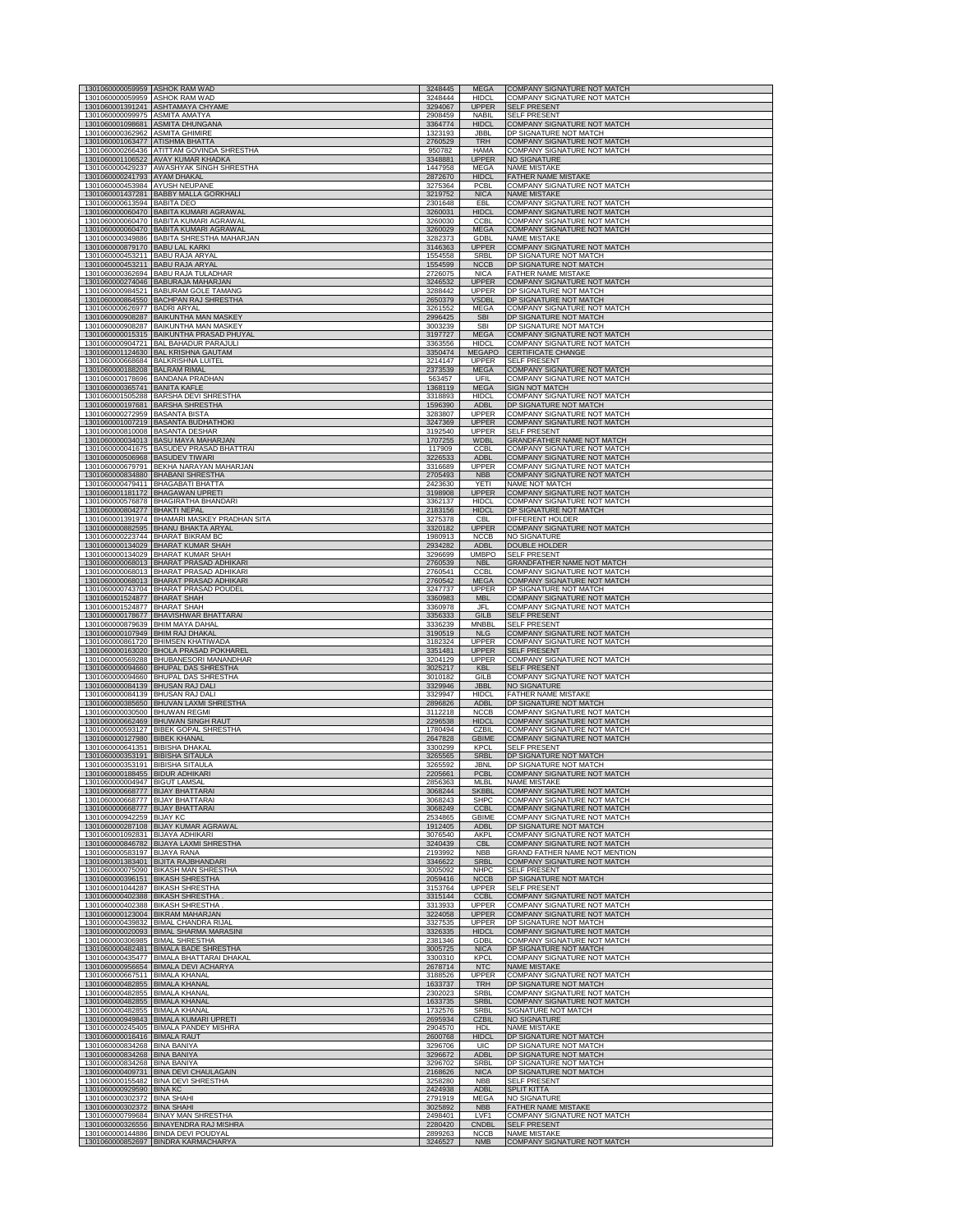| | | | | |
|---|---|---|---|---|
| 1301060000059959 | ASHOK RAM WAD | 3248445 | MEGA | COMPANY SIGNATURE NOT MATCH |
| 1301060000059959 | ASHOK RAM WAD | 3248444 | HIDCL | COMPANY SIGNATURE NOT MATCH |
| 1301060001391241 | ASHTAMAYA CHYAME | 3294067 | UPPER | SELF PRESENT |
| 1301060000099975 | ASMITA AMATYA | 2908459 | NABIL | SELF PRESENT |
| 1301060001098681 | ASMITA DHUNGANA | 3364774 | HIDCL | COMPANY SIGNATURE NOT MATCH |
| 1301060000362962 | ASMITA GHIMIRE | 1323193 | JBBL | DP SIGNATURE NOT MATCH |
| 1301060001063477 | ATISHMA BHATTA | 2760529 | TRH | COMPANY SIGNATURE NOT MATCH |
| 1301060000266436 | ATITTAM GOVINDA SHRESTHA | 950782 | HAMA | COMPANY SIGNATURE NOT MATCH |
| 1301060001106522 | AVAY KUMAR KHADKA | 3348881 | UPPER | NO SIGNATURE |
| 1301060000429237 | AWASHYAK SINGH SHRESTHA | 1447958 | MEGA | NAME MISTAKE |
| 1301060000241793 | AYAM DHAKAL | 2872670 | HIDCL | FATHER NAME MISTAKE |
| 1301060000453984 | AYUSH NEUPANE | 3275364 | PCBL | COMPANY SIGNATURE NOT MATCH |
| 1301060001437281 | BABBY MALLA GORKHALI | 3219752 | NICA | NAME MISTAKE |
| 1301060000613594 | BABITA DEO | 2301648 | EBL | COMPANY SIGNATURE NOT MATCH |
| 1301060000060470 | BABITA KUMARI AGRAWAL | 3260031 | HIDCL | COMPANY SIGNATURE NOT MATCH |
| 1301060000060470 | BABITA KUMARI AGRAWAL | 3260030 | CCBL | COMPANY SIGNATURE NOT MATCH |
| 1301060000060470 | BABITA KUMARI AGRAWAL | 3260029 | MEGA | COMPANY SIGNATURE NOT MATCH |
| 1301060000349886 | BABITA SHRESTHA MAHARJAN | 3282373 | GDBL | NAME MISTAKE |
| 1301060000879170 | BABU LAL KARKI | 3146363 | UPPER | COMPANY SIGNATURE NOT MATCH |
| 1301060000453211 | BABU RAJA ARYAL | 1554558 | SRBL | DP SIGNATURE NOT MATCH |
| 1301060000453211 | BABU RAJA ARYAL | 1554599 | NCCB | DP SIGNATURE NOT MATCH |
| 1301060000362694 | BABU RAJA TULADHAR | 2726075 | NICA | FATHER NAME MISTAKE |
| 1301060000274046 | BABURAJA MAHARJAN | 3246532 | UPPER | COMPANY SIGNATURE NOT MATCH |
| 1301060000984521 | BABURAM GOLE TAMANG | 3288442 | UPPER | DP SIGNATURE NOT MATCH |
| 1301060000864550 | BACHPAN RAJ SHRESTHA | 2650379 | VSDBL | DP SIGNATURE NOT MATCH |
| 1301060000626977 | BADRI ARYAL | 3261552 | MEGA | COMPANY SIGNATURE NOT MATCH |
| 1301060000908287 | BAIKUNTHA MAN MASKEY | 2996425 | SBI | DP SIGNATURE NOT MATCH |
| 1301060000908287 | BAIKUNTHA MAN MASKEY | 3003239 | SBI | DP SIGNATURE NOT MATCH |
| 1301060000015315 | BAIKUNTHA PRASAD PHUYAL | 3197727 | MEGA | COMPANY SIGNATURE NOT MATCH |
| 1301060000904721 | BAL BAHADUR PARAJULI | 3363556 | HIDCL | COMPANY SIGNATURE NOT MATCH |
| 1301060001124630 | BAL KRISHNA GAUTAM | 3350474 | MEGAPO | CERTIFICATE CHANGE |
| 1301060000668684 | BALKRISHNA LUITEL | 3214147 | UPPER | SELF PRESENT |
| 1301060000188208 | BALRAM RIMAL | 2373539 | MEGA | COMPANY SIGNATURE NOT MATCH |
| 1301060000178696 | BANDANA PRADHAN | 563457 | UFIL | COMPANY SIGNATURE NOT MATCH |
| 1301060000365741 | BANITA KAFLE | 1368119 | MEGA | SIGN NOT MATCH |
| 1301060001505288 | BARSHA DEVI SHRESTHA | 3318893 | HIDCL | COMPANY SIGNATURE NOT MATCH |
| 1301060000197681 | BARSHA SHRESTHA | 1596390 | ADBL | DP SIGNATURE NOT MATCH |
| 1301060000272959 | BASANTA BISTA | 3283807 | UPPER | COMPANY SIGNATURE NOT MATCH |
| 1301060001007219 | BASANTA BUDHATHOKI | 3247369 | UPPER | COMPANY SIGNATURE NOT MATCH |
| 1301060000810008 | BASANTA DESHAR | 3192540 | UPPER | SELF PRESENT |
| 1301060000034013 | BASU MAYA MAHARJAN | 1707255 | WDBL | GRANDFATHER NAME NOT MATCH |
| 1301060000041675 | BASUDEV PRASAD BHATTRAI | 117909 | CCBL | COMPANY SIGNATURE NOT MATCH |
| 1301060000506968 | BASUDEV TIWARI | 3226533 | ADBL | COMPANY SIGNATURE NOT MATCH |
| 1301060000679791 | BEKHA NARAYAN MAHARJAN | 3316689 | UPPER | COMPANY SIGNATURE NOT MATCH |
| 1301060000834880 | BHABANI SHRESTHA | 2705493 | NBB | COMPANY SIGNATURE NOT MATCH |
| 1301060000479411 | BHAGABATI BHATTA | 2423630 | YETI | NAME NOT MATCH |
| 1301060001181172 | BHAGAWAN UPRETI | 3198908 | UPPER | COMPANY SIGNATURE NOT MATCH |
| 1301060000576878 | BHAGIRATHA BHANDARI | 3362137 | HIDCL | COMPANY SIGNATURE NOT MATCH |
| 1301060000804277 | BHAKTI NEPAL | 2183156 | HIDCL | DP SIGNATURE NOT MATCH |
| 1301060001391974 | BHAMARI MASKEY PRADHAN SITA | 3275378 | CBL | DIFFERENT HOLDER |
| 1301060000882595 | BHANU BHAKTA ARYAL | 3320182 | UPPER | COMPANY SIGNATURE NOT MATCH |
| 1301060000223744 | BHARAT BIKRAM BC | 1980913 | NCCB | NO SIGNATURE |
| 1301060000134029 | BHARAT KUMAR SHAH | 2934282 | ADBL | DOUBLE HOLDER |
| 1301060000134029 | BHARAT KUMAR SHAH | 3296699 | UMBPO | SELF PRESENT |
| 1301060000068013 | BHARAT PRASAD ADHIKARI | 2760539 | NBL | GRANDFATHER NAME NOT MATCH |
| 1301060000068013 | BHARAT PRASAD ADHIKARI | 2760541 | CCBL | COMPANY SIGNATURE NOT MATCH |
| 1301060000068013 | BHARAT PRASAD ADHIKARI | 2760542 | MEGA | COMPANY SIGNATURE NOT MATCH |
| 1301060000743704 | BHARAT PRASAD POUDEL | 3247737 | UPPER | DP SIGNATURE NOT MATCH |
| 1301060001524877 | BHARAT SHAH | 3360983 | MBL | COMPANY SIGNATURE NOT MATCH |
| 1301060001524877 | BHARAT SHAH | 3360978 | JFL | COMPANY SIGNATURE NOT MATCH |
| 1301060000178677 | BHAVISHWAR BHATTARAI | 3356333 | GILB | SELF PRESENT |
| 1301060000879639 | BHIM MAYA DAHAL | 3336239 | MNBBL | SELF PRESENT |
| 1301060000107949 | BHIM RAJ DHAKAL | 3190519 | NLG | COMPANY SIGNATURE NOT MATCH |
| 1301060000861720 | BHIMSEN KHATIWADA | 3182324 | UPPER | COMPANY SIGNATURE NOT MATCH |
| 1301060000163020 | BHOLA PRASAD POKHAREL | 3351481 | UPPER | SELF PRESENT |
| 1301060000569288 | BHUBANESORI MANANDHAR | 3204129 | UPPER | COMPANY SIGNATURE NOT MATCH |
| 1301060000094660 | BHUPAL DAS SHRESTHA | 3025217 | KBL | SELF PRESENT |
| 1301060000094660 | BHUPAL DAS SHRESTHA | 3010182 | GILB | COMPANY SIGNATURE NOT MATCH |
| 1301060000084139 | BHUSAN RAJ DALI | 3329946 | JBBL | NO SIGNATURE |
| 1301060000084139 | BHUSAN RAJ DALI | 3329947 | HIDCL | FATHER NAME MISTAKE |
| 1301060000385650 | BHUVAN LAXMI SHRESTHA | 2896826 | ADBL | DP SIGNATURE NOT MATCH |
| 1301060000030500 | BHUWAN REGMI | 3112218 | NCCB | COMPANY SIGNATURE NOT MATCH |
| 1301060000662469 | BHUWAN SINGH RAUT | 2296538 | HIDCL | COMPANY SIGNATURE NOT MATCH |
| 1301060000593127 | BIBEK GOPAL SHRESTHA | 1780494 | CZBIL | COMPANY SIGNATURE NOT MATCH |
| 1301060000127980 | BIBEK KHANAL | 2647828 | GBIME | COMPANY SIGNATURE NOT MATCH |
| 1301060000641351 | BIBISHA DHAKAL | 3300299 | KPCL | SELF PRESENT |
| 1301060000353191 | BIBISHA SITAULA | 3265565 | SRBL | DP SIGNATURE NOT MATCH |
| 1301060000353191 | BIBISHA SITAULA | 3265592 | JBNL | DP SIGNATURE NOT MATCH |
| 1301060000188455 | BIDUR ADHIKARI | 2205661 | PCBL | COMPANY SIGNATURE NOT MATCH |
| 1301060000004947 | BIGUT LAMSAL | 2856363 | MLBL | NAME MISTAKE |
| 1301060000668777 | BIJAY BHATTARAI | 3068244 | SKBBL | COMPANY SIGNATURE NOT MATCH |
| 1301060000668777 | BIJAY BHATTARAI | 3068243 | SHPC | COMPANY SIGNATURE NOT MATCH |
| 1301060000668777 | BIJAY BHATTARAI | 3068249 | CCBL | COMPANY SIGNATURE NOT MATCH |
| 1301060000942259 | BIJAY KC | 2534865 | GBIME | COMPANY SIGNATURE NOT MATCH |
| 1301060000287108 | BIJAY KUMAR AGRAWAL | 1912405 | ADBL | DP SIGNATURE NOT MATCH |
| 1301060001092831 | BIJAYA ADHIKARI | 3076540 | AKPL | COMPANY SIGNATURE NOT MATCH |
| 1301060000846782 | BIJAYA LAXMI SHRESTHA | 3240439 | CBL | COMPANY SIGNATURE NOT MATCH |
| 1301060000583197 | BIJAYA RANA | 2193992 | NBB | GRAND FATHER NAME NOT MENTION |
| 1301060001383401 | BIJITA RAJBHANDARI | 3346622 | SRBL | COMPANY SIGNATURE NOT MATCH |
| 1301060000075090 | BIKASH MAN SHRESTHA | 3005092 | NHPC | SELF PRESENT |
| 1301060000396151 | BIKASH SHRESTHA | 2059416 | NCCB | DP SIGNATURE NOT MATCH |
| 1301060001044287 | BIKASH SHRESTHA | 3153764 | UPPER | SELF PRESENT |
| 1301060000402388 | BIKASH SHRESTHA . | 3315144 | CCBL | COMPANY SIGNATURE NOT MATCH |
| 1301060000402388 | BIKASH SHRESTHA . | 3313933 | UPPER | COMPANY SIGNATURE NOT MATCH |
| 1301060000123004 | BIKRAM MAHARJAN | 3224058 | UPPER | COMPANY SIGNATURE NOT MATCH |
| 1301060000439832 | BIMAL CHANDRA RIJAL | 3327535 | UPPER | DP SIGNATURE NOT MATCH |
| 1301060000020093 | BIMAL SHARMA MARASINI | 3326335 | HIDCL | COMPANY SIGNATURE NOT MATCH |
| 1301060000306985 | BIMAL SHRESTHA | 2381346 | GDBL | COMPANY SIGNATURE NOT MATCH |
| 1301060000482481 | BIMALA BADE SHRESTHA | 3005725 | NICA | DP SIGNATURE NOT MATCH |
| 1301060000435477 | BIMALA BHATTARAI DHAKAL | 3300310 | KPCL | COMPANY SIGNATURE NOT MATCH |
| 1301060000956654 | BIMALA DEVI ACHARYA | 2678714 | NTC | NAME MISTAKE |
| 1301060000667511 | BIMALA KHANAL | 3188526 | UPPER | COMPANY SIGNATURE NOT MATCH |
| 1301060000482855 | BIMALA KHANAL | 1633737 | TRH | DP SIGNATURE NOT MATCH |
| 1301060000482855 | BIMALA KHANAL | 2302023 | SRBL | COMPANY SIGNATURE NOT MATCH |
| 1301060000482855 | BIMALA KHANAL | 1633735 | SRBL | COMPANY SIGNATURE NOT MATCH |
| 1301060000482855 | BIMALA KHANAL | 1732576 | SRBL | SIGNATURE NOT MATCH |
| 1301060000949843 | BIMALA KUMARI UPRETI | 2695934 | CZBIL | NO SIGNATURE |
| 1301060000245405 | BIMALA PANDEY MISHRA | 2904570 | HDL | NAME MISTAKE |
| 1301060000016416 | BIMALA RAUT | 2600768 | HIDCL | DP SIGNATURE NOT MATCH |
| 1301060000834268 | BINA BANIYA | 3296706 | UIC | DP SIGNATURE NOT MATCH |
| 1301060000834268 | BINA BANIYA | 3296672 | ADBL | DP SIGNATURE NOT MATCH |
| 1301060000834268 | BINA BANIYA | 3296702 | SRBL | DP SIGNATURE NOT MATCH |
| 1301060000409731 | BINA DEVI CHAULAGAIN | 2168626 | NICA | DP SIGNATURE NOT MATCH |
| 1301060000155482 | BINA DEVI SHRESTHA | 3258280 | NBB | SELF PRESENT |
| 1301060000929590 | BINA KC | 2424938 | ADBL | SPLIT KITTA |
| 1301060000302372 | BINA SHAHI | 2791919 | MEGA | NO SIGNATURE |
| 1301060000302372 | BINA SHAHI | 3025892 | NBB | FATHER NAME MISTAKE |
| 1301060000799684 | BINAY MAN SHRESTHA | 2498401 | LVF1 | COMPANY SIGNATURE NOT MATCH |
| 1301060000326556 | BINAYENDRA RAJ MISHRA | 2280420 | CNDBL | SELF PRESENT |
| 1301060000144886 | BINDA DEVI POUDYAL | 2899263 | NCCB | NAME MISTAKE |
| 1301060000852697 | BINDRA KARMACHARYA | 3246527 | NMB | COMPANY SIGNATURE NOT MATCH |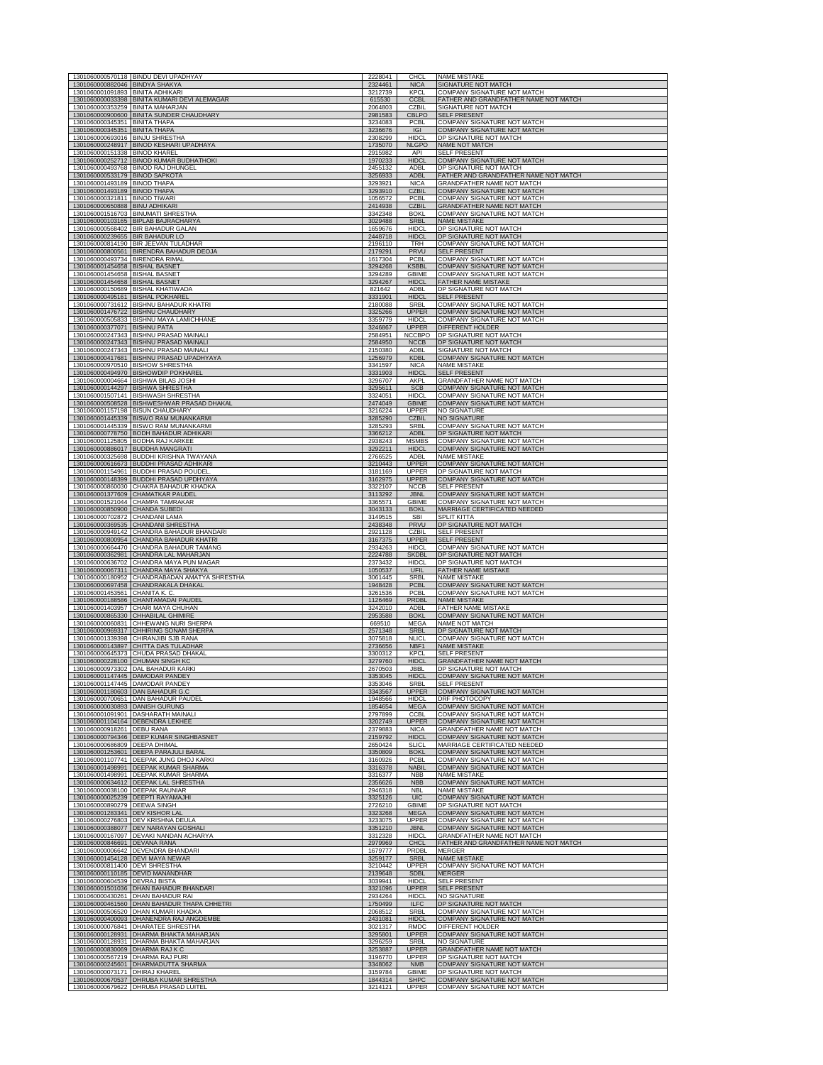| | | | | |
|---|---|---|---|---|
| 1301060000570118 | BINDU DEVI UPADHYAY | 2228041 | CHCL | NAME MISTAKE |
| 1301060000882046 | BINDYA SHAKYA | 2324461 | NICA | SIGNATURE NOT MATCH |
| 1301060001091893 | BINITA ADHIKARI | 3212739 | KPCL | COMPANY SIGNATURE NOT MATCH |
| 1301060000033398 | BINITA KUMARI DEVI ALEMAGAR | 615530 | CCBL | FATHER AND GRANDFATHER NAME NOT MATCH |
| 1301060000353259 | BINITA MAHARJAN | 2064803 | CZBIL | SIGNATURE NOT MATCH |
| 1301060000900600 | BINITA SUNDER CHAUDHARY | 2981583 | CBLPO | SELF PRESENT |
| 1301060000345351 | BINITA THAPA | 3234083 | PCBL | COMPANY SIGNATURE NOT MATCH |
| 1301060000345351 | BINITA THAPA | 3236676 | IGI | COMPANY SIGNATURE NOT MATCH |
| 1301060000693016 | BINJU SHRESTHA | 2308299 | HIDCL | DP SIGNATURE NOT MATCH |
| 1301060000248917 | BINOD KESHARI UPADHAYA | 1735070 | NLGPO | NAME NOT MATCH |
| 1301060000151338 | BINOD KHAREL | 2915982 | API | SELF PRESENT |
| 1301060000252712 | BINOD KUMAR BUDHATHOKI | 1970233 | HIDCL | COMPANY SIGNATURE NOT MATCH |
| 1301060000493768 | BINOD RAJ DHUNGEL | 2455132 | ADBL | DP SIGNATURE NOT MATCH |
| 1301060000533179 | BINOD SAPKOTA | 3256933 | ADBL | FATHER AND GRANDFATHER NAME NOT MATCH |
| 1301060001493189 | BINOD THAPA | 3293921 | NICA | GRANDFATHER NAME NOT MATCH |
| 1301060001493189 | BINOD THAPA | 3293910 | CZBIL | COMPANY SIGNATURE NOT MATCH |
| 1301060000321811 | BINOD TIWARI | 1056572 | PCBL | COMPANY SIGNATURE NOT MATCH |
| 1301060000650888 | BINU ADHIKARI | 2414938 | CZBIL | GRANDFATHER NAME NOT MATCH |
| 1301060001516703 | BINUMATI SHRESTHA | 3342348 | BOKL | COMPANY SIGNATURE NOT MATCH |
| 1301060000103165 | BIPLAB BAJRACHARYA | 3029488 | SRBL | NAME MISTAKE |
| 1301060000568402 | BIR BAHADUR GALAN | 1659676 | HIDCL | DP SIGNATURE NOT MATCH |
| 1301060000239655 | BIR BAHADUR LO | 2448718 | HIDCL | DP SIGNATURE NOT MATCH |
| 1301060000814190 | BIR JEEVAN TULADHAR | 2196110 | TRH | COMPANY SIGNATURE NOT MATCH |
| 1301060000800561 | BIRENDRA BAHADUR DEOJA | 2179291 | PRVU | SELF PRESENT |
| 1301060000493734 | BIRENDRA RIMAL | 1617304 | PCBL | COMPANY SIGNATURE NOT MATCH |
| 1301060001454658 | BISHAL BASNET | 3294268 | KSBBL | COMPANY SIGNATURE NOT MATCH |
| 1301060001454658 | BISHAL BASNET | 3294289 | GBIME | COMPANY SIGNATURE NOT MATCH |
| 1301060001454658 | BISHAL BASNET | 3294267 | HIDCL | FATHER NAME MISTAKE |
| 1301060000150689 | BISHAL KHATIWADA | 821642 | ADBL | DP SIGNATURE NOT MATCH |
| 1301060000495161 | BISHAL POKHAREL | 3331901 | HIDCL | SELF PRESENT |
| 1301060000731612 | BISHNU BAHADUR KHATRI | 2180088 | SRBL | COMPANY SIGNATURE NOT MATCH |
| 1301060001476722 | BISHNU CHAUDHARY | 3325266 | UPPER | COMPANY SIGNATURE NOT MATCH |
| 1301060000505833 | BISHNU MAYA LAMICHHANE | 3359779 | HIDCL | COMPANY SIGNATURE NOT MATCH |
| 1301060000377071 | BISHNU PATA | 3246867 | UPPER | DIFFERENT HOLDER |
| 1301060000247343 | BISHNU PRASAD MAINALI | 2584951 | NCCBPO | DP SIGNATURE NOT MATCH |
| 1301060000247343 | BISHNU PRASAD MAINALI | 2584950 | NCCB | DP SIGNATURE NOT MATCH |
| 1301060000247343 | BISHNU PRASAD MAINALI | 2150380 | ADBL | SIGNATURE NOT MATCH |
| 1301060000417681 | BISHNU PRASAD UPADHYAYA | 1256979 | KDBL | COMPANY SIGNATURE NOT MATCH |
| 1301060000970510 | BISHOW SHRESTHA | 3341597 | NICA | NAME MISTAKE |
| 1301060000494970 | BISHOWDIP POKHAREL | 3331903 | HIDCL | SELF PRESENT |
| 1301060000004664 | BISHWA BILAS JOSHI | 3296707 | AKPL | GRANDFATHER NAME NOT MATCH |
| 1301060000144297 | BISHWA SHRESTHA | 3295611 | SCB | COMPANY SIGNATURE NOT MATCH |
| 1301060001507141 | BISHWASH SHRESTHA | 3324051 | HIDCL | COMPANY SIGNATURE NOT MATCH |
| 1301060000508528 | BISHWESHWAR PRASAD DHAKAL | 2474049 | GBIME | COMPANY SIGNATURE NOT MATCH |
| 1301060001157198 | BISUN CHAUDHARY | 3216224 | UPPER | NO SIGNATURE |
| 1301060001445339 | BISWO RAM MUNANKARMI | 3285290 | CZBIL | NO SIGNATURE |
| 1301060001445339 | BISWO RAM MUNANKARMI | 3285293 | SRBL | COMPANY SIGNATURE NOT MATCH |
| 1301060000778750 | BODH BAHADUR ADHIKARI | 3366212 | ADBL | DP SIGNATURE NOT MATCH |
| 1301060001125805 | BODHA RAJ KARKEE | 2938243 | MSMBS | COMPANY SIGNATURE NOT MATCH |
| 1301060000886017 | BUDDHA MANGRATI | 3292211 | HIDCL | COMPANY SIGNATURE NOT MATCH |
| 1301060000325698 | BUDDHI KRISHNA TWAYANA | 2766525 | ADBL | NAME MISTAKE |
| 1301060000616673 | BUDDHI PRASAD ADHIKARI | 3210443 | UPPER | COMPANY SIGNATURE NOT MATCH |
| 1301060001154961 | BUDDHI PRASAD POUDEL | 3181169 | UPPER | DP SIGNATURE NOT MATCH |
| 1301060000148399 | BUDDHI PRASAD UPDHYAYA | 3162975 | UPPER | COMPANY SIGNATURE NOT MATCH |
| 1301060000860030 | CHAKRA BAHADUR KHADKA | 3322107 | NCCB | SELF PRESENT |
| 1301060001377609 | CHAMATKAR PAUDEL | 3113292 | JBNL | COMPANY SIGNATURE NOT MATCH |
| 1301060001521044 | CHAMPA TAMRAKAR | 3365571 | GBIME | COMPANY SIGNATURE NOT MATCH |
| 1301060000850900 | CHANDA SUBEDI | 3043133 | BOKL | MARRIAGE CERTIFICATED NEEDED |
| 1301060000702872 | CHANDANI LAMA | 3149515 | SBI | SPLIT KITTA |
| 1301060000369535 | CHANDANI SHRESTHA | 2438348 | PRVU | DP SIGNATURE NOT MATCH |
| 1301060000949142 | CHANDRA BAHADUR BHANDARI | 2921128 | CZBIL | SELF PRESENT |
| 1301060000800954 | CHANDRA BAHADUR KHATRI | 3167375 | UPPER | SELF PRESENT |
| 1301060000664470 | CHANDRA BAHADUR TAMANG | 2934263 | HIDCL | COMPANY SIGNATURE NOT MATCH |
| 1301060000362981 | CHANDRA LAL MAHARJAN | 2224788 | SKDBL | DP SIGNATURE NOT MATCH |
| 1301060000636702 | CHANDRA MAYA PUN MAGAR | 2373432 | HIDCL | DP SIGNATURE NOT MATCH |
| 1301060000067311 | CHANDRA MAYA SHAKYA | 1050537 | UFIL | FATHER NAME MISTAKE |
| 1301060000180952 | CHANDRABADAN AMATYA SHRESTHA | 3061445 | SRBL | NAME MISTAKE |
| 1301060000697458 | CHANDRAKALA DHAKAL | 1948428 | PCBL | COMPANY SIGNATURE NOT MATCH |
| 1301060001453561 | CHANITA K. C. | 3261536 | PCBL | COMPANY SIGNATURE NOT MATCH |
| 1301060000188586 | CHANTAMADAI PAUDEL | 1126469 | PRDBL | NAME MISTAKE |
| 1301060001403957 | CHARI MAYA CHUHAN | 3242010 | ADBL | FATHER NAME MISTAKE |
| 1301060000865330 | CHHABILAL GHIMIRE | 2953588 | BOKL | COMPANY SIGNATURE NOT MATCH |
| 1301060000060831 | CHHEWANG NURI SHERPA | 669510 | MEGA | NAME NOT MATCH |
| 1301060000969317 | CHHIRING SONAM SHERPA | 2571348 | SRBL | DP SIGNATURE NOT MATCH |
| 1301060001339398 | CHIRANJIBI SJB RANA | 3075818 | NLICL | COMPANY SIGNATURE NOT MATCH |
| 1301060000143897 | CHITTA DAS TULADHAR | 2736656 | NBF1 | NAME MISTAKE |
| 1301060000645373 | CHUDA PRASAD DHAKAL | 3300312 | KPCL | SELF PRESENT |
| 1301060000228100 | CHUMAN SINGH KC | 3279760 | HIDCL | GRANDFATHER NAME NOT MATCH |
| 1301060000973302 | DAL BAHADUR KARKI | 2670503 | JBBL | DP SIGNATURE NOT MATCH |
| 1301060001147445 | DAMODAR PANDEY | 3353045 | HIDCL | COMPANY SIGNATURE NOT MATCH |
| 1301060001147445 | DAMODAR PANDEY | 3353046 | SRBL | SELF PRESENT |
| 1301060001180603 | DAN BAHADUR G.C | 3343567 | UPPER | COMPANY SIGNATURE NOT MATCH |
| 1301060000700651 | DAN BAHADUR PAUDEL | 1948566 | HIDCL | DRF PHOTOCOPY |
| 1301060000030893 | DANISH GURUNG | 1854654 | MEGA | COMPANY SIGNATURE NOT MATCH |
| 1301060001091901 | DASHARATH MAINALI | 2797899 | CCBL | COMPANY SIGNATURE NOT MATCH |
| 1301060001104164 | DEBENDRA LEKHEE | 3202749 | UPPER | COMPANY SIGNATURE NOT MATCH |
| 1301060000918261 | DEBU RANA | 2379883 | NICA | GRANDFATHER NAME NOT MATCH |
| 1301060000794346 | DEEP KUMAR SINGHBASNET | 2159792 | HIDCL | COMPANY SIGNATURE NOT MATCH |
| 1301060000686809 | DEEPA DHIMAL | 2650424 | SLICL | MARRIAGE CERTIFICATED NEEDED |
| 1301060001253601 | DEEPA PARAJULI BARAL | 3350809 | BOKL | COMPANY SIGNATURE NOT MATCH |
| 1301060001107741 | DEEPAK JUNG DHOJ KARKI | 3160926 | PCBL | COMPANY SIGNATURE NOT MATCH |
| 1301060001498991 | DEEPAK KUMAR SHARMA | 3316378 | NABIL | COMPANY SIGNATURE NOT MATCH |
| 1301060001498991 | DEEPAK KUMAR SHARMA | 3316377 | NBB | NAME MISTAKE |
| 1301060000634612 | DEEPAK LAL SHRESTHA | 2356626 | NBB | COMPANY SIGNATURE NOT MATCH |
| 1301060000038100 | DEEPAK RAUNIAR | 2946318 | NBL | NAME MISTAKE |
| 1301060000025239 | DEEPTI RAYAMAJHI | 3325126 | UIC | COMPANY SIGNATURE NOT MATCH |
| 1301060000890279 | DEEWA SINGH | 2726210 | GBIME | DP SIGNATURE NOT MATCH |
| 1301060001283341 | DEV KISHOR LAL | 3323268 | MEGA | COMPANY SIGNATURE NOT MATCH |
| 1301060000276803 | DEV KRISHNA DEULA | 3233075 | UPPER | COMPANY SIGNATURE NOT MATCH |
| 1301060000388077 | DEV NARAYAN GOSHALI | 3351210 | JBNL | COMPANY SIGNATURE NOT MATCH |
| 1301060000167097 | DEVAKI NANDAN ACHARYA | 3312328 | HIDCL | GRANDFATHER NAME NOT MATCH |
| 1301060000846691 | DEVANA RANA | 2979969 | CHCL | FATHER AND GRANDFATHER NAME NOT MATCH |
| 1301060000006642 | DEVENDRA BHANDARI | 1679777 | PRDBL | MERGER |
| 1301060001454128 | DEVI MAYA NEWAR | 3259177 | SRBL | NAME MISTAKE |
| 1301060000811400 | DEVI SHRESTHA | 3210442 | UPPER | COMPANY SIGNATURE NOT MATCH |
| 1301060000110185 | DEVID MANANDHAR | 2139648 | SDBL | MERGER |
| 1301060000604539 | DEVRAJ BISTA | 3039941 | HIDCL | SELF PRESENT |
| 1301060001501036 | DHAN BAHADUR BHANDARI | 3321096 | UPPER | SELF PRESENT |
| 1301060000430261 | DHAN BAHADUR RAI | 2934264 | HIDCL | NO SIGNATURE |
| 1301060000461560 | DHAN BAHADUR THAPA CHHETRI | 1750499 | ILFC | DP SIGNATURE NOT MATCH |
| 1301060000506520 | DHAN KUMARI KHADKA | 2068512 | SRBL | COMPANY SIGNATURE NOT MATCH |
| 1301060000400093 | DHANENDRA RAJ ANGDEMBE | 2431081 | HIDCL | COMPANY SIGNATURE NOT MATCH |
| 1301060000076841 | DHARATEE SHRESTHA | 3021317 | RMDC | DIFFERENT HOLDER |
| 1301060000128931 | DHARMA BHAKTA MAHARJAN | 3295801 | UPPER | COMPANY SIGNATURE NOT MATCH |
| 1301060000128931 | DHARMA BHAKTA MAHARJAN | 3296259 | SRBL | NO SIGNATURE |
| 1301060000830069 | DHARMA RAJ K C | 3253887 | UPPER | GRANDFATHER NAME NOT MATCH |
| 1301060000567219 | DHARMA RAJ PURI | 3196770 | UPPER | DP SIGNATURE NOT MATCH |
| 1301060000245601 | DHARMADUTTA SHARMA | 3348062 | NMB | COMPANY SIGNATURE NOT MATCH |
| 1301060000073171 | DHIRAJ KHAREL | 3159784 | GBIME | DP SIGNATURE NOT MATCH |
| 1301060000670537 | DHRUBA KUMAR SHRESTHA | 1844314 | SHPC | COMPANY SIGNATURE NOT MATCH |
| 1301060000679622 | DHRUBA PRASAD LUITEL | 3214121 | UPPER | COMPANY SIGNATURE NOT MATCH |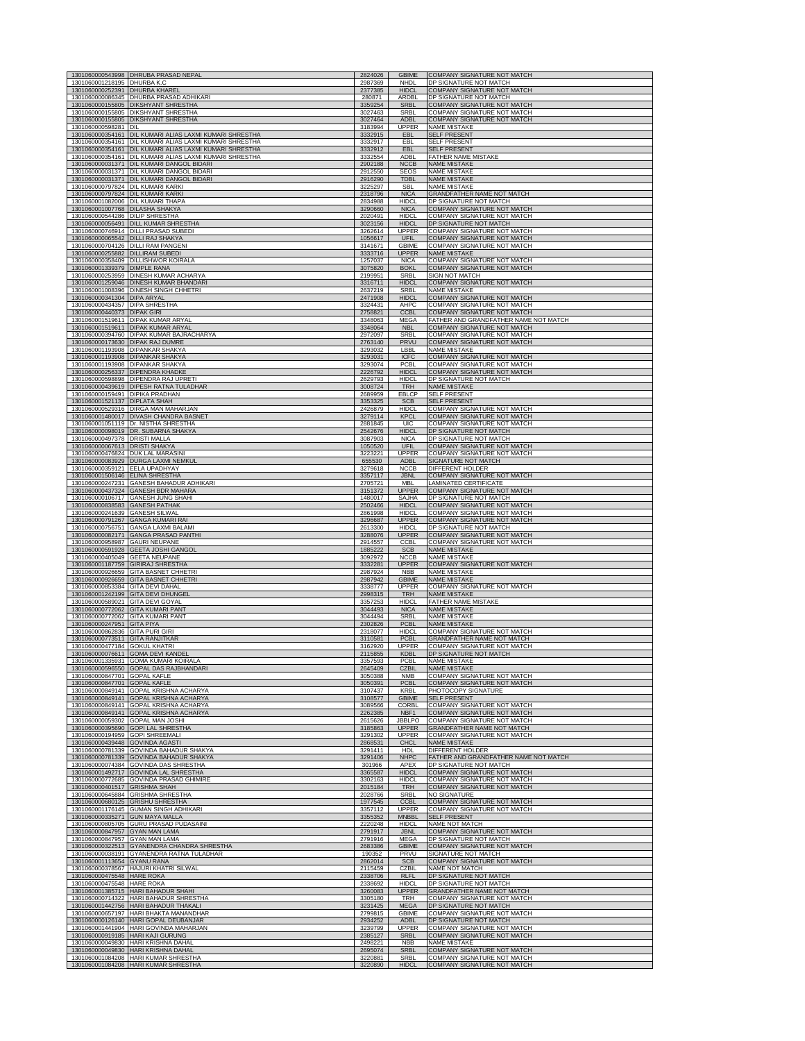| | | | | |
|---|---|---|---|---|
| 1301060000543998 | DHRUBA PRASAD NEPAL | 2824026 | GBIME | COMPANY SIGNATURE NOT MATCH |
| 1301060001218195 | DHURBA K.C | 2987369 | NHDL | DP SIGNATURE NOT MATCH |
| 1301060000252391 | DHURBA KHAREL | 2377385 | HIDCL | COMPANY SIGNATURE NOT MATCH |
| 1301060000086345 | DHURBA PRASAD ADHIKARI | 280871 | ARDBL | DP SIGNATURE NOT MATCH |
| 1301060000155805 | DIKSHYANT SHRESTHA | 3359254 | SRBL | COMPANY SIGNATURE NOT MATCH |
| 1301060000155805 | DIKSHYANT SHRESTHA | 3027463 | SRBL | COMPANY SIGNATURE NOT MATCH |
| 1301060000155805 | DIKSHYANT SHRESTHA | 3027464 | ADBL | COMPANY SIGNATURE NOT MATCH |
| 1301060000598281 | DIL | 3183994 | UPPER | NAME MISTAKE |
| 1301060000354161 | DIL KUMARI ALIAS LAXMI KUMARI SHRESTHA | 3332915 | EBL | SELF PRESENT |
| 1301060000354161 | DIL KUMARI ALIAS LAXMI KUMARI SHRESTHA | 3332917 | EBL | SELF PRESENT |
| 1301060000354161 | DIL KUMARI ALIAS LAXMI KUMARI SHRESTHA | 3332912 | EBL | SELF PRESENT |
| 1301060000354161 | DIL KUMARI ALIAS LAXMI KUMARI SHRESTHA | 3332554 | ADBL | FATHER NAME MISTAKE |
| 1301060000031371 | DIL KUMARI DANGOL BIDARI | 2902188 | NCCB | NAME MISTAKE |
| 1301060000031371 | DIL KUMARI DANGOL BIDARI | 2912550 | SEOS | NAME MISTAKE |
| 1301060000031371 | DIL KUMARI DANGOL BIDARI | 2916290 | TDBL | NAME MISTAKE |
| 1301060000797824 | DIL KUMARI KARKI | 3225297 | SBL | NAME MISTAKE |
| 1301060000797824 | DIL KUMARI KARKI | 2318796 | NICA | GRANDFATHER NAME NOT MATCH |
| 1301060001082006 | DIL KUMARI THAPA | 2834988 | HIDCL | DP SIGNATURE NOT MATCH |
| 1301060001007768 | DILASHA SHAKYA | 3290660 | NICA | COMPANY SIGNATURE NOT MATCH |
| 1301060000544286 | DILIP SHRESTHA | 2020491 | HIDCL | COMPANY SIGNATURE NOT MATCH |
| 1301060000056491 | DILL KUMAR SHRESTHA | 3023156 | HIDCL | DP SIGNATURE NOT MATCH |
| 1301060000746914 | DILLI PRASAD SUBEDI | 3262614 | UPPER | COMPANY SIGNATURE NOT MATCH |
| 1301060000065542 | DILLI RAJ SHAKYA | 1056617 | UFIL | COMPANY SIGNATURE NOT MATCH |
| 1301060000704126 | DILLI RAM PANGENI | 3141671 | GBIME | COMPANY SIGNATURE NOT MATCH |
| 1301060000255882 | DILLIRAM SUBEDI | 3333716 | UPPER | NAME MISTAKE |
| 1301060000358409 | DILLISHWOR KOIRALA | 1257037 | NICA | COMPANY SIGNATURE NOT MATCH |
| 1301060001339379 | DIMPLE RANA | 3075820 | BOKL | COMPANY SIGNATURE NOT MATCH |
| 1301060000253959 | DINESH KUMAR ACHARYA | 2199951 | SRBL | SIGN NOT MATCH |
| 1301060001259046 | DINESH KUMAR BHANDARI | 3316711 | HIDCL | COMPANY SIGNATURE NOT MATCH |
| 1301060001008396 | DINESH SINGH CHHETRI | 2637219 | SRBL | NAME MISTAKE |
| 1301060000341304 | DIPA ARYAL | 2471908 | HIDCL | COMPANY SIGNATURE NOT MATCH |
| 1301060000434357 | DIPA SHRESTHA | 3324431 | AHPC | COMPANY SIGNATURE NOT MATCH |
| 1301060000440373 | DIPAK GIRI | 2758821 | CCBL | COMPANY SIGNATURE NOT MATCH |
| 1301060001519611 | DIPAK KUMAR ARYAL | 3348063 | MEGA | FATHER AND GRANDFATHER NAME NOT MATCH |
| 1301060001519611 | DIPAK KUMAR ARYAL | 3348064 | NBL | COMPANY SIGNATURE NOT MATCH |
| 1301060000394760 | DIPAK KUMAR BAJRACHARYA | 2972097 | SRBL | COMPANY SIGNATURE NOT MATCH |
| 1301060000173630 | DIPAK RAJ DUMRE | 2763140 | PRVU | COMPANY SIGNATURE NOT MATCH |
| 1301060001193908 | DIPANKAR SHAKYA | 3293032 | LBBL | NAME MISTAKE |
| 1301060001193908 | DIPANKAR SHAKYA | 3293031 | ICFC | COMPANY SIGNATURE NOT MATCH |
| 1301060001193908 | DIPANKAR SHAKYA | 3293074 | PCBL | COMPANY SIGNATURE NOT MATCH |
| 1301060000256337 | DIPENDRA KHADKE | 2226792 | HIDCL | COMPANY SIGNATURE NOT MATCH |
| 1301060000598898 | DIPENDRA RAJ UPRETI | 2629793 | HIDCL | DP SIGNATURE NOT MATCH |
| 1301060000439619 | DIPESH RATNA TULADHAR | 3008724 | TRH | NAME MISTAKE |
| 1301060000159491 | DIPIKA PRADHAN | 2689959 | EBLCP | SELF PRESENT |
| 1301060001521137 | DIPLATA SHAH | 3353325 | SCB | SELF PRESENT |
| 1301060000529316 | DIRGA MAN MAHARJAN | 2426879 | HIDCL | COMPANY SIGNATURE NOT MATCH |
| 1301060001480017 | DIVASH CHANDRA BASNET | 3279114 | KPCL | COMPANY SIGNATURE NOT MATCH |
| 1301060001051119 | Dr. NISTHA SHRESTHA | 2881845 | UIC | COMPANY SIGNATURE NOT MATCH |
| 1301060000098019 | DR. SUBARNA SHAKYA | 2542676 | HIDCL | DP SIGNATURE NOT MATCH |
| 1301060000497378 | DRISTI MALLA | 3087903 | NICA | DP SIGNATURE NOT MATCH |
| 1301060000067613 | DRISTI SHAKYA | 1050520 | UFIL | COMPANY SIGNATURE NOT MATCH |
| 1301060000476824 | DUK LAL MARASINI | 3223221 | UPPER | COMPANY SIGNATURE NOT MATCH |
| 1301060000083929 | DURGA LAXMI NEMKUL | 655530 | ADBL | SIGNATURE NOT MATCH |
| 1301060000359121 | EELA UPADHYAY | 3279618 | NCCB | DIFFERENT HOLDER |
| 1301060001506146 | ELINA SHRESTHA | 3357117 | JBNL | COMPANY SIGNATURE NOT MATCH |
| 1301060000247231 | GANESH BAHADUR ADHIKARI | 2705721 | MBL | LAMINATED CERTIFICATE |
| 1301060000437324 | GANESH BDR MAHARA | 3151372 | UPPER | COMPANY SIGNATURE NOT MATCH |
| 1301060000106717 | GANESH JUNG SHAHI | 1480017 | SAJHA | DP SIGNATURE NOT MATCH |
| 1301060000838583 | GANESH PATHAK | 2502466 | HIDCL | COMPANY SIGNATURE NOT MATCH |
| 1301060000241639 | GANESH SILWAL | 2861998 | HIDCL | COMPANY SIGNATURE NOT MATCH |
| 1301060000791267 | GANGA KUMARI RAI | 3296687 | UPPER | COMPANY SIGNATURE NOT MATCH |
| 1301060000756751 | GANGA LAXMI BALAMI | 2613300 | HIDCL | DP SIGNATURE NOT MATCH |
| 1301060000082171 | GANGA PRASAD PANTHI | 3288076 | UPPER | COMPANY SIGNATURE NOT MATCH |
| 1301060000958987 | GAURI NEUPANE | 2914557 | CCBL | COMPANY SIGNATURE NOT MATCH |
| 1301060000591928 | GEETA JOSHI GANGOL | 1885222 | SCB | NAME MISTAKE |
| 1301060000405049 | GEETA NEUPANE | 3092972 | NCCB | NAME MISTAKE |
| 1301060001187759 | GIRIRAJ SHRESTHA | 3332281 | UPPER | COMPANY SIGNATURE NOT MATCH |
| 1301060000926659 | GITA BASNET CHHETRI | 2987924 | NBB | NAME MISTAKE |
| 1301060000926659 | GITA BASNET CHHETRI | 2987942 | GBIME | NAME MISTAKE |
| 1301060000853384 | GITA DEVI DAHAL | 3338777 | UPPER | COMPANY SIGNATURE NOT MATCH |
| 1301060001242199 | GITA DEVI DHUNGEL | 2998315 | TRH | NAME MISTAKE |
| 1301060000589021 | GITA DEVI GOYAL | 3357253 | HIDCL | FATHER NAME MISTAKE |
| 1301060000772062 | GITA KUMARI PANT | 3044493 | NICA | NAME MISTAKE |
| 1301060000772062 | GITA KUMARI PANT | 3044494 | SRBL | NAME MISTAKE |
| 1301060000247951 | GITA PIYA | 2302826 | PCBL | NAME MISTAKE |
| 1301060000862836 | GITA PURI GIRI | 2318077 | HIDCL | COMPANY SIGNATURE NOT MATCH |
| 1301060000773511 | GITA RANJITKAR | 3110581 | PCBL | GRANDFATHER NAME NOT MATCH |
| 1301060000477184 | GOKUL KHATRI | 3162920 | UPPER | COMPANY SIGNATURE NOT MATCH |
| 1301060000076611 | GOMA DEVI KANDEL | 2115855 | KDBL | DP SIGNATURE NOT MATCH |
| 1301060001335931 | GOMA KUMARI KOIRALA | 3357593 | PCBL | NAME MISTAKE |
| 1301060000596550 | GOPAL DAS RAJBHANDARI | 2645409 | CZBIL | NAME MISTAKE |
| 1301060000847701 | GOPAL KAFLE | 3050388 | NMB | COMPANY SIGNATURE NOT MATCH |
| 1301060000847701 | GOPAL KAFLE | 3050391 | PCBL | COMPANY SIGNATURE NOT MATCH |
| 1301060000849141 | GOPAL KRISHNA ACHARYA | 3107437 | KRBL | PHOTOCOPY SIGNATURE |
| 1301060000849141 | GOPAL KRISHNA ACHARYA | 3108577 | GBIME | SELF PRESENT |
| 1301060000849141 | GOPAL KRISHNA ACHARYA | 3089566 | CORBL | COMPANY SIGNATURE NOT MATCH |
| 1301060000849141 | GOPAL KRISHNA ACHARYA | 2262385 | NBF1 | COMPANY SIGNATURE NOT MATCH |
| 1301060000059302 | GOPAL MAN JOSHI | 2615626 | JBBLPO | COMPANY SIGNATURE NOT MATCH |
| 1301060000395690 | GOPI LAL SHRESTHA | 3185863 | UPPER | GRANDFATHER NAME NOT MATCH |
| 1301060000194959 | GOPI SHREEMALI | 3291302 | UPPER | COMPANY SIGNATURE NOT MATCH |
| 1301060000439448 | GOVINDA AGASTI | 2868531 | CHCL | NAME MISTAKE |
| 1301060000781339 | GOVINDA BAHADUR SHAKYA | 3291411 | HDL | DIFFERENT HOLDER |
| 1301060000781339 | GOVINDA BAHADUR SHAKYA | 3291406 | NHPC | FATHER AND GRANDFATHER NAME NOT MATCH |
| 1301060000074384 | GOVINDA DAS SHRESTHA | 301966 | APEX | DP SIGNATURE NOT MATCH |
| 1301060001492717 | GOVINDA LAL SHRESTHA | 3365587 | HIDCL | COMPANY SIGNATURE NOT MATCH |
| 1301060000772685 | GOVINDA PRASAD GHIMIRE | 3302163 | HIDCL | COMPANY SIGNATURE NOT MATCH |
| 1301060000401517 | GRISHMA SHAH | 2015184 | TRH | COMPANY SIGNATURE NOT MATCH |
| 1301060000645884 | GRISHMA SHRESTHA | 2028766 | SRBL | NO SIGNATURE |
| 1301060000680125 | GRISHU SHRESTHA | 1977545 | CCBL | COMPANY SIGNATURE NOT MATCH |
| 1301060001176145 | GUMAN SINGH ADHIKARI | 3357112 | UPPER | COMPANY SIGNATURE NOT MATCH |
| 1301060000335271 | GUN MAYA MALLA | 3355352 | MNBBL | SELF PRESENT |
| 1301060000805705 | GURU PRASAD PUDASAINI | 2220248 | HIDCL | NAME NOT MATCH |
| 1301060000847957 | GYAN MAN LAMA | 2791917 | JBNL | COMPANY SIGNATURE NOT MATCH |
| 1301060000847957 | GYAN MAN LAMA | 2791916 | MEGA | DP SIGNATURE NOT MATCH |
| 1301060000322513 | GYANENDRA CHANDRA SHRESTHA | 2683386 | GBIME | COMPANY SIGNATURE NOT MATCH |
| 1301060000038191 | GYANENDRA RATNA TULADHAR | 190352 | PRVU | SIGNATURE NOT MATCH |
| 1301060001113654 | GYANU RANA | 2862014 | SCB | COMPANY SIGNATURE NOT MATCH |
| 1301060000378567 | HAJURI KHATRI SILWAL | 2115459 | CZBIL | NAME NOT MATCH |
| 1301060000475548 | HARE ROKA | 2338706 | RLFL | DP SIGNATURE NOT MATCH |
| 1301060000475548 | HARE ROKA | 2338692 | HIDCL | DP SIGNATURE NOT MATCH |
| 1301060001385715 | HARI BAHADUR SHAHI | 3260083 | UPPER | GRANDFATHER NAME NOT MATCH |
| 1301060000714322 | HARI BAHADUR SHRESTHA | 3305180 | TRH | COMPANY SIGNATURE NOT MATCH |
| 1301060001442756 | HARI BAHADUR THAKALI | 3231425 | MEGA | DP SIGNATURE NOT MATCH |
| 1301060000657197 | HARI BHAKTA MANANDHAR | 2799815 | GBIME | COMPANY SIGNATURE NOT MATCH |
| 1301060000126140 | HARI GOPAL DEUBANJAR | 2934252 | ADBL | DP SIGNATURE NOT MATCH |
| 1301060001441904 | HARI GOVINDA MAHARJAN | 3239799 | UPPER | COMPANY SIGNATURE NOT MATCH |
| 1301060000919185 | HARI KAJI GURUNG | 2385127 | SRBL | COMPANY SIGNATURE NOT MATCH |
| 1301060000049830 | HARI KRISHNA DAHAL | 2498221 | NBB | NAME MISTAKE |
| 1301060000049830 | HARI KRISHNA DAHAL | 2695074 | SRBL | COMPANY SIGNATURE NOT MATCH |
| 1301060001084208 | HARI KUMAR SHRESTHA | 3220881 | SRBL | COMPANY SIGNATURE NOT MATCH |
| 1301060001084208 | HARI KUMAR SHRESTHA | 3220890 | HIDCL | COMPANY SIGNATURE NOT MATCH |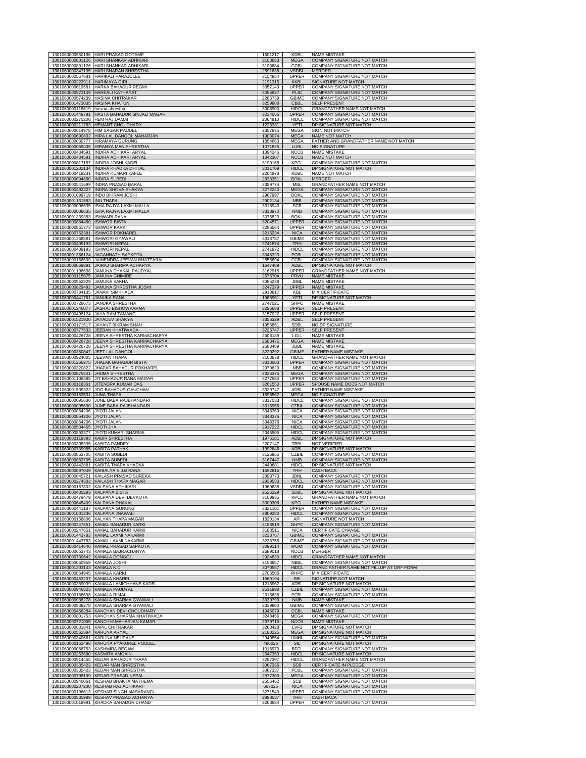| | | | | |
|---|---|---|---|---|
| 1301060000550186 | HARI PRASAD GOTAME | 1601217 | KDBL | NAME MISTAKE |
| 1301060000801126 | HARI SHANKAR ADHIKARI | 3103683 | MEGA | COMPANY SIGNATURE NOT MATCH |
| 1301060000801126 | HARI SHANKAR ADHIKARI | 3103684 | CCBL | COMPANY SIGNATURE NOT MATCH |
| 1301060000347135 | HARI SHARAN SHRESTHA | 2591638 | VSDBL | MERGER |
| 1301060000567681 | HARIKALI PARAJULEE | 3154854 | UPPER | COMPANY SIGNATURE NOT MATCH |
| 1301060000222911 | HARIMAYA GIRI | 2191315 | KKBL | SIGNATURE NOT MATCH |
| 1301060000619581 | HARKA BAHADUR REGMI | 3357140 | UPPER | COMPANY SIGNATURE NOT MATCH |
| 1301060000572149 | HARKALI KATHAYAT | 3055927 | PLIC | COMPANY SIGNATURE NOT MATCH |
| 1301060000574239 | HASINA CHITRAKAR | 2286739 | GBIME | COMPANY SIGNATURE NOT MATCH |
| 1301060001473035 | HASINA KHATUN | 3259808 | CBBL | SELF PRESENT |
| 1301060000118619 | hasina shrestha | 3008900 | HIDCL | GRANDFATHER NAME NOT MATCH |
| 1301060001449791 | HASTA BAHADUR SINJALI MAGAR | 3234066 | UPPER | COMPANY SIGNATURE NOT MATCH |
| 1301060000270208 | HEM RAJ DAMAI | 2064810 | HIDCL | COMPANY SIGNATURE NOT MATCH |
| 1301060000211783 | HEMANT CHOUDHARY | 1226331 | YETI | DP SIGNATURE NOT MATCH |
| 1301060000614978 | HIM SAGAR PAUDEL | 2357875 | MEGA | SIGN NOT MATCH |
| 1301060000690832 | HIRA LAL DANGOL MAHARJAN | 1903074 | MEGA | NAME NOT MATCH |
| 1301060000030777 | HIRAMAYA GURUNG | 1854663 | MEGA | FATHER AND GRANDFATHER NAME NOT MATCH |
| 1301060000069435 | HIRANYA MAN SHRESTHA | 1071825 | LUBL | NO SIGNATURE |
| 1301060000434591 | INDIRA ADHIKARI ARYAL | 1394245 | NCCB | NAME MISTAKE |
| 1301060000434591 | INDIRA ADHIKARI ARYAL | 1342307 | NCCB | NAME NOT MATCH |
| 1301060000817187 | INDIRA JOSHI KADEL | 3199165 | KPCL | COMPANY SIGNATURE NOT MATCH |
| 1301060001202134 | INDIRA KHADKA DHITAL | 3011709 | HIDCL | DP SIGNATURE NOT MATCH |
| 1301060000418231 | INDIRA KUMARI KAFLE | 2204973 | KDBL | NAME NOT MATCH |
| 1301060000694860 | INDIRA SUBEDI | 2833351 | BOKL | MERGER |
| 1301060000541699 | INDRA PRASAD BARAL | 3359774 | MBL | GRANDFATHER NAME NOT MATCH |
| 1301060000492327 | INDRA SHOVA SHAKYA | 3272240 | MEGA | COMPANY SIGNATURE NOT MATCH |
| 1301060001099719 | INDU BIKRAM JOSHI | 2967997 | BOKL | COMPANY SIGNATURE NOT MATCH |
| 1301060001131553 | INU THAPA | 2902134 | NBB | COMPANY SIGNATURE NOT MATCH |
| 1301060000008635 | ISHA RAJYA LAXMI MALLA | 3318940 | SCB | COMPANY SIGNATURE NOT MATCH |
| 1301060000008635 | ISHA RAJYA LAXMI MALLA | 3318970 | NMB | COMPANY SIGNATURE NOT MATCH |
| 1301060001339383 | ISHWARI RANA | 3075823 | BOKL | COMPANY SIGNATURE NOT MATCH |
| 1301060000884480 | ISHWOR BISTA | 3204571 | UPPER | COMPANY SIGNATURE NOT MATCH |
| 1301060000861773 | ISHWOR KARKI | 3296564 | UPPER | COMPANY SIGNATURE NOT MATCH |
| 1301060000752381 | ISHWOR POKHAREL | 3216234 | NICA | COMPANY SIGNATURE NOT MATCH |
| 1301060001368881 | ISHWORI GYAWALI | 3313787 | GBIME | COMPANY SIGNATURE NOT MATCH |
| 1301060000409193 | ISHWORI NEPAL | 2741874 | TRH | COMPANY SIGNATURE NOT MATCH |
| 1301060000409193 | ISHWORI NEPAL | 2741872 | HIDCL | COMPANY SIGNATURE NOT MATCH |
| 1301060001356124 | JAGANNATH SAPKOTA | 3345323 | PCBL | COMPANY SIGNATURE NOT MATCH |
| 1301060000166509 | JAINENDRA JEEVAN BHATTARAI | 2856694 | CCBL | COMPANY SIGNATURE NOT MATCH |
| 1301060000069891 | JAIRAJ SHARMA ACHARYA | 1647489 | ADBL | DP SIGNATURE NOT MATCH |
| 1301060001198638 | JAMUNA DHAKAL PAUDYAL | 3162915 | UPPER | GRANDFATHER NAME NOT MATCH |
| 1301060000115675 | JAMUNA GHIMIRE | 2676704 | PRVU | NAME MISTAKE |
| 1301060000562829 | JAMUNA SAKHA | 3085239 | JBBL | NAME MISTAKE |
| 1301060000829492 | JAMUNA SHRESTHA JOSHI | 3247379 | UPPER | NAME MISTAKE |
| 1301060000784135 | JANAKI SIMKHADA | 2910817 | KBL | MIX CERTIFICATE |
| 1301060000441761 | JANUKA RANA | 1966961 | YETI | DP SIGNATURE NOT MATCH |
| 1301060000728673 | JANUKA SHRESTHA | 2747021 | SHPC | NAME MISTAKE |
| 1301060001246077 | JASRAJ BISHOWKARMA | 3296688 | UPPER | SELF PRESENT |
| 1301060000498124 | JAYA RAM TAMANG | 3157022 | UPPER | SELF PRESENT |
| 1301060001521920 | JAYADEV SHAKYA | 3356329 | ADBL | SELF PRESENT |
| 1301060000171517 | JAYANT BIKRAM SHAH | 1956851 | SDBL | NO DP SIGNATURE |
| 1301060000777533 | JEEBAN KHATIWADA | 3226747 | UPPER | SELF PRESENT |
| 1301060000426728 | JEENA SHRESTHA KARMACHARYA | 2608189 | LGIL | NAME MISTAKE |
| 1301060000426728 | JEENA SHRESTHA KARMACHARYA | 2583475 | MEGA | NAME MISTAKE |
| 1301060000426728 | JEENA SHRESTHA KARMACHARYA | 2583489 | JBBL | NAME MISTAKE |
| 1301060000350847 | JEET LAL DANGOL | 3220292 | GBIME | FATHER NAME MISTAKE |
| 1301060000924005 | JEEVAN THAPA | 3103678 | HIDCL | GRANDFATHER NAME NOT MATCH |
| 1301060001266275 | JHALAK BAHADUR BISTA | 3313003 | UPPER | COMPANY SIGNATURE NOT MATCH |
| 1301060000320822 | JHAPAR BAHADUR POKHAREL | 2979629 | NBB | COMPANY SIGNATURE NOT MATCH |
| 1301060000875541 | JHUMA SHRESTHA | 2335375 | MEGA | COMPANY SIGNATURE NOT MATCH |
| 1301060001106385 | JIT BAHADUR RANA MAGAR | 3277584 | UPPER | COMPANY SIGNATURE NOT MATCH |
| 1301060000118361 | JITENDRA KUMAR DAS | 3261550 | UPPER | SPOUSE NAME DOES NOT MATCH |
| 1301060001509322 | JOG BAHADUR GAUCHAN | 3329747 | ADBL | FATHER NAME MISTAKE |
| 1301060000153531 | JUNA THAPA | 1696562 | MEGA | NO SIGNATURE |
| 1301060000095630 | JUNE BABA RAJBHANDARI | 3317033 | HIDCL | COMPANY SIGNATURE NOT MATCH |
| 1301060000095630 | JUNE BABA RAJBHANDARI | 3316956 | CZBIL | COMPANY SIGNATURE NOT MATCH |
| 1301060000864206 | JYOTI JALAN | 3348369 | NICA | COMPANY SIGNATURE NOT MATCH |
| 1301060000864206 | JYOTI JALAN | 3348376 | NICA | COMPANY SIGNATURE NOT MATCH |
| 1301060000864206 | JYOTI JALAN | 3348378 | NICA | COMPANY SIGNATURE NOT MATCH |
| 1301060000534455 | JYOTI JHA | 2917222 | HIDCL | COMPANY SIGNATURE NOT MATCH |
| 1301060000893377 | JYOTI KUMARI SHARMA | 2345505 | HIDCL | COMPANY SIGNATURE NOT MATCH |
| 1301060000118393 | KABIR SHRESTHA | 1976181 | ADBL | DP SIGNATURE NOT MATCH |
| 1301060000305335 | KABITA PANDEY | 2207147 | TBBL | NOT VERIFIED |
| 1301060000739985 | KABITA PATHAK | 1992646 | ADBL | DP SIGNATURE NOT MATCH |
| 1301060000862705 | KABITA SUBEDI | 3126955 | CZBIL | COMPANY SIGNATURE NOT MATCH |
| 1301060000862705 | KABITA SUBEDI | 3167447 | NMB | COMPANY SIGNATURE NOT MATCH |
| 1301060000442881 | KABITA THAPA KHADKA | 2440681 | HIDCL | DP SIGNATURE NOT MATCH |
| 1301060000097049 | KAIBALYA S.J.B RANA | 1652816 | TRH | CASH BACK |
| 1301060000845721 | KAILASH PRASAD SUREKA | 2893773 | JBNL | COMPANY SIGNATURE NOT MATCH |
| 1301060000274333 | KAILASH THAPA MAGAR | 2939533 | HIDCL | COMPANY SIGNATURE NOT MATCH |
| 1301060000157802 | KALPANA ADHIKARI | 1969638 | VSDBL | COMPANY SIGNATURE NOT MATCH |
| 1301060000430293 | KALPANA BISTA | 2526229 | SDBL | DP SIGNATURE NOT MATCH |
| 1301060000479479 | KALPANA DEVI DEVKOTA | 3109935 | KPCL | GRANDFATHER NAME NOT MATCH |
| 1301060000645409 | KALPANA DHAKAL | 3300306 | KPCL | FATHER NAME MISTAKE |
| 1301060000441187 | KALPANA GURUNG | 3321101 | UPPER | COMPANY SIGNATURE NOT MATCH |
| 1301060001001236 | KALPANA JNAWALI | 2809280 | HIDCL | COMPANY SIGNATURE NOT MATCH |
| 1301060000158806 | KALYAN THAPA MAGAR | 1820134 | API | SIGNATURE NOT MATCH |
| 1301060000247651 | KAMAL BAHADUR KARKI | 3188519 | NHPC | COMPANY SIGNATURE NOT MATCH |
| 1301060000247651 | KAMAL BAHADUR KARKI | 3188511 | NICA | CERTIFICATE CHANGE |
| 1301060001443783 | KAMAL LAXMI NAKARMI | 3233767 | GBIME | COMPANY SIGNATURE NOT MATCH |
| 1301060001443783 | KAMAL LAXMI NAKARMI | 3233755 | GBIME | COMPANY SIGNATURE NOT MATCH |
| 1301060000414640 | KAMAL PRASAD SAPKOTA | 3099114 | WOMI | COMPANY SIGNATURE NOT MATCH |
| 1301060000653743 | KAMALA BAJRACHARYA | 2689018 | NCCB | MERGER |
| 1301060000730642 | KAMALA DONGOL | 2924830 | HIDCL | GRANDFATHER NAME NOT MATCH |
| 1301060000060958 | KAMALA JOSHI | 2153957 | NBBL | COMPANY SIGNATURE NOT MATCH |
| 1301060001303143 | KAMALA K.C | 3070557 | HIDCL | GRAND FATHER NAME NOT FILLUP AT DRF FORM |
| 1301060000864945 | KAMALA KARKI | 2706506 | RHPC | MIX CERTIFICATE |
| 1301060000453207 | KAMALA KHAREL | 1669194 | SBI | SIGNATURE NOT MATCH |
| 1301060000369039 | KAMALA LAMICHHANE KADEL | 1218962 | ADBL | DP SIGNATURE NOT MATCH |
| 1301060000946823 | KAMALA PAUDYAL | 2511998 | CZBIL | COMPANY SIGNATURE NOT MATCH |
| 1301060000188698 | KAMALA RIMAL | 2315636 | PCBL | COMPANY SIGNATURE NOT MATCH |
| 1301060000938278 | KAMALA SHARMA GYAWALI | 3339793 | NMB | NAME MISTAKE |
| 1301060000938278 | KAMALA SHARMA GYAWALI | 3339800 | GBIME | COMPANY SIGNATURE NOT MATCH |
| 1301060000456284 | KANCHAN DEVI CHOUDHARY | 1946079 | CCBL | NAME MISTAKE |
| 1301060000801753 | KANCHAN SHARMA KHATIWADA | 3248456 | MEGA | COMPANY SIGNATURE NOT MATCH |
| 1301060000721055 | KANCHHI MAHARJAN KAMAR | 2379716 | NCCB | NAME MISTAKE |
| 1301060000631841 | KAPIL CHITRAKAR | 3263428 | LVF1 | DP SIGNATURE NOT MATCH |
| 1301060000562394 | KARUNA ARYAL | 2180225 | MEGA | DP SIGNATURE NOT MATCH |
| 1301060000340661 | KARUNA NEUPANE | 2940854 | UMHL | COMPANY SIGNATURE NOT MATCH |
| 1301060000162498 | KARUNA PYAKUREL POUDEL | 486026 | SIL | DP SIGNATURE NOT MATCH |
| 1301060000056753 | KASHMIRA BEGAM | 1016970 | BFCL | COMPANY SIGNATURE NOT MATCH |
| 1301060000253680 | KASMITA AMGAIN | 2647353 | HIDCL | DP SIGNATURE NOT MATCH |
| 1301060000914455 | KEDAR BAHADUR THAPA | 3267397 | HIDCL | GRANDFATHER NAME NOT MATCH |
| 1301060000335423 | KEDAR MAN SHRESTHA | 3067336 | SCB | CERTIFICATE IN PLEDGE |
| 1301060000335423 | KEDAR MAN SHRESTHA | 3067337 | PCBL | COMPANY SIGNATURE NOT MATCH |
| 1301060000798199 | KEDAR PRASAD NEPAL | 2977303 | MEGA | COMPANY SIGNATURE NOT MATCH |
| 1301060000940061 | KESHAB BHAKTA MATHEMA | 2556462 | SCB | COMPANY SIGNATURE NOT MATCH |
| 1301060000207200 | KESHAB RAJ ADHIKARI | 667025 | NICA | COMPANY SIGNATURE NOT MATCH |
| 1301060000198613 | KESHAR SINGH MASARANGI | 3271549 | UPPER | COMPANY SIGNATURE NOT MATCH |
| 1301060000535989 | KESHAV PRASAD ACHARYA | 2898537 | TRH | CASH BACK |
| 1301060001018991 | KHADKA BAHADUR CHAND | 3263684 | UPPER | COMPANY SIGNATURE NOT MATCH |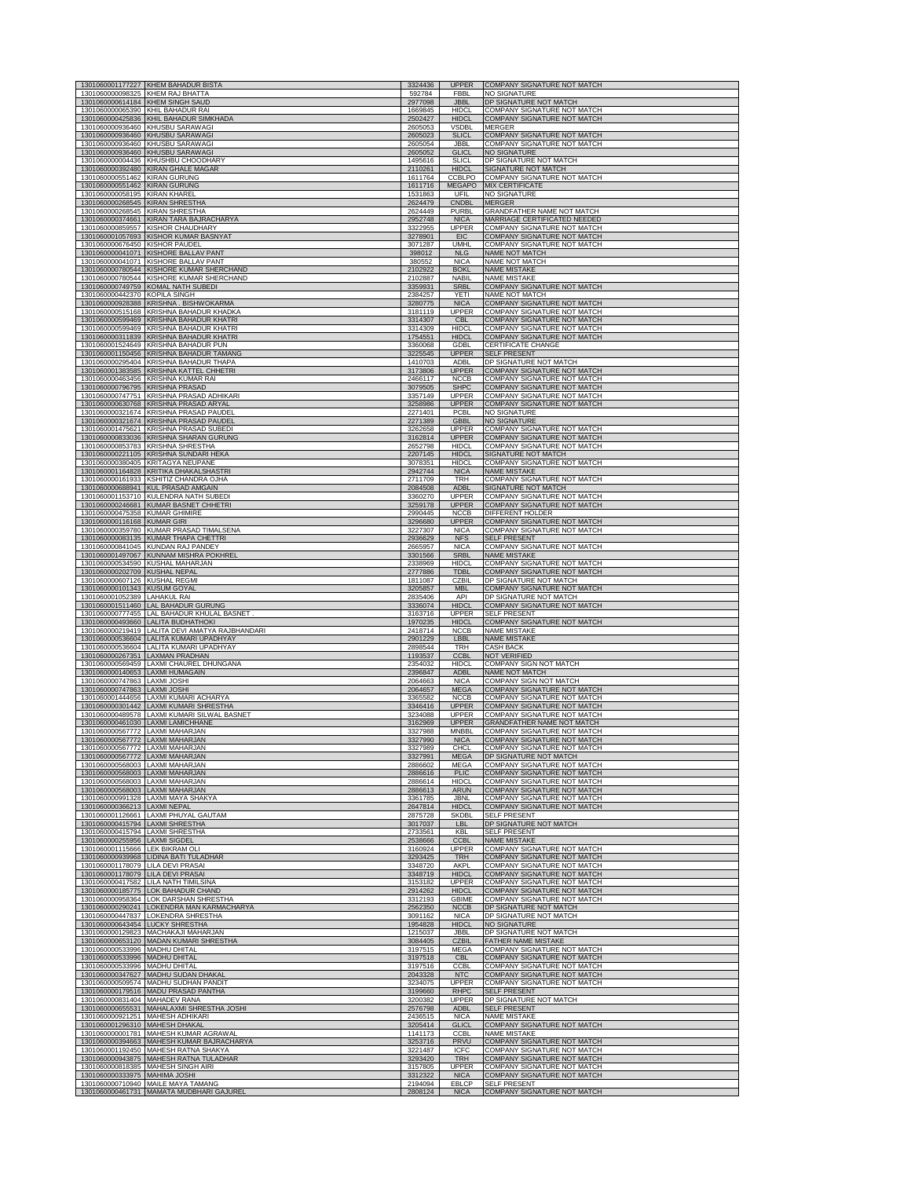| | | | | |
|---|---|---|---|---|
| 1301060001177227 | KHEM BAHADUR BISTA | 3324436 | UPPER | COMPANY SIGNATURE NOT MATCH |
| 1301060000098325 | KHEM RAJ BHATTA | 592784 | FBBL | NO SIGNATURE |
| 1301060000614184 | KHEM SINGH SAUD | 2977098 | JBBL | DP SIGNATURE NOT MATCH |
| 1301060000065390 | KHIL BAHADUR RAI | 1669845 | HIDCL | COMPANY SIGNATURE NOT MATCH |
| 1301060000425836 | KHIL BAHADUR SIMKHADA | 2502427 | HIDCL | COMPANY SIGNATURE NOT MATCH |
| 1301060000936460 | KHUSBU SARAWAGI | 2605053 | VSDBL | MERGER |
| 1301060000936460 | KHUSBU SARAWAGI | 2605023 | SLICL | COMPANY SIGNATURE NOT MATCH |
| 1301060000936460 | KHUSBU SARAWAGI | 2605054 | JBBL | COMPANY SIGNATURE NOT MATCH |
| 1301060000936460 | KHUSBU SARAWAGI | 2605052 | GLICL | NO SIGNATURE |
| 1301060000004436 | KHUSHBU CHOODHARY | 1495616 | SLICL | DP SIGNATURE NOT MATCH |
| 1301060000392480 | KIRAN GHALE MAGAR | 2110261 | HIDCL | SIGNATURE NOT MATCH |
| 1301060000551462 | KIRAN GURUNG | 1611764 | CCBLPO | COMPANY SIGNATURE NOT MATCH |
| 1301060000551462 | KIRAN GURUNG | 1611716 | MEGAPO | MIX CERTIFICATE |
| 1301060000058195 | KIRAN KHAREL | 1531863 | UFIL | NO SIGNATURE |
| 1301060000268545 | KIRAN SHRESTHA | 2624479 | CNDBL | MERGER |
| 1301060000268545 | KIRAN SHRESTHA | 2624449 | PURBL | GRANDFATHER NAME NOT MATCH |
| 1301060000374661 | KIRAN TARA BAJRACHARYA | 2952748 | NICA | MARRIAGE CERTIFICATED NEEDED |
| 1301060000859557 | KISHOR CHAUDHARY | 3322955 | UPPER | COMPANY SIGNATURE NOT MATCH |
| 1301060001057693 | KISHOR KUMAR BASNYAT | 3278901 | EIC | COMPANY SIGNATURE NOT MATCH |
| 1301060000676450 | KISHOR PAUDEL | 3071287 | UMHL | COMPANY SIGNATURE NOT MATCH |
| 1301060000041071 | KISHORE BALLAV PANT | 398012 | NLG | NAME NOT MATCH |
| 1301060000041071 | KISHORE BALLAV PANT | 380552 | NICA | NAME NOT MATCH |
| 1301060000780544 | KISHORE KUMAR SHERCHAND | 2102922 | BOKL | NAME MISTAKE |
| 1301060000780544 | KISHORE KUMAR SHERCHAND | 2102887 | NABIL | NAME MISTAKE |
| 1301060000749759 | KOMAL NATH SUBEDI | 3359931 | SRBL | COMPANY SIGNATURE NOT MATCH |
| 1301060000442370 | KOPILA SINGH | 2384257 | YETI | NAME NOT MATCH |
| 1301060000928388 | KRISHNA . BISHWOKARMA | 3280775 | NICA | COMPANY SIGNATURE NOT MATCH |
| 1301060000515168 | KRISHNA BAHADUR KHADKA | 3181119 | UPPER | COMPANY SIGNATURE NOT MATCH |
| 1301060000599469 | KRISHNA BAHADUR KHATRI | 3314307 | CBL | COMPANY SIGNATURE NOT MATCH |
| 1301060000599469 | KRISHNA BAHADUR KHATRI | 3314309 | HIDCL | COMPANY SIGNATURE NOT MATCH |
| 1301060000311839 | KRISHNA BAHADUR KHATRI | 1754551 | HIDCL | COMPANY SIGNATURE NOT MATCH |
| 1301060001524649 | KRISHNA BAHADUR PUN | 3360068 | GDBL | CERTIFICATE CHANGE |
| 1301060001150456 | KRISHNA BAHADUR TAMANG | 3225545 | UPPER | SELF PRESENT |
| 1301060000295404 | KRISHNA BAHADUR THAPA | 1410703 | ADBL | DP SIGNATURE NOT MATCH |
| 1301060001383585 | KRISHNA KATTEL CHHETRI | 3173806 | UPPER | COMPANY SIGNATURE NOT MATCH |
| 1301060000463456 | KRISHNA KUMAR RAI | 2466117 | NCCB | COMPANY SIGNATURE NOT MATCH |
| 1301060000796795 | KRISHNA PRASAD | 3079505 | SHPC | COMPANY SIGNATURE NOT MATCH |
| 1301060000747751 | KRISHNA PRASAD ADHIKARI | 3357149 | UPPER | COMPANY SIGNATURE NOT MATCH |
| 1301060000630768 | KRISHNA PRASAD ARYAL | 3258986 | UPPER | COMPANY SIGNATURE NOT MATCH |
| 1301060000321674 | KRISHNA PRASAD PAUDEL | 2271401 | PCBL | NO SIGNATURE |
| 1301060000321674 | KRISHNA PRASAD PAUDEL | 2271389 | GBBL | NO SIGNATURE |
| 1301060001475621 | KRISHNA PRASAD SUBEDI | 3262658 | UPPER | COMPANY SIGNATURE NOT MATCH |
| 1301060000833036 | KRISHNA SHARAN GURUNG | 3162814 | UPPER | COMPANY SIGNATURE NOT MATCH |
| 1301060000853783 | KRISHNA SHRESTHA | 2652798 | HIDCL | COMPANY SIGNATURE NOT MATCH |
| 1301060000221105 | KRISHNA SUNDARI HEKA | 2207145 | HIDCL | SIGNATURE NOT MATCH |
| 1301060000380405 | KRITAGYA NEUPANE | 3078351 | HIDCL | COMPANY SIGNATURE NOT MATCH |
| 1301060001164828 | KRITIKA DHAKALSHASTRI | 2942744 | NICA | NAME MISTAKE |
| 1301060000161933 | KSHITIZ CHANDRA OJHA | 2711709 | TRH | COMPANY SIGNATURE NOT MATCH |
| 1301060000688941 | KUL PRASAD AMGAIN | 2084508 | ADBL | SIGNATURE NOT MATCH |
| 1301060001153710 | KULENDRA NATH SUBEDI | 3360270 | UPPER | COMPANY SIGNATURE NOT MATCH |
| 1301060000246681 | KUMAR BASNET CHHETRI | 3259178 | UPPER | COMPANY SIGNATURE NOT MATCH |
| 1301060000475358 | KUMAR GHIMIRE | 2990445 | NCCB | DIFFERENT HOLDER |
| 1301060000116168 | KUMAR GIRI | 3296680 | UPPER | COMPANY SIGNATURE NOT MATCH |
| 1301060000359780 | KUMAR PRASAD TIMALSENA | 3227307 | NICA | COMPANY SIGNATURE NOT MATCH |
| 1301060000083135 | KUMAR THAPA CHETTRI | 2936629 | NFS | SELF PRESENT |
| 1301060000841045 | KUNDAN RAJ PANDEY | 2665957 | NICA | COMPANY SIGNATURE NOT MATCH |
| 1301060001497067 | KUNNAM MISHRA POKHREL | 3301566 | SRBL | NAME MISTAKE |
| 1301060000534590 | KUSHAL MAHARJAN | 2338969 | HIDCL | COMPANY SIGNATURE NOT MATCH |
| 1301060000202709 | KUSHAL NEPAL | 2777886 | TDBL | COMPANY SIGNATURE NOT MATCH |
| 1301060000607126 | KUSHAL REGMI | 1811087 | CZBIL | DP SIGNATURE NOT MATCH |
| 1301060000101343 | KUSUM GOYAL | 3205857 | MBL | COMPANY SIGNATURE NOT MATCH |
| 1301060001052389 | LAHAKUL RAI | 2835406 | API | DP SIGNATURE NOT MATCH |
| 1301060001511460 | LAL BAHADUR GURUNG | 3336074 | HIDCL | COMPANY SIGNATURE NOT MATCH |
| 1301060000777455 | LAL BAHADUR KHULAL BASNET . | 3163716 | UPPER | SELF PRESENT |
| 1301060000493660 | LALITA BUDHATHOKI | 1970235 | HIDCL | COMPANY SIGNATURE NOT MATCH |
| 1301060000219419 | LALITA DEVI AMATYA RAJBHANDARI | 2418714 | NCCB | NAME MISTAKE |
| 1301060000536604 | LALITA KUMARI UPADHYAY | 2901229 | LBBL | NAME MISTAKE |
| 1301060000536604 | LALITA KUMARI UPADHYAY | 2898544 | TRH | CASH BACK |
| 1301060000267351 | LAXMAN PRADHAN | 1193537 | CCBL | NOT VERIFIED |
| 1301060000569459 | LAXMI CHAUREL DHUNGANA | 2354032 | HIDCL | COMPANY SIGN NOT MATCH |
| 1301060000140653 | LAXMI HUMAGAIN | 2396847 | ADBL | NAME NOT MATCH |
| 1301060000747863 | LAXMI JOSHI | 2064663 | NICA | COMPANY SIGN NOT MATCH |
| 1301060000747863 | LAXMI JOSHI | 2064657 | MEGA | COMPANY SIGNATURE NOT MATCH |
| 1301060001444656 | LAXMI KUMARI ACHARYA | 3365582 | NCCB | COMPANY SIGNATURE NOT MATCH |
| 1301060000301442 | LAXMI KUMARI SHRESTHA | 3346416 | UPPER | COMPANY SIGNATURE NOT MATCH |
| 1301060000489578 | LAXMI KUMARI SILWAL BASNET | 3234088 | UPPER | COMPANY SIGNATURE NOT MATCH |
| 1301060000461030 | LAXMI LAMICHHANE | 3162969 | UPPER | GRANDFATHER NAME NOT MATCH |
| 1301060000567772 | LAXMI MAHARJAN | 3327988 | MNBBL | COMPANY SIGNATURE NOT MATCH |
| 1301060000567772 | LAXMI MAHARJAN | 3327990 | NICA | COMPANY SIGNATURE NOT MATCH |
| 1301060000567772 | LAXMI MAHARJAN | 3327989 | CHCL | COMPANY SIGNATURE NOT MATCH |
| 1301060000567772 | LAXMI MAHARJAN | 3327991 | MEGA | DP SIGNATURE NOT MATCH |
| 1301060000568003 | LAXMI MAHARJAN | 2886602 | MEGA | COMPANY SIGNATURE NOT MATCH |
| 1301060000568003 | LAXMI MAHARJAN | 2886616 | PLIC | COMPANY SIGNATURE NOT MATCH |
| 1301060000568003 | LAXMI MAHARJAN | 2886614 | HIDCL | COMPANY SIGNATURE NOT MATCH |
| 1301060000568003 | LAXMI MAHARJAN | 2886613 | ARUN | COMPANY SIGNATURE NOT MATCH |
| 1301060000991328 | LAXMI MAYA SHAKYA | 3361785 | JBNL | COMPANY SIGNATURE NOT MATCH |
| 1301060000366213 | LAXMI NEPAL | 2647814 | HIDCL | COMPANY SIGNATURE NOT MATCH |
| 1301060001126661 | LAXMI PHUYAL GAUTAM | 2875728 | SKDBL | SELF PRESENT |
| 1301060000415794 | LAXMI SHRESTHA | 3017037 | LBL | DP SIGNATURE NOT MATCH |
| 1301060000415794 | LAXMI SHRESTHA | 2733561 | KBL | SELF PRESENT |
| 1301060000255956 | LAXMI SIGDEL | 2538666 | CCBL | NAME MISTAKE |
| 1301060001115666 | LEK BIKRAM OLI | 3160924 | UPPER | COMPANY SIGNATURE NOT MATCH |
| 1301060000939968 | LIDINA BATI TULADHAR | 3293425 | TRH | COMPANY SIGNATURE NOT MATCH |
| 1301060001178079 | LILA DEVI PRASAI | 3348720 | AKPL | COMPANY SIGNATURE NOT MATCH |
| 1301060001178079 | LILA DEVI PRASAI | 3348719 | HIDCL | COMPANY SIGNATURE NOT MATCH |
| 1301060000417582 | LILA NATH TIMILSINA | 3153182 | UPPER | COMPANY SIGNATURE NOT MATCH |
| 1301060000185775 | LOK BAHADUR CHAND | 2914262 | HIDCL | COMPANY SIGNATURE NOT MATCH |
| 1301060000958364 | LOK DARSHAN SHRESTHA | 3312193 | GBIME | COMPANY SIGNATURE NOT MATCH |
| 1301060000290241 | LOKENDRA MAN KARMACHARYA | 2562350 | NCCB | DP SIGNATURE NOT MATCH |
| 1301060000447837 | LOKENDRA SHRESTHA | 3091162 | NICA | DP SIGNATURE NOT MATCH |
| 1301060000643454 | LUCKY SHRESTHA | 1954828 | HIDCL | NO SIGNATURE |
| 1301060000129823 | MACHAKAJI MAHARJAN | 1215037 | JBBL | DP SIGNATURE NOT MATCH |
| 1301060000653120 | MADAN KUMARI SHRESTHA | 3084405 | CZBIL | FATHER NAME MISTAKE |
| 1301060000533996 | MADHU DHITAL | 3197515 | MEGA | COMPANY SIGNATURE NOT MATCH |
| 1301060000533996 | MADHU DHITAL | 3197518 | CBL | COMPANY SIGNATURE NOT MATCH |
| 1301060000533996 | MADHU DHITAL | 3197516 | CCBL | COMPANY SIGNATURE NOT MATCH |
| 1301060000347627 | MADHU SUDAN DHAKAL | 2043328 | NTC | COMPANY SIGNATURE NOT MATCH |
| 1301060000509574 | MADHU SUDHAN PANDIT | 3234075 | UPPER | COMPANY SIGNATURE NOT MATCH |
| 1301060000179516 | MADU PRASAD PANTHA | 3199660 | RHPC | SELF PRESENT |
| 1301060000831404 | MAHADEV RANA | 3200382 | UPPER | DP SIGNATURE NOT MATCH |
| 1301060000655531 | MAHALAXMI SHRESTHA JOSHI | 2576798 | ADBL | SELF PRESENT |
| 1301060000921251 | MAHESH ADHIKARI | 2436515 | NICA | NAME MISTAKE |
| 1301060001296310 | MAHESH DHAKAL | 3205414 | GLICL | COMPANY SIGNATURE NOT MATCH |
| 1301060000001781 | MAHESH KUMAR AGRAWAL | 1141173 | CCBL | NAME MISTAKE |
| 1301060000394663 | MAHESH KUMAR BAJRACHARYA | 3253716 | PRVU | COMPANY SIGNATURE NOT MATCH |
| 1301060001192450 | MAHESH RATNA SHAKYA | 3221487 | ICFC | COMPANY SIGNATURE NOT MATCH |
| 1301060000943875 | MAHESH RATNA TULADHAR | 3293420 | TRH | COMPANY SIGNATURE NOT MATCH |
| 1301060000818385 | MAHESH SINGH AIRI | 3157805 | UPPER | COMPANY SIGNATURE NOT MATCH |
| 1301060000333975 | MAHIMA JOSHI | 3312322 | NICA | COMPANY SIGNATURE NOT MATCH |
| 1301060000710940 | MAILE MAYA TAMANG | 2194094 | EBLCP | SELF PRESENT |
| 1301060000461731 | MAMATA MUDBHARI GAJUREL | 2808124 | NICA | COMPANY SIGNATURE NOT MATCH |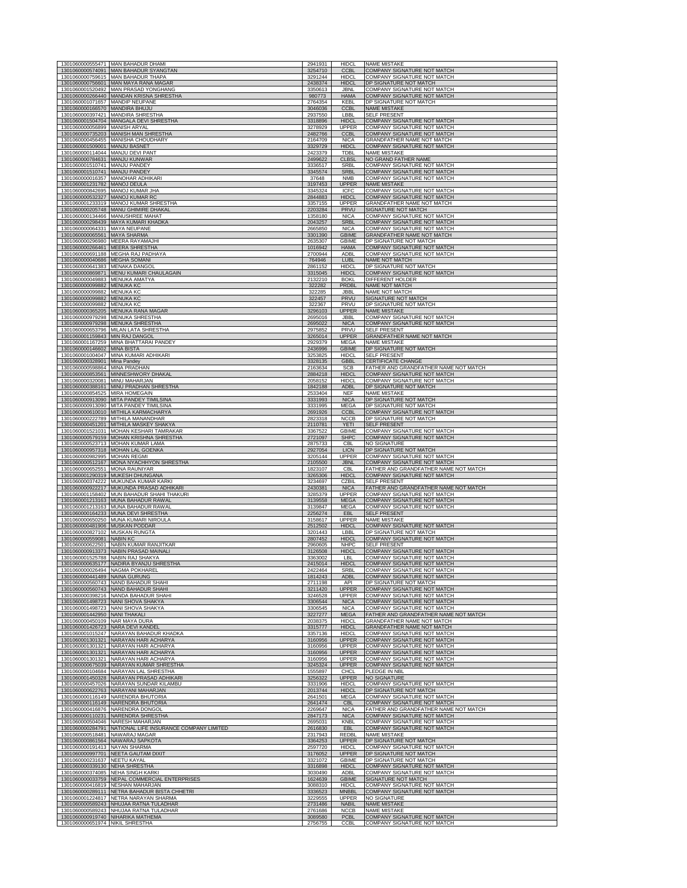| | | | | |
|---|---|---|---|---|
| 1301060000555471 | MAN BAHADUR DHAMI | 2941931 | HIDCL | NAME MISTAKE |
| 1301060000574091 | MAN BAHADUR SYANGTAN | 3254710 | CCBL | COMPANY SIGNATURE NOT MATCH |
| 1301060000759615 | MAN BAHADUR THAPA | 3291244 | HIDCL | COMPANY SIGNATURE NOT MATCH |
| 1301060000756601 | MAN MAYA RANA MAGAR | 2438374 | HIDCL | DP SIGNATURE NOT MATCH |
| 1301060001520492 | MAN PRASAD YONGHANG | 3350613 | JBNL | COMPANY SIGNATURE NOT MATCH |
| 1301060000266440 | MANDAN KRISNA SHRESTHA | 980773 | HAMA | COMPANY SIGNATURE NOT MATCH |
| 1301060001071657 | MANDIP NEUPANE | 2764354 | KEBL | DP SIGNATURE NOT MATCH |
| 1301060000166570 | MANDIRA BHUJU | 3046036 | CCBL | NAME MISTAKE |
| 1301060000397421 | MANDIRA SHRESTHA | 2937550 | LBBL | SELF PRESENT |
| 1301060001504704 | MANGALA DEVI SHRESTHA | 3318896 | HIDCL | COMPANY SIGNATURE NOT MATCH |
| 1301060000056899 | MANISH ARYAL | 3278929 | UPPER | COMPANY SIGNATURE NOT MATCH |
| 1301060000735203 | MANISH MAN SHRESTHA | 2482766 | CCBL | COMPANY SIGNATURE NOT MATCH |
| 1301060000456455 | MANISHA CHOUDHARY | 2164709 | NICA | GRANDFATHER NAME NOT MATCH |
| 1301060001509001 | MANJU BASNET | 3329729 | HIDCL | COMPANY SIGNATURE NOT MATCH |
| 1301060000114044 | MANJU DEVI PANT | 2423379 | TDBL | NAME MISTAKE |
| 1301060000784631 | MANJU KUNWAR | 2499622 | CLBSL | NO GRAND FATHER NAME |
| 1301060001510741 | MANJU PANDEY | 3336517 | SRBL | COMPANY SIGNATURE NOT MATCH |
| 1301060001510741 | MANJU PANDEY | 3345574 | SRBL | COMPANY SIGNATURE NOT MATCH |
| 1301060000016357 | MANOHAR ADHIKARI | 37648 | NMB | COMPANY SIGNATURE NOT MATCH |
| 1301060001231782 | MANOJ DEULA | 3197453 | UPPER | NAME MISTAKE |
| 1301060000842695 | MANOJ KUMAR JHA | 3345324 | ICFC | COMPANY SIGNATURE NOT MATCH |
| 1301060000532327 | MANOJ KUMAR RC | 2844883 | HIDCL | COMPANY SIGNATURE NOT MATCH |
| 1301060001233319 | MANOJ KUMAR SHRESTHA | 3357155 | UPPER | GRANDFATHER NAME NOT MATCH |
| 1301060000205748 | MANU GHIMIRE DHAKAL | 2203284 | PRVU | SIGNATURE NOT MATCH |
| 1301060000134466 | MANUSHREE MAHAT | 1358180 | NICA | COMPANY SIGNATURE NOT MATCH |
| 1301060000298439 | MAYA KUMARI KHADKA | 2043257 | SRBL | COMPANY SIGNATURE NOT MATCH |
| 1301060000064331 | MAYA NEUPANE | 2665850 | NICA | COMPANY SIGNATURE NOT MATCH |
| 1301060000065561 | MAYA SHARMA | 3301390 | GBIME | GRANDFATHER NAME NOT MATCH |
| 1301060000296980 | MEERA RAYAMAJHI | 2635307 | GBIME | DP SIGNATURE NOT MATCH |
| 1301060000266461 | MEERA SHRESTHA | 1016942 | HAMA | COMPANY SIGNATURE NOT MATCH |
| 1301060000691188 | MEGHA RAJ PADHAYA | 2700944 | ADBL | COMPANY SIGNATURE NOT MATCH |
| 1301060000040686 | MEGHA SOMANI | 764946 | LUBL | NAME NOT MATCH |
| 1301060000641383 | MENAKA DANGOL | 2861152 | HIDCL | DP SIGNATURE NOT MATCH |
| 1301060000869871 | MENU KUMARI CHAULAGAIN | 3315045 | HIDCL | COMPANY SIGNATURE NOT MATCH |
| 1301060000049883 | MENUKA AMATYA | 2132210 | BOKL | DIFFERENT HOLDER |
| 1301060000099882 | MENUKA KC | 322282 | PRDBL | NAME NOT MATCH |
| 1301060000099882 | MENUKA KC | 322285 | JBBL | NAME NOT MATCH |
| 1301060000099882 | MENUKA KC | 322457 | PRVU | SIGNATURE NOT MATCH |
| 1301060000099882 | MENUKA KC | 322367 | PRVU | DP SIGNATURE NOT MATCH |
| 1301060000365205 | MENUKA RANA MAGAR | 3296103 | UPPER | NAME MISTAKE |
| 1301060000979298 | MENUKA SHRESTHA | 2695016 | JBBL | COMPANY SIGNATURE NOT MATCH |
| 1301060000979298 | MENUKA SHRESTHA | 2695022 | NICA | COMPANY SIGNATURE NOT MATCH |
| 1301060000653796 | MILAN LATA SHRESTHA | 2975852 | PRVU | SELF PRESENT |
| 1301060001159843 | MIN RAJ DANGOL | 3265014 | UPPER | GRANDFATHER NAME NOT MATCH |
| 1301060001167259 | MINA BHATTARAI PANDEY | 2929379 | MEGA | NAME MISTAKE |
| 1301060000146602 | MINA BISTA | 2436996 | GBIME | DP SIGNATURE NOT MATCH |
| 1301060001004047 | MINA KUMARI ADHIKARI | 3253825 | HIDCL | SELF PRESENT |
| 1301060000328901 | Mina Pandey | 3328135 | GBBL | CERTIFICATE CHANGE |
| 1301060000598864 | MINA PRADHAN | 2163634 | SCB | FATHER AND GRANDFATHER NAME NOT MATCH |
| 1301060000853561 | MINNESHWORY DHAKAL | 2884218 | HIDCL | COMPANY SIGNATURE NOT MATCH |
| 1301060000320081 | MINU MAHARJAN | 2058152 | HIDCL | COMPANY SIGNATURE NOT MATCH |
| 1301060000388161 | MINU PRADHAN SHRESTHA | 1842188 | ADBL | DP SIGNATURE NOT MATCH |
| 1301060000854525 | MIRA HOMEGAIN | 2533404 | NEF | NAME MISTAKE |
| 1301060000913090 | MITA PANDEY TIMILSINA | 3331993 | NICA | DP SIGNATURE NOT MATCH |
| 1301060000913090 | MITA PANDEY TIMILSINA | 3331995 | MEGA | DP SIGNATURE NOT MATCH |
| 1301060000610010 | MITHILA KARMACHARYA | 2691926 | CCBL | COMPANY SIGNATURE NOT MATCH |
| 1301060000222789 | MITHILA MANANDHAR | 2823318 | NCCB | DP SIGNATURE NOT MATCH |
| 1301060000451201 | MITHILA MASKEY SHAKYA | 2110781 | YETI | SELF PRESENT |
| 1301060001521031 | MOHAN KESHARI TAMRAKAR | 3367522 | GBIME | COMPANY SIGNATURE NOT MATCH |
| 1301060000579159 | MOHAN KRISHNA SHRESTHA | 2721097 | SHPC | COMPANY SIGNATURE NOT MATCH |
| 1301060000523713 | MOHAN KUMAR LAMA | 2875733 | CBL | NO SIGNATURE |
| 1301060000957318 | MOHAN LAL GOENKA | 2927054 | LICN | DP SIGNATURE NOT MATCH |
| 1301060000982995 | MOHAN REGMI | 3205144 | UPPER | COMPANY SIGNATURE NOT MATCH |
| 1301060000512167 | MONA NYACHHYON SHRESTHA | 2105500 | JBNL | COMPANY SIGNATURE NOT MATCH |
| 1301060000652551 | MONA RAUNIYAR | 1823107 | CBL | FATHER AND GRANDFATHER NAME NOT MATCH |
| 1301060001290319 | MUKESH DHUNGANA | 3265306 | HIDCL | COMPANY SIGNATURE NOT MATCH |
| 1301060000374222 | MUKUNDA KUMAR KARKI | 3234697 | CZBIL | SELF PRESENT |
| 1301060000922217 | MUKUNDA PRASAD ADHIKARI | 2430381 | NICA | FATHER AND GRANDFATHER NAME NOT MATCH |
| 1301060001158402 | MUN BAHADUR SHAHI THAKURI | 3285379 | UPPER | COMPANY SIGNATURE NOT MATCH |
| 1301060001213163 | MUNA BAHADUR RAWAL | 3139558 | MEGA | COMPANY SIGNATURE NOT MATCH |
| 1301060001213163 | MUNA BAHADUR RAWAL | 3139847 | MEGA | COMPANY SIGNATURE NOT MATCH |
| 1301060000164233 | MUNA DEVI SHRESTHA | 2256274 | EBL | SELF PRESENT |
| 1301060000650250 | MUNA KUMARI NIROULA | 3158617 | UPPER | NAME MISTAKE |
| 1301060000481906 | MUSKAN PODDAR | 2512502 | HIDCL | COMPANY SIGNATURE NOT MATCH |
| 1301060000827102 | MUSKAN RUNGTA | 3201443 | LBBL | DP SIGNATURE NOT MATCH |
| 1301060000559081 | NABIN KC | 2807452 | HIDCL | COMPANY SIGNATURE NOT MATCH |
| 1301060000622501 | NABIN KUMAR RANJITKAR | 2960605 | NHPC | SELF PRESENT |
| 1301060000913373 | NABIN PRASAD MAINALI | 3126508 | HIDCL | COMPANY SIGNATURE NOT MATCH |
| 1301060001525788 | NABIN RAJ SHAKYA | 3363002 | LBL | COMPANY SIGNATURE NOT MATCH |
| 1301060000635177 | NADIRA BYANJU SHRESTHA | 2415014 | HIDCL | COMPANY SIGNATURE NOT MATCH |
| 1301060000026494 | NAGMA POKHAREL | 2422464 | SRBL | COMPANY SIGNATURE NOT MATCH |
| 1301060000441489 | NAINA GURUNG | 1814243 | ADBL | COMPANY SIGNATURE NOT MATCH |
| 1301060000560743 | NAND BAHADUR SHAHI | 2711198 | API | DP SIGNATURE NOT MATCH |
| 1301060000560743 | NAND BAHADUR SHAHI | 3211420 | UPPER | COMPANY SIGNATURE NOT MATCH |
| 1301060000398216 | NANDA BAHADUR SHAHI | 3246528 | UPPER | COMPANY SIGNATURE NOT MATCH |
| 1301060001498723 | NANI SHOVA SHAKYA | 3306544 | NICA | COMPANY SIGNATURE NOT MATCH |
| 1301060001498723 | NANI SHOVA SHAKYA | 3306545 | NICA | COMPANY SIGNATURE NOT MATCH |
| 1301060001442950 | NANI THAKALI | 3227277 | MEGA | FATHER AND GRANDFATHER NAME NOT MATCH |
| 1301060000450109 | NAR MAYA DURA | 2038375 | HIDCL | GRANDFATHER NAME NOT MATCH |
| 1301060001426723 | NARA DEVI KANDEL | 3315777 | HIDCL | GRANDFATHER NAME NOT MATCH |
| 1301060001015247 | NARAYAN BAHADUR KHADKA | 3357136 | HIDCL | COMPANY SIGNATURE NOT MATCH |
| 1301060001301321 | NARAYAN HARI ACHARYA | 3160956 | UPPER | COMPANY SIGNATURE NOT MATCH |
| 1301060001301321 | NARAYAN HARI ACHARYA | 3160956 | UPPER | COMPANY SIGNATURE NOT MATCH |
| 1301060001301321 | NARAYAN HARI ACHARYA | 3160956 | UPPER | COMPANY SIGNATURE NOT MATCH |
| 1301060001301321 | NARAYAN HARI ACHARYA | 3160956 | UPPER | COMPANY SIGNATURE NOT MATCH |
| 1301060000675039 | NARAYAN KUMAR SHRESTHA | 3245324 | UPPER | COMPANY SIGNATURE NOT MATCH |
| 1301060000104684 | NARAYAN LAL SHRESTHA | 1555897 | CHCL | PLEDGE IN NBL |
| 1301060001450328 | NARAYAN PRASAD ADHIKARI | 3256322 | UPPER | NO SIGNATURE |
| 1301060000457026 | NARAYAN SUNDAR KILAMBU | 3331906 | HIDCL | COMPANY SIGNATURE NOT MATCH |
| 1301060000622763 | NARAYANI MAHARJAN | 2013744 | HIDCL | DP SIGNATURE NOT MATCH |
| 1301060000116149 | NARENDRA BHUTORIA | 2641501 | MEGA | COMPANY SIGNATURE NOT MATCH |
| 1301060000116149 | NARENDRA BHUTORIA | 2641474 | CBL | COMPANY SIGNATURE NOT MATCH |
| 1301060000416876 | NARENDRA DONGOL | 2269647 | NICA | FATHER AND GRANDFATHER NAME NOT MATCH |
| 1301060000110231 | NARENDRA SHRESTHA | 2847173 | NICA | COMPANY SIGNATURE NOT MATCH |
| 1301060000504046 | NARESH MAHARJAN | 2695031 | KNBL | COMPANY SIGNATURE NOT MATCH |
| 1301060000284791 | NATIONAL LIFE INSURANCE COMPANY LIMITED | 2616830 | EBL | COMPANY SIGNATURE NOT MATCH |
| 1301060000518481 | NAWARAJ MAGAR | 2317943 | REDBL | NAME MISTAKE |
| 1301060000861564 | NAWARAJ SAPKOTA | 3364253 | UPPER | DP SIGNATURE NOT MATCH |
| 1301060000191413 | NAYAN SHARMA | 2597720 | HIDCL | COMPANY SIGNATURE NOT MATCH |
| 1301060000997701 | NEETA GAUTAM DIXIT | 3176052 | UPPER | DP SIGNATURE NOT MATCH |
| 1301060000231637 | NEETU KAYAL | 3321072 | GBIME | DP SIGNATURE NOT MATCH |
| 1301060000339130 | NEHA SHRESTHA | 3316898 | HIDCL | COMPANY SIGNATURE NOT MATCH |
| 1301060000374085 | NEHA SINGH KARKI | 3030490 | ADBL | COMPANY SIGNATURE NOT MATCH |
| 1301060000033759 | NEPAL COMMERCIAL ENTERPRISES | 1624639 | GBIME | SIGNATURE NOT MATCH |
| 1301060000416819 | NESHAN MAHARJAN | 3088310 | HIDCL | COMPANY SIGNATURE NOT MATCH |
| 1301060000289111 | NETRA BAHADUR BISTA CHHETRI | 3336523 | MNBBL | COMPANY SIGNATURE NOT MATCH |
| 1301060001224817 | NETRA NARAYAN SHARMA | 3229555 | UPPER | NO SIGNATURE |
| 1301060000589243 | NHUJAA RATNA TULADHAR | 2731486 | NABIL | NAME MISTAKE |
| 1301060000589243 | NHUJAA RATNA TULADHAR | 2761686 | NCCB | NAME MISTAKE |
| 1301060000919740 | NIHARIKA MATHEMA | 3089580 | PCBL | COMPANY SIGNATURE NOT MATCH |
| 1301060000651974 | NIKIL SHRESTHA | 2756755 | CCBL | COMPANY SIGNATURE NOT MATCH |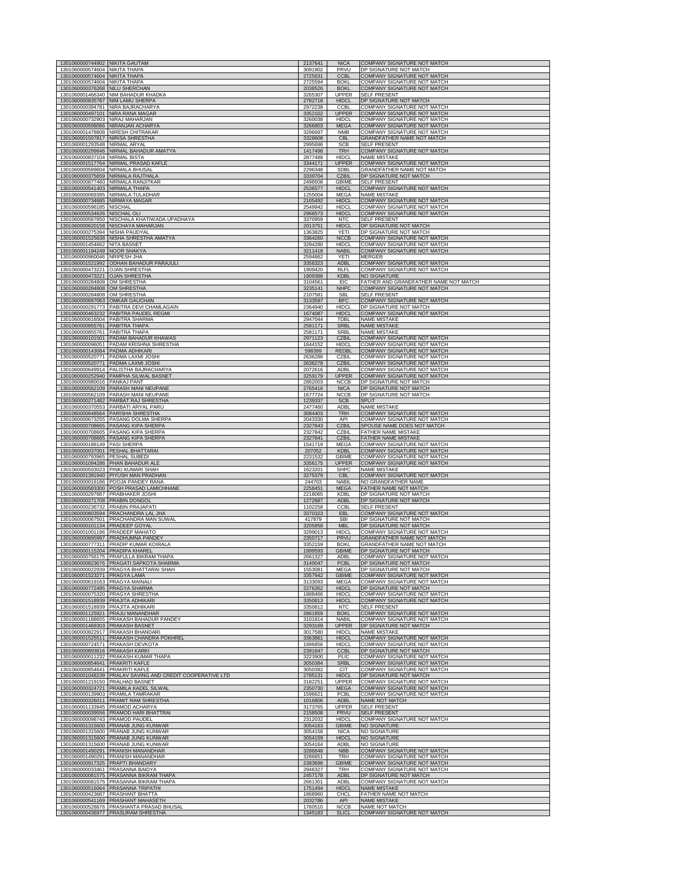| | | | | |
|---|---|---|---|---|
| 1301060000744902 | NIKITA GAUTAM | 2137641 | NICA | COMPANY SIGNATURE NOT MATCH |
| 1301060000574604 | NIKITA THAPA | 3091902 | PRVU | DP SIGNATURE NOT MATCH |
| 1301060000574604 | NIKITA THAPA | 2725631 | CCBL | COMPANY SIGNATURE NOT MATCH |
| 1301060000574604 | NIKITA THAPA | 2725594 | BOKL | COMPANY SIGNATURE NOT MATCH |
| 1301060000376268 | NILU SHERCHAN | 2038526 | BOKL | COMPANY SIGNATURE NOT MATCH |
| 1301060001466340 | NIM BAHADUR KHADKA | 3265307 | UPPER | SELF PRESENT |
| 1301060000835787 | NIM LAMU SHERPA | 2782718 | HIDCL | DP SIGNATURE NOT MATCH |
| 1301060000394781 | NIRA BAJRACHARYA | 2972238 | CCBL | COMPANY SIGNATURE NOT MATCH |
| 1301060000497101 | NIRA RANA MAGAR | 3352102 | UPPER | COMPANY SIGNATURE NOT MATCH |
| 1301060000732903 | NIRAJ MAHARJAN | 3260038 | HIDCL | COMPANY SIGNATURE NOT MATCH |
| 1301060000598066 | NIRANJAN ACHARYA | 3266803 | MEGA | COMPANY SIGNATURE NOT MATCH |
| 1301060001478808 | NIRESH CHITRAKAR | 3296697 | NMB | COMPANY SIGNATURE NOT MATCH |
| 1301060001507817 | NIRISA SHRESTHA | 3328608 | CBL | GRANDFATHER NAME NOT MATCH |
| 1301060001293548 | NIRMAL ARYAL | 2995696 | SCB | SELF PRESENT |
| 1301060000299846 | NIRMAL BAHADUR AMATYA | 1417498 | TRH | COMPANY SIGNATURE NOT MATCH |
| 1301060000837104 | NIRMAL BISTA | 2877488 | HIDCL | NAME MISTAKE |
| 1301060001517764 | NIRMAL PRASAD KAFLE | 3344171 | UPPER | COMPANY SIGNATURE NOT MATCH |
| 1301060000589604 | NIRMALA BHUSAL | 2296348 | SDBL | GRANDFATHER NAME NOT MATCH |
| 1301060000375659 | NIRMALA RAJTHALA | 3339704 | CZBIL | DP SIGNATURE NOT MATCH |
| 1301060000877460 | NIRMALA RANJITKAR | 2498508 | GBIME | SELF PRESENT |
| 1301060000541403 | NIRMALA THAPA | 2536577 | HIDCL | COMPANY SIGNATURE NOT MATCH |
| 1301060000069395 | NIRMALA TULADHAR | 1255004 | MEGA | NAME MISTAKE |
| 1301060000734685 | NIRMAYA MAGAR | 2105492 | HIDCL | COMPANY SIGNATURE NOT MATCH |
| 1301060000596185 | NISCHAL | 2549942 | HIDCL | COMPANY SIGNATURE NOT MATCH |
| 1301060000534626 | NISCHAL OLI | 2966573 | HIDCL | COMPANY SIGNATURE NOT MATCH |
| 1301060000567850 | NISCHALA KHATIWADA UPADHAYA | 3370959 | NTC | SELF PRESENT |
| 1301060000620158 | NISCHAYA MAHARJAN | 2013751 | HIDCL | DP SIGNATURE NOT MATCH |
| 1301060000275394 | NISHA PAUDYAL | 1363825 | YETI | DP SIGNATURE NOT MATCH |
| 1301060001525638 | NISHA SHRESTHA AMATYA | 3364260 | NCCB | COMPANY SIGNATURE NOT MATCH |
| 1301060001454662 | NITA BASNET | 3294280 | HIDCL | COMPANY SIGNATURE NOT MATCH |
| 1301060001194249 | NOOR SHAKYA | 3211418 | NABIL | COMPANY SIGNATURE NOT MATCH |
| 1301060000960046 | NRIPESH JHA | 2594862 | YETI | MERGER |
| 1301060001521992 | ODHAN BAHADUR PARAJULI | 3356323 | ADBL | COMPANY SIGNATURE NOT MATCH |
| 1301060000473221 | OJAN SHRESTHA | 1909420 | RLFL | COMPANY SIGNATURE NOT MATCH |
| 1301060000473221 | OJAN SHRESTHA | 1909386 | KDBL | NO SIGNATURE |
| 1301060000284808 | OM SHRESTHA | 3104561 | EIC | FATHER AND GRANDFATHER NAME NOT MATCH |
| 1301060000284808 | OM SHRESTHA | 3235141 | NHPC | COMPANY SIGNATURE NOT MATCH |
| 1301060000284808 | OM SHRESTHA | 2107581 | SBL | SELF PRESENT |
| 1301060000697063 | OMKAR GAUCHAN | 3133597 | BFC | COMPANY SIGNATURE NOT MATCH |
| 1301060000291773 | PABITRA DEVI CHAMLAGAIN | 2364940 | HIDCL | DP SIGNATURE NOT MATCH |
| 1301060000463232 | PABITRA PAUDEL REGMI | 1674087 | HIDCL | COMPANY SIGNATURE NOT MATCH |
| 1301060000616504 | PABITRA SHARMA | 2947044 | TDBL | NAME MISTAKE |
| 1301060000855761 | PABITRA THAPA | 2581171 | SRBL | NAME MISTAKE |
| 1301060000855761 | PABITRA THAPA | 2581171 | SRBL | NAME MISTAKE |
| 1301060000101501 | PADAM BAHADUR KHAWAS | 2971123 | CZBIL | COMPANY SIGNATURE NOT MATCH |
| 1301060000096051 | PADAM KRISHNA SHRESTHA | 1644152 | HIDCL | COMPANY SIGNATURE NOT MATCH |
| 1301060000143084 | PADMA ADHIKARI | 598399 | REDBL | COMPANY SIGNATURE NOT MATCH |
| 1301060000520771 | PADMA LAXMI JOSHI | 2636286 | CZBIL | COMPANY SIGNATURE NOT MATCH |
| 1301060000520771 | PADMA LAXMI JOSHI | 2636278 | CZBIL | COMPANY SIGNATURE NOT MATCH |
| 1301060000649914 | PALISTHA BAJRACHARYA | 2072616 | ADBL | COMPANY SIGNATURE NOT MATCH |
| 1301060000252940 | PAMPHA SILWAL BASNET | 3259179 | UPPER | COMPANY SIGNATURE NOT MATCH |
| 1301060000980016 | PANKAJ PANT | 2862003 | NCCB | DP SIGNATURE NOT MATCH |
| 1301060000562109 | PARASH MANI NEUPANE | 2765416 | NICA | DP SIGNATURE NOT MATCH |
| 1301060000562109 | PARASH MANI NEUPANE | 1677724 | NCCB | DP SIGNATURE NOT MATCH |
| 1301060000271482 | PARBAT RAJ SHRESTHA | 1239337 | SCB | SPLIT |
| 1301060000370553 | PARBATI ARYAL PARU | 2477460 | ADBL | NAME MISTAKE |
| 1301060000648564 | PARISHA SHRESTHA | 3084403 | TRH | COMPANY SIGNATURE NOT MATCH |
| 1301060000673255 | PASANG DOLMA SHERPA | 2043330 | API | COMPANY SIGNATURE NOT MATCH |
| 1301060000708665 | PASANG KIPA SHERPA | 2327843 | CZBIL | SPOUSE NAME DOES NOT MATCH |
| 1301060000708665 | PASANG KIPA SHERPA | 2327842 | CZBIL | FATHER NAME MISTAKE |
| 1301060000708665 | PASANG KIPA SHERPA | 2327841 | CZBIL | FATHER NAME MISTAKE |
| 1301060000188149 | PASI SHERPA | 1541719 | MEGA | COMPANY SIGNATURE NOT MATCH |
| 1301060000037001 | PESHAL BHATTARAI | 207052 | KDBL | COMPANY SIGNATURE NOT MATCH |
| 1301060000793965 | PESHAL SUBEDI | 2231532 | GBIME | COMPANY SIGNATURE NOT MATCH |
| 1301060001094286 | PHAN BAHADUR ALE | 3356175 | UPPER | COMPANY SIGNATURE NOT MATCH |
| 1301060000503023 | PINKI KUMARI SHAH | 1623201 | SHPC | NAME MISTAKE |
| 1301060001391940 | PIYUSH MAN PRADHAN | 3275379 | CBL | COMPANY SIGNATURE NOT MATCH |
| 1301060000016186 | POOJA PANDEY RANA | 244703 | NABIL | NO GRANDFATHER NAME |
| 1301060000583300 | POSH PRASAD LAMICHHANE | 2258451 | MEGA | FATHER NAME NOT MATCH |
| 1301060000297887 | PRABHAKER JOSHI | 2218065 | KDBL | DP SIGNATURE NOT MATCH |
| 1301060000271708 | PRABIN DONGOL | 1272687 | ADBL | DP SIGNATURE NOT MATCH |
| 1301060000236732 | PRABIN PRAJAPATI | 1102258 | CCBL | SELF PRESENT |
| 1301060000803594 | PRACHANDRA LAL JHA | 3370323 | EBL | COMPANY SIGNATURE NOT MATCH |
| 1301060000067501 | PRACHANDRA MAN SUWAL | 417879 | SBI | DP SIGNATURE NOT MATCH |
| 1301060000101134 | PRADEEP GOYAL | 3205858 | MBL | DP SIGNATURE NOT MATCH |
| 1301060001001196 | PRADEEP MAHATO | 3299013 | HIDCL | COMPANY SIGNATURE NOT MATCH |
| 1301060000895997 | PRADHUMNA PANDEY | 2350717 | PRVU | GRANDFATHER NAME NOT MATCH |
| 1301060000777311 | PRADIP KUMAR KOIRALA | 3352159 | BOKL | GRANDFATHER NAME NOT MATCH |
| 1301060000115204 | PRADIPA KHAREL | 1999593 | GBIME | DP SIGNATURE NOT MATCH |
| 1301060000756175 | PRAFULLA BIKRAM THAPA | 2661327 | ADBL | COMPANY SIGNATURE NOT MATCH |
| 1301060000823676 | PRAGATI SAPKOTA SHARMA | 3140047 | PCBL | DP SIGNATURE NOT MATCH |
| 1301060000022939 | PRAGYA BHATTARAI SHAH | 1553081 | MEGA | DP SIGNATURE NOT MATCH |
| 1301060001523271 | PRAGYA LAMA | 3357942 | GBIME | COMPANY SIGNATURE NOT MATCH |
| 1301060000619163 | PRAGYA MAINALI | 3133093 | MEGA | COMPANY SIGNATURE NOT MATCH |
| 1301060000772495 | PRAGYA SHARMA | 2276352 | HIDCL | DP SIGNATURE NOT MATCH |
| 1301060000075320 | PRAGYA SHRESTHA | 1888466 | HIDCL | COMPANY SIGNATURE NOT MATCH |
| 1301060001518939 | PRAJITA ADHIKARI | 3350813 | HIDCL | COMPANY SIGNATURE NOT MATCH |
| 1301060001518939 | PRAJITA ADHIKARI | 3350812 | NTC | SELF PRESENT |
| 1301060001125921 | PRAJU MANANDHAR | 2861859 | BOKL | COMPANY SIGNATURE NOT MATCH |
| 1301060001188655 | PRAKASH BAHADUR PANDEY | 3101814 | NABIL | COMPANY SIGNATURE NOT MATCH |
| 1301060001469303 | PRAKASH BASNET | 3293169 | UPPER | DP SIGNATURE NOT MATCH |
| 1301060000822917 | PRAKASH BHANDARI | 3017580 | HIDCL | NAME MISTAKE |
| 1301060001525511 | PRAKASH CHANDRA POKHREL | 3363861 | HIDCL | COMPANY SIGNATURE NOT MATCH |
| 1301060000724571 | PRAKASH DEVKOTA | 1996856 | HIDCL | COMPANY SIGNATURE NOT MATCH |
| 1301060000893816 | PRAKASH KARKI | 2391847 | CCBL | DP SIGNATURE NOT MATCH |
| 1301060000011232 | PRAKASH KUMAR THAPA | 3223900 | PLIC | COMPANY SIGNATURE NOT MATCH |
| 1301060000854641 | PRAKRITI KAFLE | 3050384 | SRBL | COMPANY SIGNATURE NOT MATCH |
| 1301060000854641 | PRAKRITI KAFLE | 3050392 | CIT | COMPANY SIGNATURE NOT MATCH |
| 1301060001048239 | PRALAV SAVING AND CREDIT COOPERATIVE LTD | 2785131 | HIDCL | DP SIGNATURE NOT MATCH |
| 1301060001219150 | PRALHAD BASNET | 3182251 | UPPER | COMPANY SIGNATURE NOT MATCH |
| 1301060000324721 | PRAMILA KADEL SILWAL | 2350730 | MEGA | COMPANY SIGNATURE NOT MATCH |
| 1301060000139903 | PRAMILA TAMRAKAR | 1596621 | PCBL | COMPANY SIGNATURE NOT MATCH |
| 1301060000326011 | PRAMIT RAM SHRESTHA | 1016806 | ADBL | NAME NOT MATCH |
| 1301060001133945 | PRAMOD ACHARYA | 3173765 | UPPER | SELF PRESENT |
| 1301060000039556 | PRAMOD HARI BHATTRAI | 2158508 | PRVU | SELF PRESENT |
| 1301060000098743 | PRAMOD PAUDEL | 2312032 | HIDCL | COMPANY SIGNATURE NOT MATCH |
| 1301060001315600 | PRANAB JUNG KUNWAR | 3054163 | GBIME | NO SIGNATURE |
| 1301060001315600 | PRANAB JUNG KUNWAR | 3054158 | NICA | NO SIGNATURE |
| 1301060001315600 | PRANAB JUNG KUNWAR | 3054159 | HIDCL | NO SIGNATURE |
| 1301060001315600 | PRANAB JUNG KUNWAR | 3054164 | ADBL | NO SIGNATURE |
| 1301060001490291 | PRANISH MANANDHAR | 3286848 | NBB | COMPANY SIGNATURE NOT MATCH |
| 1301060001490291 | PRANISH MANANDHAR | 3286851 | TRH | COMPANY SIGNATURE NOT MATCH |
| 1301060000917325 | PRAPTI BHANDARY | 2383698 | GBIME | COMPANY SIGNATURE NOT MATCH |
| 1301060000033461 | PRASANNA BAIDYA | 2946327 | TRH | COMPANY SIGNATURE NOT MATCH |
| 1301060000081575 | PRASANNA BIKRAM THAPA | 2457178 | ADBL | DP SIGNATURE NOT MATCH |
| 1301060000081575 | PRASANNA BIKRAM THAPA | 2661301 | ADBL | COMPANY SIGNATURE NOT MATCH |
| 1301060000516064 | PRASANNA TRIPATHI | 1751494 | HIDCL | NAME MISTAKE |
| 1301060000423687 | PRASHANT BHATTA | 1868960 | CHCL | FATHER NAME NOT MATCH |
| 1301060000541169 | PRASHANT MAHASETH | 2032786 | API | NAME MISTAKE |
| 1301060000528876 | PRASHANTA PRASAD BHUSAL | 1760510 | NCCB | NAME NOT MATCH |
| 1301060000436977 | PRASURAM SHRESTHA | 1345183 | SLICL | COMPANY SIGNATURE NOT MATCH |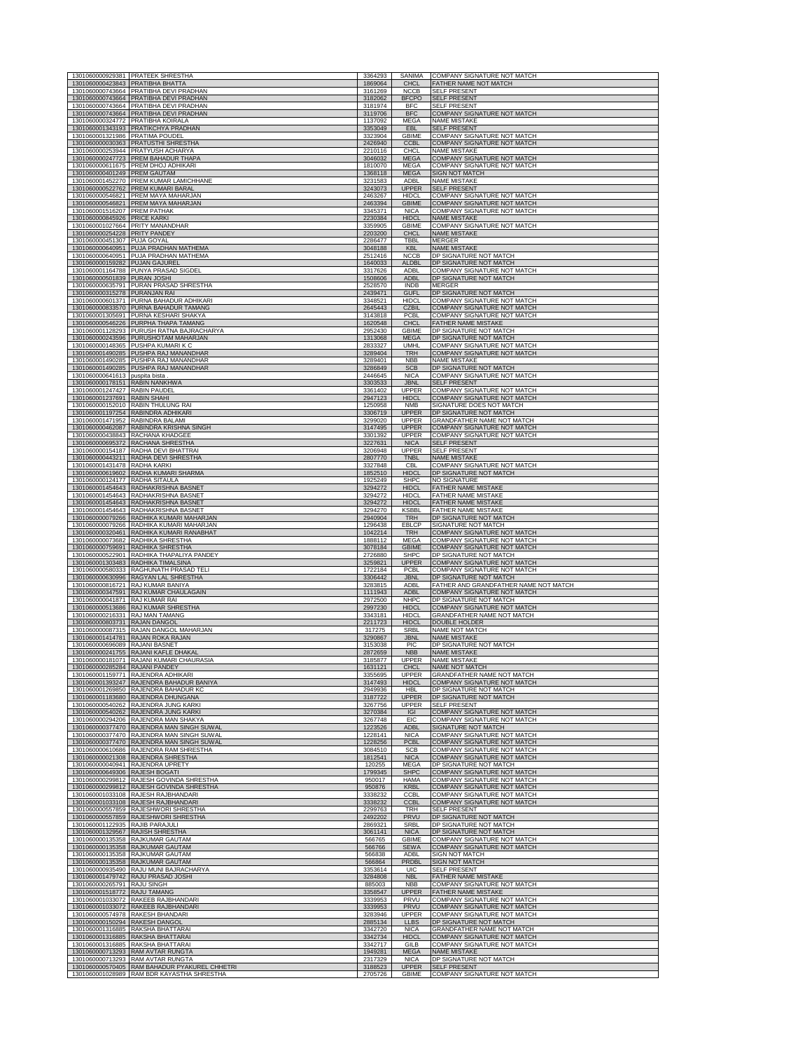| | | | | |
|---|---|---|---|---|
| 1301060000929381 | PRATEEK SHRESTHA | 3364293 | SANIMA | COMPANY SIGNATURE NOT MATCH |
| 1301060000423843 | PRATIBHA BHATTA | 1869064 | CHCL | FATHER NAME NOT MATCH |
| 1301060000743664 | PRATIBHA DEVI PRADHAN | 3161269 | NCCB | SELF PRESENT |
| 1301060000743664 | PRATIBHA DEVI PRADHAN | 3182062 | BFCPO | SELF PRESENT |
| 1301060000743664 | PRATIBHA DEVI PRADHAN | 3181974 | BFC | SELF PRESENT |
| 1301060000743664 | PRATIBHA DEVI PRADHAN | 3119706 | BFC | COMPANY SIGNATURE NOT MATCH |
| 1301060000324772 | PRATIBHA KOIRALA | 1137092 | MEGA | NAME MISTAKE |
| 1301060001343193 | PRATIKCHYA PRADHAN | 3353049 | EBL | SELF PRESENT |
| 1301060001321986 | PRATIMA POUDEL | 3323904 | GBIME | COMPANY SIGNATURE NOT MATCH |
| 1301060000030363 | PRATUSTHI SHRESTHA | 2426940 | CCBL | COMPANY SIGNATURE NOT MATCH |
| 1301060000253944 | PRATYUSH ACHARYA | 2210116 | CHCL | NAME MISTAKE |
| 1301060000247723 | PREM BAHADUR THAPA | 3046032 | MEGA | COMPANY SIGNATURE NOT MATCH |
| 1301060000611675 | PREM DHOJ ADHIKARI | 1810070 | MEGA | COMPANY SIGNATURE NOT MATCH |
| 1301060000401249 | PREM GAUTAM | 1368118 | MEGA | SIGN NOT MATCH |
| 1301060001452270 | PREM KUMAR LAMICHHANE | 3231583 | ADBL | NAME MISTAKE |
| 1301060000522762 | PREM KUMARI BARAL | 3243073 | UPPER | SELF PRESENT |
| 1301060000546821 | PREM MAYA MAHARJAN | 2463267 | HIDCL | COMPANY SIGNATURE NOT MATCH |
| 1301060000546821 | PREM MAYA MAHARJAN | 2463394 | GBIME | COMPANY SIGNATURE NOT MATCH |
| 1301060001516207 | PREM PATHAK | 3345371 | NICA | COMPANY SIGNATURE NOT MATCH |
| 1301060000845926 | PRICE KARKI | 2230384 | HIDCL | NAME MISTAKE |
| 1301060001027664 | PRITY MANANDHAR | 3359905 | GBIME | COMPANY SIGNATURE NOT MATCH |
| 1301060000254228 | PRITY PANDEY | 2203200 | CHCL | NAME MISTAKE |
| 1301060000451307 | PUJA GOYAL | 2286477 | TBBL | MERGER |
| 1301060000640951 | PUJA PRADHAN MATHEMA | 3048188 | KBL | NAME MISTAKE |
| 1301060000640951 | PUJA PRADHAN MATHEMA | 2512416 | NCCB | DP SIGNATURE NOT MATCH |
| 1301060000159282 | PUJAN GAJUREL | 1640033 | ALDBL | DP SIGNATURE NOT MATCH |
| 1301060001164788 | PUNYA PRASAD SIGDEL | 3317626 | ADBL | COMPANY SIGNATURE NOT MATCH |
| 1301060000501839 | PURAN JOSHI | 1508606 | ADBL | DP SIGNATURE NOT MATCH |
| 1301060000635791 | PURAN PRASAD SHRESTHA | 2528570 | INDB | MERGER |
| 1301060000315278 | PURANJAN RAI | 2439471 | GUFL | DP SIGNATURE NOT MATCH |
| 1301060000601371 | PURNA BAHADUR ADHIKARI | 3348521 | HIDCL | COMPANY SIGNATURE NOT MATCH |
| 1301060000833570 | PURNA BAHADUR TAMANG | 2645443 | CZBIL | COMPANY SIGNATURE NOT MATCH |
| 1301060001305691 | PURNA KESHARI SHAKYA | 3143818 | PCBL | COMPANY SIGNATURE NOT MATCH |
| 1301060000546226 | PURPHA THAPA TAMANG | 1620548 | CHCL | FATHER NAME MISTAKE |
| 1301060001128293 | PURUSH RATNA BAJRACHARYA | 2952430 | GBIME | DP SIGNATURE NOT MATCH |
| 1301060000243596 | PURUSHOTAM MAHARJAN | 1313068 | MEGA | DP SIGNATURE NOT MATCH |
| 1301060000148365 | PUSHPA KUMARI K C | 2833327 | UMHL | COMPANY SIGNATURE NOT MATCH |
| 1301060001490285 | PUSHPA RAJ MANANDHAR | 3289404 | TRH | COMPANY SIGNATURE NOT MATCH |
| 1301060001490285 | PUSHPA RAJ MANANDHAR | 3289401 | NBB | NAME MISTAKE |
| 1301060001490285 | PUSHPA RAJ MANANDHAR | 3286849 | SCB | DP SIGNATURE NOT MATCH |
| 1301060000641613 | puspita bista . | 2446645 | NICA | COMPANY SIGNATURE NOT MATCH |
| 1301060000178151 | RABIN NANKHWA | 3303533 | JBNL | SELF PRESENT |
| 1301060001247427 | RABIN PAUDEL | 3361402 | UPPER | COMPANY SIGNATURE NOT MATCH |
| 1301060001237691 | RABIN SHAHI | 2947123 | HIDCL | COMPANY SIGNATURE NOT MATCH |
| 1301060000152010 | RABIN THULUNG RAI | 1250958 | NMB | SIGNATURE DOES NOT MATCH |
| 1301060001197254 | RABINDRA ADHIKARI | 3306719 | UPPER | DP SIGNATURE NOT MATCH |
| 1301060001471952 | RABINDRA BALAMI | 3299020 | UPPER | GRANDFATHER NAME NOT MATCH |
| 1301060000462087 | RABINDRA KRISHNA SINGH | 3147495 | UPPER | COMPANY SIGNATURE NOT MATCH |
| 1301060000438843 | RACHANA KHADGEE | 3301392 | UPPER | COMPANY SIGNATURE NOT MATCH |
| 1301060000695372 | RACHANA SHRESTHA | 3227631 | NICA | SELF PRESENT |
| 1301060000154187 | RADHA DEVI BHATTRAI | 3206948 | UPPER | SELF PRESENT |
| 1301060000443211 | RADHA DEVI SHRESTHA | 2807770 | TNBL | NAME MISTAKE |
| 1301060001431478 | RADHA KARKI | 3327848 | CBL | COMPANY SIGNATURE NOT MATCH |
| 1301060000619602 | RADHA KUMARI SHARMA | 1852510 | HIDCL | DP SIGNATURE NOT MATCH |
| 1301060000124177 | RADHA SITAULA | 1925249 | SHPC | NO SIGNATURE |
| 1301060001454643 | RADHAKRISHNA BASNET | 3294272 | HIDCL | FATHER NAME MISTAKE |
| 1301060001454643 | RADHAKRISHNA BASNET | 3294272 | HIDCL | FATHER NAME MISTAKE |
| 1301060001454643 | RADHAKRISHNA BASNET | 3294272 | HIDCL | FATHER NAME MISTAKE |
| 1301060001454643 | RADHAKRISHNA BASNET | 3294270 | KSBBL | FATHER NAME MISTAKE |
| 1301060000079266 | RADHIKA KUMARI MAHARJAN | 2940904 | TRH | DP SIGNATURE NOT MATCH |
| 1301060000079266 | RADHIKA KUMARI MAHARJAN | 1296438 | EBLCP | SIGNATURE NOT MATCH |
| 1301060000320461 | RADHIKA KUMARI RANABHAT | 1042214 | TRH | COMPANY SIGNATURE NOT MATCH |
| 1301060000073682 | RADHIKA SHRESTHA | 1888112 | MEGA | COMPANY SIGNATURE NOT MATCH |
| 1301060000759691 | RADHIKA SHRESTHA | 3078184 | GBIME | COMPANY SIGNATURE NOT MATCH |
| 1301060000522901 | RADHIKA THAPALIYA PANDEY | 2726880 | SHPC | DP SIGNATURE NOT MATCH |
| 1301060001303483 | RADHIKA TIMALSINA | 3259821 | UPPER | COMPANY SIGNATURE NOT MATCH |
| 1301060000580333 | RAGHUNATH PRASAD TELI | 1722184 | PCBL | COMPANY SIGNATURE NOT MATCH |
| 1301060000630996 | RAGYAN LAL SHRESTHA | 3306442 | JBNL | DP SIGNATURE NOT MATCH |
| 1301060000816721 | RAJ KUMAR BANIYA | 3283815 | ADBL | FATHER AND GRANDFATHER NAME NOT MATCH |
| 1301060000347591 | RAJ KUMAR CHAULAGAIN | 1111943 | ADBL | COMPANY SIGNATURE NOT MATCH |
| 1301060000041871 | RAJ KUMAR RAI | 2972500 | NHPC | DP SIGNATURE NOT MATCH |
| 1301060000513686 | RAJ KUMAR SHRESTHA | 2997230 | HIDCL | COMPANY SIGNATURE NOT MATCH |
| 1301060000216331 | RAJ MAN TAMANG | 3343181 | HIDCL | GRANDFATHER NAME NOT MATCH |
| 1301060000803731 | RAJAN DANGOL | 2211723 | HIDCL | DOUBLE HOLDER |
| 1301060000087315 | RAJAN DANGOL MAHARJAN | 317275 | SRBL | NAME NOT MATCH |
| 1301060001414781 | RAJAN ROKA RAJAN | 3290867 | JBNL | NAME MISTAKE |
| 1301060000696089 | RAJANI BASNET | 3153038 | PIC | DP SIGNATURE NOT MATCH |
| 1301060000241755 | RAJANI KAFLE DHAKAL | 2872659 | NBB | NAME MISTAKE |
| 1301060000181071 | RAJANI KUMARI CHAURASIA | 3185877 | UPPER | NAME MISTAKE |
| 1301060000285284 | RAJANI PANDEY | 1631121 | CHCL | NAME NOT MATCH |
| 1301060001159771 | RAJENDRA ADHIKARI | 3355695 | UPPER | GRANDFATHER NAME NOT MATCH |
| 1301060001393247 | RAJENDRA BAHADUR BANIYA | 3147493 | HIDCL | COMPANY SIGNATURE NOT MATCH |
| 1301060001269850 | RAJENDRA BAHADUR KC | 2949936 | HBL | DP SIGNATURE NOT MATCH |
| 1301060001183680 | RAJENDRA DHUNGANA | 3187722 | UPPER | DP SIGNATURE NOT MATCH |
| 1301060000540262 | RAJENDRA JUNG KARKI | 3267756 | UPPER | SELF PRESENT |
| 1301060000540262 | RAJENDRA JUNG KARKI | 3270384 | IGI | COMPANY SIGNATURE NOT MATCH |
| 1301060000294206 | RAJENDRA MAN SHAKYA | 3267748 | EIC | COMPANY SIGNATURE NOT MATCH |
| 1301060000377470 | RAJENDRA MAN SINGH SUWAL | 1223526 | ADBL | SIGNATURE NOT MATCH |
| 1301060000377470 | RAJENDRA MAN SINGH SUWAL | 1228141 | NICA | COMPANY SIGNATURE NOT MATCH |
| 1301060000377470 | RAJENDRA MAN SINGH SUWAL | 1228256 | PCBL | COMPANY SIGNATURE NOT MATCH |
| 1301060000610686 | RAJENDRA RAM SHRESTHA | 3084510 | SCB | COMPANY SIGNATURE NOT MATCH |
| 1301060000021308 | RAJENDRA SHRESTHA | 1812541 | NICA | COMPANY SIGNATURE NOT MATCH |
| 1301060000040941 | RAJENDRA UPRETY | 120255 | MEGA | DP SIGNATURE NOT MATCH |
| 1301060000649306 | RAJESH BOGATI | 1799345 | SHPC | COMPANY SIGNATURE NOT MATCH |
| 1301060000299812 | RAJESH GOVINDA SHRESTHA | 950017 | HAMA | COMPANY SIGNATURE NOT MATCH |
| 1301060000299812 | RAJESH GOVINDA SHRESTHA | 950876 | KRBL | COMPANY SIGNATURE NOT MATCH |
| 1301060001033108 | RAJESH RAJBHANDARI | 3338232 | CCBL | COMPANY SIGNATURE NOT MATCH |
| 1301060001033108 | RAJESH RAJBHANDARI | 3338232 | CCBL | COMPANY SIGNATURE NOT MATCH |
| 1301060000557859 | RAJESHWORI SHRESTHA | 2299763 | TRH | SELF PRESENT |
| 1301060000557859 | RAJESHWORI SHRESTHA | 2492202 | PRVU | DP SIGNATURE NOT MATCH |
| 1301060001122935 | RAJIB PARAJULI | 2869321 | SRBL | DP SIGNATURE NOT MATCH |
| 1301060001329567 | RAJISH SHRESTHA | 3061141 | NICA | DP SIGNATURE NOT MATCH |
| 1301060000135358 | RAJKUMAR GAUTAM | 566765 | GBIME | COMPANY SIGNATURE NOT MATCH |
| 1301060000135358 | RAJKUMAR GAUTAM | 566766 | SEWA | COMPANY SIGNATURE NOT MATCH |
| 1301060000135358 | RAJKUMAR GAUTAM | 566838 | ADBL | SIGN NOT MATCH |
| 1301060000135358 | RAJKUMAR GAUTAM | 566864 | PRDBL | SIGN NOT MATCH |
| 1301060000935490 | RAJU MUNI BAJRACHARYA | 3353614 | UIC | SELF PRESENT |
| 1301060001479742 | RAJU PRASAD JOSHI | 3284808 | NBL | FATHER NAME MISTAKE |
| 1301060000265791 | RAJU SINGH | 885003 | NBB | COMPANY SIGNATURE NOT MATCH |
| 1301060001518772 | RAJU TAMANG | 3358547 | UPPER | FATHER NAME MISTAKE |
| 1301060001033072 | RAKEEB RAJBHANDARI | 3339953 | PRVU | COMPANY SIGNATURE NOT MATCH |
| 1301060001033072 | RAKEEB RAJBHANDARI | 3339953 | PRVU | COMPANY SIGNATURE NOT MATCH |
| 1301060000574978 | RAKESH BHANDARI | 3283946 | UPPER | COMPANY SIGNATURE NOT MATCH |
| 1301060000150294 | RAKESH DANGOL | 2885134 | LLBS | DP SIGNATURE NOT MATCH |
| 1301060001316885 | RAKSHA BHATTARAI | 3342720 | NICA | GRANDFATHER NAME NOT MATCH |
| 1301060001316885 | RAKSHA BHATTARAI | 3342734 | HIDCL | COMPANY SIGNATURE NOT MATCH |
| 1301060001316885 | RAKSHA BHATTARAI | 3342717 | GILB | COMPANY SIGNATURE NOT MATCH |
| 1301060000713293 | RAM AVTAR RUNGTA | 1949281 | MEGA | NAME MISTAKE |
| 1301060000713293 | RAM AVTAR RUNGTA | 2317329 | NICA | DP SIGNATURE NOT MATCH |
| 1301060000570405 | RAM BAHADUR PYAKUREL CHHETRI | 3188523 | UPPER | SELF PRESENT |
| 1301060001028989 | RAM BDR KAYASTHA SHRESTHA | 2705726 | GBIME | COMPANY SIGNATURE NOT MATCH |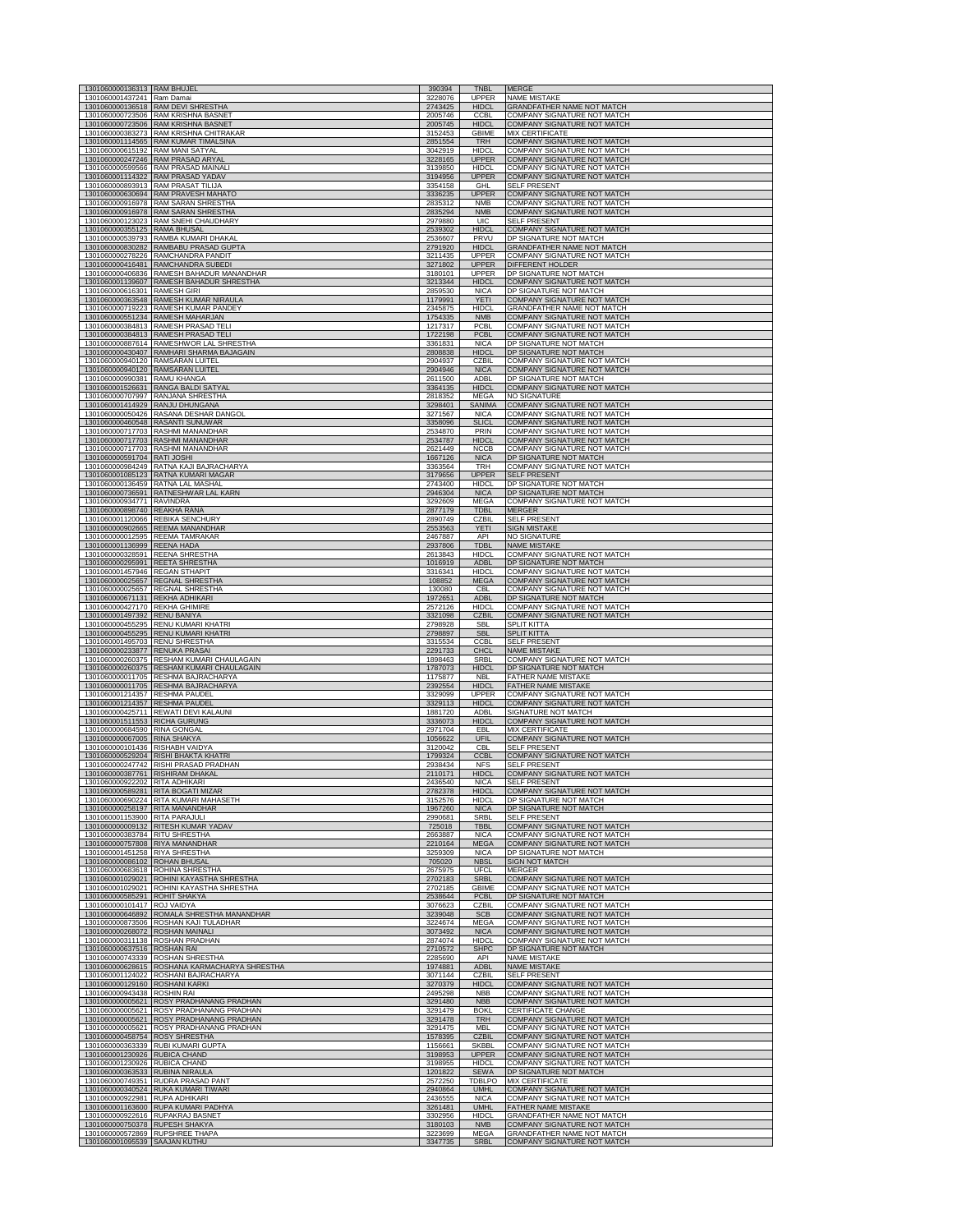| | | | | |
|---|---|---|---|---|
| 1301060000136313 | RAM BHUJEL | 390394 | TNBL | MERGE |
| 1301060001437241 | Ram Damai | 3228076 | UPPER | NAME MISTAKE |
| 1301060000136518 | RAM DEVI SHRESTHA | 2743425 | HIDCL | GRANDFATHER NAME NOT MATCH |
| 1301060000723506 | RAM KRISHNA BASNET | 2005746 | CCBL | COMPANY SIGNATURE NOT MATCH |
| 1301060000723506 | RAM KRISHNA BASNET | 2005745 | HIDCL | COMPANY SIGNATURE NOT MATCH |
| 1301060000383273 | RAM KRISHNA CHITRAKAR | 3152453 | GBIME | MIX CERTIFICATE |
| 1301060001114565 | RAM KUMAR TIMALSINA | 2851554 | TRH | COMPANY SIGNATURE NOT MATCH |
| 1301060000615192 | RAM MANI SATYAL | 3042919 | HIDCL | COMPANY SIGNATURE NOT MATCH |
| 1301060000247246 | RAM PRASAD ARYAL | 3228165 | UPPER | COMPANY SIGNATURE NOT MATCH |
| 1301060000599566 | RAM PRASAD MAINALI | 3139850 | HIDCL | COMPANY SIGNATURE NOT MATCH |
| 1301060001114322 | RAM PRASAD YADAV | 3194956 | UPPER | COMPANY SIGNATURE NOT MATCH |
| 1301060000893913 | RAM PRASAT TILIJA | 3354158 | GHL | SELF PRESENT |
| 1301060000630694 | RAM PRAVESH MAHATO | 3336235 | UPPER | COMPANY SIGNATURE NOT MATCH |
| 1301060000916978 | RAM SARAN SHRESTHA | 2835312 | NMB | COMPANY SIGNATURE NOT MATCH |
| 1301060000916978 | RAM SARAN SHRESTHA | 2835294 | NMB | COMPANY SIGNATURE NOT MATCH |
| 1301060000123023 | RAM SNEHI CHAUDHARY | 2979880 | UIC | SELF PRESENT |
| 1301060000355125 | RAMA BHUSAL | 2539302 | HIDCL | COMPANY SIGNATURE NOT MATCH |
| 1301060000539793 | RAMBA KUMARI DHAKAL | 2536607 | PRVU | DP SIGNATURE NOT MATCH |
| 1301060000830282 | RAMBABU PRASAD GUPTA | 2791920 | HIDCL | GRANDFATHER NAME NOT MATCH |
| 1301060000278226 | RAMCHANDRA PANDIT | 3211435 | UPPER | COMPANY SIGNATURE NOT MATCH |
| 1301060000416481 | RAMCHANDRA SUBEDI | 3271802 | UPPER | DIFFERENT HOLDER |
| 1301060000406836 | RAMESH BAHADUR MANANDHAR | 3180101 | UPPER | DP SIGNATURE NOT MATCH |
| 1301060001139607 | RAMESH BAHADUR SHRESTHA | 3213344 | HIDCL | COMPANY SIGNATURE NOT MATCH |
| 1301060000616301 | RAMESH GIRI | 2859530 | NICA | DP SIGNATURE NOT MATCH |
| 1301060000363548 | RAMESH KUMAR NIRAULA | 1179991 | YETI | COMPANY SIGNATURE NOT MATCH |
| 1301060000719223 | RAMESH KUMAR PANDEY | 2345875 | HIDCL | GRANDFATHER NAME NOT MATCH |
| 1301060000551234 | RAMESH MAHARJAN | 1754335 | NMB | COMPANY SIGNATURE NOT MATCH |
| 1301060000384813 | RAMESH PRASAD TELI | 1217317 | PCBL | COMPANY SIGNATURE NOT MATCH |
| 1301060000384813 | RAMESH PRASAD TELI | 1722198 | PCBL | COMPANY SIGNATURE NOT MATCH |
| 1301060000887614 | RAMESHWOR LAL SHRESTHA | 3361831 | NICA | DP SIGNATURE NOT MATCH |
| 1301060000430407 | RAMHARI SHARMA BAJAGAIN | 2808838 | HIDCL | DP SIGNATURE NOT MATCH |
| 1301060000940120 | RAMSARAN LUITEL | 2904937 | CZBIL | COMPANY SIGNATURE NOT MATCH |
| 1301060000940120 | RAMSARAN LUITEL | 2904946 | NICA | COMPANY SIGNATURE NOT MATCH |
| 1301060000990381 | RAMU KHANGA | 2611500 | ADBL | DP SIGNATURE NOT MATCH |
| 1301060001526631 | RANGA BALDI SATYAL | 3364135 | HIDCL | COMPANY SIGNATURE NOT MATCH |
| 1301060000707997 | RANJANA SHRESTHA | 2818352 | MEGA | NO SIGNATURE |
| 1301060001414929 | RANJU DHUNGANA | 3298401 | SANIMA | COMPANY SIGNATURE NOT MATCH |
| 1301060000050426 | RASANA DESHAR DANGOL | 3271567 | NICA | COMPANY SIGNATURE NOT MATCH |
| 1301060000460548 | RASANTI SUNUWAR | 3358096 | SLICL | COMPANY SIGNATURE NOT MATCH |
| 1301060000717703 | RASHMI MANANDHAR | 2534870 | PRIN | COMPANY SIGNATURE NOT MATCH |
| 1301060000717703 | RASHMI MANANDHAR | 2534787 | HIDCL | COMPANY SIGNATURE NOT MATCH |
| 1301060000717703 | RASHMI MANANDHAR | 2621449 | NCCB | COMPANY SIGNATURE NOT MATCH |
| 1301060000591704 | RATI JOSHI | 1667126 | NICA | DP SIGNATURE NOT MATCH |
| 1301060000984249 | RATNA KAJI BAJRACHARYA | 3363564 | TRH | COMPANY SIGNATURE NOT MATCH |
| 1301060001085123 | RATNA KUMARI MAGAR | 3179656 | UPPER | SELF PRESENT |
| 1301060000136459 | RATNA LAL MASHAL | 2743400 | HIDCL | DP SIGNATURE NOT MATCH |
| 1301060000736591 | RATNESHWAR LAL KARN | 2946304 | NICA | DP SIGNATURE NOT MATCH |
| 1301060000934771 | RAVINDRA | 3292609 | MEGA | COMPANY SIGNATURE NOT MATCH |
| 1301060000898740 | REKHA RANA | 2877179 | TDBL | MERGER |
| 1301060001120066 | REBIKA SENCHURY | 2890749 | CZBIL | SELF PRESENT |
| 1301060000802665 | REEMA MANANDHAR | 2553563 | YETI | SIGN MISTAKE |
| 1301060000012595 | REEMA TAMRAKAR | 2467887 | API | NO SIGNATURE |
| 1301060001136999 | REENA HADA | 2937806 | TDBL | NAME MISTAKE |
| 1301060000328591 | REENA SHRESTHA | 2613843 | HIDCL | COMPANY SIGNATURE NOT MATCH |
| 1301060000295991 | REETA SHRESTHA | 1016919 | ADBL | DP SIGNATURE NOT MATCH |
| 1301060001457946 | REGAN STHAPIT | 3316341 | HIDCL | COMPANY SIGNATURE NOT MATCH |
| 1301060000025657 | REGNAL SHRESTHA | 108852 | MEGA | COMPANY SIGNATURE NOT MATCH |
| 1301060000025657 | REGNAL SHRESTHA | 130080 | CBL | COMPANY SIGNATURE NOT MATCH |
| 1301060000671131 | REKHA ADHIKARI | 1972651 | ADBL | DP SIGNATURE NOT MATCH |
| 1301060000427170 | REKHA GHIMIRE | 2572126 | HIDCL | COMPANY SIGNATURE NOT MATCH |
| 1301060001497392 | RENU BANIYA | 3321098 | CZBIL | COMPANY SIGNATURE NOT MATCH |
| 1301060000455295 | RENU KUMARI KHATRI | 2798928 | SBL | SPLIT KITTA |
| 1301060000455295 | RENU KUMARI KHATRI | 2798897 | SBL | SPLIT KITTA |
| 1301060001495703 | RENU SHRESTHA | 3315534 | CCBL | SELF PRESENT |
| 1301060000233877 | RENUKA PRASAI | 2291733 | CHCL | NAME MISTAKE |
| 1301060000260375 | RESHAM KUMARI CHAULAGAIN | 1898463 | SRBL | COMPANY SIGNATURE NOT MATCH |
| 1301060000260375 | RESHAM KUMARI CHAULAGAIN | 1787073 | HIDCL | DP SIGNATURE NOT MATCH |
| 1301060000011705 | RESHMA BAJRACHARYA | 1175877 | NBL | FATHER NAME MISTAKE |
| 1301060000011705 | RESHMA BAJRACHARYA | 2392554 | HIDCL | FATHER NAME MISTAKE |
| 1301060001214357 | RESHMA PAUDEL | 3329099 | UPPER | COMPANY SIGNATURE NOT MATCH |
| 1301060001214357 | RESHMA PAUDEL | 3329113 | HIDCL | COMPANY SIGNATURE NOT MATCH |
| 1301060000425711 | REWATI DEVI KALAUNI | 1881720 | ADBL | SIGNATURE NOT MATCH |
| 1301060001511553 | RICHA GURUNG | 3336073 | HIDCL | COMPANY SIGNATURE NOT MATCH |
| 1301060000684590 | RINA GONGAL | 2971704 | EBL | MIX CERTIFICATE |
| 1301060000067005 | RINA SHAKYA | 1056622 | UFIL | COMPANY SIGNATURE NOT MATCH |
| 1301060000101436 | RISHABH VAIDYA | 3120042 | CBL | SELF PRESENT |
| 1301060000529204 | RISHI BHAKTA KHATRI | 1799324 | CCBL | COMPANY SIGNATURE NOT MATCH |
| 1301060000247742 | RISHI PRASAD PRADHAN | 2938434 | NFS | SELF PRESENT |
| 1301060000387761 | RISHIRAM DHAKAL | 2110171 | HIDCL | COMPANY SIGNATURE NOT MATCH |
| 1301060000922202 | RITA ADHIKARI | 2436540 | NICA | SELF PRESENT |
| 1301060000589281 | RITA BOGATI MIZAR | 2782378 | HIDCL | COMPANY SIGNATURE NOT MATCH |
| 1301060000690224 | RITA KUMARI MAHASETH | 3152576 | HIDCL | DP SIGNATURE NOT MATCH |
| 1301060000258197 | RITA MANANDHAR | 1967260 | NICA | DP SIGNATURE NOT MATCH |
| 1301060001153900 | RITA PARAJULI | 2990681 | SRBL | SELF PRESENT |
| 1301060000009132 | RITESH KUMAR YADAV | 725018 | TBBL | COMPANY SIGNATURE NOT MATCH |
| 1301060000383784 | RITU SHRESTHA | 2663887 | NICA | COMPANY SIGNATURE NOT MATCH |
| 1301060000757808 | RIYA MANANDHAR | 2210164 | MEGA | COMPANY SIGNATURE NOT MATCH |
| 1301060001451258 | RIYA SHRESTHA | 3259309 | NICA | DP SIGNATURE NOT MATCH |
| 1301060000086102 | ROHAN BHUSAL | 705020 | NBSL | SIGN NOT MATCH |
| 1301060000683618 | ROHINA SHRESTHA | 2675975 | UFCL | MERGER |
| 1301060001029021 | ROHINI KAYASTHA SHRESTHA | 2702183 | SRBL | COMPANY SIGNATURE NOT MATCH |
| 1301060001029021 | ROHINI KAYASTHA SHRESTHA | 2702185 | GBIME | COMPANY SIGNATURE NOT MATCH |
| 1301060000585291 | ROHIT SHAKYA | 2538644 | PCBL | DP SIGNATURE NOT MATCH |
| 1301060000101417 | ROJ VAIDYA | 3076623 | CZBIL | COMPANY SIGNATURE NOT MATCH |
| 1301060000646892 | ROMALA SHRESTHA MANANDHAR | 3239048 | SCB | COMPANY SIGNATURE NOT MATCH |
| 1301060000873506 | ROSHAN KAJI TULADHAR | 3224674 | MEGA | COMPANY SIGNATURE NOT MATCH |
| 1301060000268072 | ROSHAN MAINALI | 3073492 | NICA | COMPANY SIGNATURE NOT MATCH |
| 1301060000311138 | ROSHAN PRADHAN | 2874074 | HIDCL | COMPANY SIGNATURE NOT MATCH |
| 1301060000637516 | ROSHAN RAI | 2710572 | SHPC | DP SIGNATURE NOT MATCH |
| 1301060000743339 | ROSHAN SHRESTHA | 2285690 | API | NAME MISTAKE |
| 1301060000628615 | ROSHANA KARMACHARYA SHRESTHA | 1974881 | ADBL | NAME MISTAKE |
| 1301060001124022 | ROSHANI BAJRACHARYA | 3071144 | CZBIL | SELF PRESENT |
| 1301060000129160 | ROSHANI KARKI | 3270379 | HIDCL | COMPANY SIGNATURE NOT MATCH |
| 1301060000943438 | ROSHIN RAI | 2495298 | NBB | COMPANY SIGNATURE NOT MATCH |
| 1301060000005621 | ROSY PRADHANANG PRADHAN | 3291480 | NBB | COMPANY SIGNATURE NOT MATCH |
| 1301060000005621 | ROSY PRADHANANG PRADHAN | 3291479 | BOKL | CERTIFICATE CHANGE |
| 1301060000005621 | ROSY PRADHANANG PRADHAN | 3291478 | TRH | COMPANY SIGNATURE NOT MATCH |
| 1301060000005621 | ROSY PRADHANANG PRADHAN | 3291475 | MBL | COMPANY SIGNATURE NOT MATCH |
| 1301060000458754 | ROSY SHRESTHA | 1578395 | CZBIL | COMPANY SIGNATURE NOT MATCH |
| 1301060000363339 | RUBI KUMARI GUPTA | 1156661 | SKBBL | COMPANY SIGNATURE NOT MATCH |
| 1301060001230926 | RUBICA CHAND | 3198953 | UPPER | COMPANY SIGNATURE NOT MATCH |
| 1301060001230926 | RUBICA CHAND | 3198955 | HIDCL | COMPANY SIGNATURE NOT MATCH |
| 1301060000363533 | RUBINA NIRAULA | 1201822 | SEWA | DP SIGNATURE NOT MATCH |
| 1301060000749351 | RUDRA PRASAD PANT | 2572250 | TDBLPO | MIX CERTIFICATE |
| 1301060000340524 | RUKA KUMARI TIWARI | 2940864 | UMHL | COMPANY SIGNATURE NOT MATCH |
| 1301060000922981 | RUPA ADHIKARI | 2436555 | NICA | COMPANY SIGNATURE NOT MATCH |
| 1301060001163600 | RUPA KUMARI PADHYA | 3261481 | UMHL | FATHER NAME MISTAKE |
| 1301060000922616 | RUPAKRAJ BASNET | 3302956 | HIDCL | GRANDFATHER NAME NOT MATCH |
| 1301060000750378 | RUPESH SHAKYA | 3180103 | NMB | COMPANY SIGNATURE NOT MATCH |
| 1301060000572869 | RUPSHREE THAPA | 3223699 | MEGA | GRANDFATHER NAME NOT MATCH |
| 1301060001095539 | SAAJAN KUTHU | 3347735 | SRBL | COMPANY SIGNATURE NOT MATCH |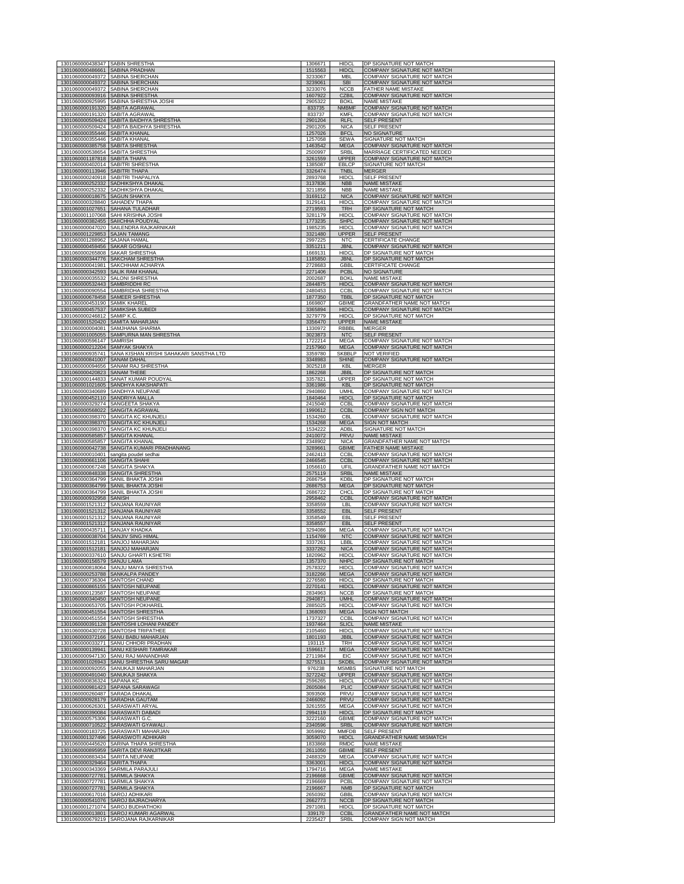| | | | | |
|---|---|---|---|---|
| 1301060000438347 | SABIN SHRESTHA | 1306671 | HIDCL | DP SIGNATURE NOT MATCH |
| 1301060000486661 | SABINA PRADHAN | 1515563 | HIDCL | COMPANY SIGNATURE NOT MATCH |
| 1301060000049372 | SABINA SHERCHAN | 3233067 | MBL | COMPANY SIGNATURE NOT MATCH |
| 1301060000049372 | SABINA SHERCHAN | 3239061 | SBI | COMPANY SIGNATURE NOT MATCH |
| 1301060000049372 | SABINA SHERCHAN | 3233076 | NCCB | FATHER NAME MISTAKE |
| 1301060000093916 | SABINA SHRESTHA | 1607922 | CZBIL | COMPANY SIGNATURE NOT MATCH |
| 1301060000925995 | SABINA SHRESTHA JOSHI | 2905322 | BOKL | NAME MISTAKE |
| 1301060000191320 | SABITA AGRAWAL | 833735 | NMBMF | COMPANY SIGNATURE NOT MATCH |
| 1301060000191320 | SABITA AGRAWAL | 833737 | KMFL | COMPANY SIGNATURE NOT MATCH |
| 1301060000509424 | SABITA BAIDHYA SHRESTHA | 2901204 | RLFL | SELF PRESENT |
| 1301060000509424 | SABITA BAIDHYA SHRESTHA | 2901205 | NICA | SELF PRESENT |
| 1301060000355446 | SABITA KHANAL | 1257026 | BFCL | NO SIGNATURE |
| 1301060000355446 | SABITA KHANAL | 1257058 | SEWA | SIGNATURE NOT MATCH |
| 1301060000385758 | SABITA SHRESTHA | 1463542 | MEGA | COMPANY SIGNATURE NOT MATCH |
| 1301060000538654 | SABITA SHRESTHA | 2500997 | SRBL | MARRIAGE CERTIFICATED NEEDED |
| 1301060001187818 | SABITA THAPA | 3261559 | UPPER | COMPANY SIGNATURE NOT MATCH |
| 1301060000402014 | SABITRI SHRESTHA | 1385087 | EBLCP | SIGNATURE NOT MATCH |
| 1301060000113946 | SABITRI THAPA | 3326474 | TNBL | MERGER |
| 1301060000240918 | SABITRI THAPALIYA | 2893768 | HIDCL | SELF PRESENT |
| 1301060000252332 | SADHIKSHYA DHAKAL | 3137836 | NBB | NAME MISTAKE |
| 1301060000252332 | SADHIKSHYA DHAKAL | 3211856 | NBB | NAME MISTAKE |
| 1301060000018675 | SAGUN SHAKYA | 3169112 | NICA | COMPANY SIGNATURE NOT MATCH |
| 1301060000328840 | SAHADEV THAPA | 3129141 | HIDCL | COMPANY SIGNATURE NOT MATCH |
| 1301060001027651 | SAHANA TULADHAR | 2719593 | TRH | DP SIGNATURE NOT MATCH |
| 1301060001107068 | SAHI KRISHNA JOSHI | 3281179 | HIDCL | COMPANY SIGNATURE NOT MATCH |
| 1301060000382455 | SAIICHHA POUDYAL | 1773235 | SHPC | COMPANY SIGNATURE NOT MATCH |
| 1301060000047020 | SAILENDRA RAJKARNIKAR | 1985235 | HIDCL | COMPANY SIGNATURE NOT MATCH |
| 1301060001229853 | SAJAN TAMANG | 3321480 | UPPER | SELF PRESENT |
| 1301060001288962 | SAJANA HAMAL | 2997225 | NTC | CERTIFICATE CHANGE |
| 1301060000459456 | SAKAR GOSHALI | 3351211 | JBNL | COMPANY SIGNATURE NOT MATCH |
| 1301060000265808 | SAKAR SHRESTHA | 1669131 | HIDCL | DP SIGNATURE NOT MATCH |
| 1301060000344776 | SAKCHAM SHRESTHA | 1185850 | JBNL | DP SIGNATURE NOT MATCH |
| 1301060000041981 | SAKCHHAM ACHARYA | 2728683 | GBBL | CERTIFICATE CHANGE |
| 1301060000342593 | SALIK RAM KHANAL | 2271406 | PCBL | NO SIGNATURE |
| 1301060000035532 | SALONI SHRESTHA | 2002687 | BOKL | NAME MISTAKE |
| 1301060000532443 | SAMBRIDDHI RC | 2844875 | HIDCL | COMPANY SIGNATURE NOT MATCH |
| 1301060000090554 | SAMBRIDHA SHRESTHA | 2480453 | CCBL | COMPANY SIGNATURE NOT MATCH |
| 1301060000678458 | SAMEER SHRESTHA | 1877350 | TBBL | DP SIGNATURE NOT MATCH |
| 1301060000453190 | SAMIK KHAREL | 1669807 | GBIME | GRANDFATHER NAME NOT MATCH |
| 1301060000457537 | SAMIKSHA SUBEDI | 3365894 | HIDCL | COMPANY SIGNATURE NOT MATCH |
| 1301060000246812 | SAMIP K.C. | 3279779 | HIDCL | DP SIGNATURE NOT MATCH |
| 1301060001520420 | SAMITA MAHARJAN | 3356470 | UPPER | NAME MISTAKE |
| 1301060000004081 | SAMJHANA SHARMA | 1330972 | RBBBL | MERGER |
| 1301060001005055 | SAMPURNA MAN SHRESTHA | 3023873 | NTC | SELF PRESENT |
| 1301060000596147 | SAMRISH | 1722214 | MEGA | COMPANY SIGNATURE NOT MATCH |
| 1301060000212204 | SAMYAK SHAKYA | 2157960 | MEGA | COMPANY SIGNATURE NOT MATCH |
| 1301060000935741 | SANA KISHAN KRISHI SAHAKARI SANSTHA LTD | 3359780 | SKBBLP | NOT VERIFIED |
| 1301060000841007 | SANAM DAHAL | 3348983 | SHINE | COMPANY SIGNATURE NOT MATCH |
| 1301060000094656 | SANAM RAJ SHRESTHA | 3025218 | KBL | MERGER |
| 1301060000420823 | SANAM THEBE | 1862268 | JBBL | DP SIGNATURE NOT MATCH |
| 1301060000144833 | SANAT KUMAR POUDYAL | 3357821 | UPPER | DP SIGNATURE NOT MATCH |
| 1301060001021605 | SANDHYA KAKSHAPATI | 3361986 | KBL | DP SIGNATURE NOT MATCH |
| 1301060000340689 | SANDHYA NEUPANE | 2940860 | UMHL | COMPANY SIGNATURE NOT MATCH |
| 1301060000452110 | SANDRIYA MALLA | 1840464 | HIDCL | DP SIGNATURE NOT MATCH |
| 1301060000329274 | SANGEETA SHAKYA | 2415040 | CCBL | COMPANY SIGNATURE NOT MATCH |
| 1301060000568022 | SANGITA AGRAWAL | 1990612 | CCBL | COMPANY SIGN NOT MATCH |
| 1301060000398370 | SANGITA KC KHUNJELI | 1534260 | CBL | COMPANY SIGNATURE NOT MATCH |
| 1301060000398370 | SANGITA KC KHUNJELI | 1534268 | MEGA | SIGN NOT MATCH |
| 1301060000398370 | SANGITA KC KHUNJELI | 1534222 | ADBL | SIGNATURE NOT MATCH |
| 1301060000585857 | SANGITA KHANAL | 2410072 | PRVU | NAME MISTAKE |
| 1301060000585857 | SANGITA KHANAL | 2348902 | NICA | GRANDFATHER NAME NOT MATCH |
| 1301060000042738 | SANGITA KUMARI PRADHANANG | 3289661 | GBIME | FATHER NAME MISTAKE |
| 1301060000010401 | sangita poudel sedhai | 2462413 | CCBL | COMPANY SIGNATURE NOT MATCH |
| 1301060000661106 | SANGITA SHAHI | 2466545 | CCBL | COMPANY SIGNATURE NOT MATCH |
| 1301060000067248 | SANGITA SHAKYA | 1056610 | UFIL | GRANDFATHER NAME NOT MATCH |
| 1301060000848338 | SANGITA SHRESTHA | 2575119 | SRBL | NAME MISTAKE |
| 1301060000364799 | SANIL BHAKTA JOSHI | 2686754 | KDBL | DP SIGNATURE NOT MATCH |
| 1301060000364799 | SANIL BHAKTA JOSHI | 2686753 | MEGA | DP SIGNATURE NOT MATCH |
| 1301060000364799 | SANIL BHAKTA JOSHI | 2686722 | CHCL | DP SIGNATURE NOT MATCH |
| 1301060000932958 | SANISH | 2958462 | CCBL | COMPANY SIGNATURE NOT MATCH |
| 1301060001521312 | SANJANA RAUNIYAR | 3358559 | LBL | COMPANY SIGNATURE NOT MATCH |
| 1301060001521312 | SANJANA RAUNIYAR | 3358552 | EBL | SELF PRESENT |
| 1301060001521312 | SANJANA RAUNIYAR | 3358549 | EBL | SELF PRESENT |
| 1301060001521312 | SANJANA RAUNIYAR | 3358557 | EBL | SELF PRESENT |
| 1301060000435711 | SANJAY KHADKA | 3294086 | MEGA | COMPANY SIGNATURE NOT MATCH |
| 1301060000038704 | SANJIV SING HIMAL | 1154769 | NTC | COMPANY SIGNATURE NOT MATCH |
| 1301060001512181 | SANJOJ MAHARJAN | 3337261 | LBBL | COMPANY SIGNATURE NOT MATCH |
| 1301060001512181 | SANJOJ MAHARJAN | 3337262 | NICA | COMPANY SIGNATURE NOT MATCH |
| 1301060000337610 | SANJU GHARTI KSHETRI | 1820962 | HIDCL | COMPANY SIGNATURE NOT MATCH |
| 1301060000156579 | SANJU LAMA | 1357370 | NHPC | DP SIGNATURE NOT MATCH |
| 1301060000818064 | SANJU MAIYA SHRESTHA | 2578322 | HIDCL | COMPANY SIGNATURE NOT MATCH |
| 1301060000253788 | SANKALPA PANDEY | 3182266 | MEGA | COMPANY SIGNATURE NOT MATCH |
| 1301060000736304 | SANTOSH CHAND | 2276580 | HIDCL | DP SIGNATURE NOT MATCH |
| 1301060000865155 | SANTOSH NEUPANE | 2270141 | HIDCL | COMPANY SIGNATURE NOT MATCH |
| 1301060000123587 | SANTOSH NEUPANE | 2834963 | NCCB | DP SIGNATURE NOT MATCH |
| 1301060000340450 | SANTOSH NEUPANE | 2940871 | UMHL | COMPANY SIGNATURE NOT MATCH |
| 1301060000653705 | SANTOSH POKHAREL | 2885025 | HIDCL | COMPANY SIGNATURE NOT MATCH |
| 1301060000451554 | SANTOSH SHRESTHA | 1368093 | MEGA | SIGN NOT MATCH |
| 1301060000451554 | SANTOSH SHRESTHA | 1737327 | CCBL | COMPANY SIGNATURE NOT MATCH |
| 1301060000391128 | SANTOSHI LOHANI PANDEY | 1937464 | SLICL | NAME MISTAKE |
| 1301060000430728 | SANTOSHI TRIPATHEE | 2105460 | HIDCL | COMPANY SIGNATURE NOT MATCH |
| 1301060000372166 | SANU BABU MAHARJAN | 1801193 | JBBL | COMPANY SIGNATURE NOT MATCH |
| 1301060000033271 | SANU CHHORI PRADHAN | 193115 | TRH | COMPANY SIGNATURE NOT MATCH |
| 1301060000139941 | SANU KESHARI TAMRAKAR | 1596617 | MEGA | COMPANY SIGNATURE NOT MATCH |
| 1301060000947130 | SANU RAJ MANANDHAR | 2711984 | EIC | COMPANY SIGNATURE NOT MATCH |
| 1301060001026943 | SANU SHRESTHA SARU MAGAR | 3275511 | SKDBL | COMPANY SIGNATURE NOT MATCH |
| 1301060000092055 | SANUKAJI MAHARJAN | 976238 | MSMBS | SIGNATURE NOT MATCH |
| 1301060000491040 | SANUKAJI SHAKYA | 3272242 | UPPER | COMPANY SIGNATURE NOT MATCH |
| 1301060000836324 | SAPANA KC | 2596265 | HIDCL | COMPANY SIGNATURE NOT MATCH |
| 1301060000981423 | SAPANA SARAWAGI | 2605084 | PLIC | COMPANY SIGNATURE NOT MATCH |
| 1301060000260487 | SARADA DHAKAL | 3093506 | PRVU | COMPANY SIGNATURE NOT MATCH |
| 1301060000928179 | SARADHA GAUTAM | 2466092 | PRVU | COMPANY SIGNATURE NOT MATCH |
| 1301060000626301 | SARASWATI ARYAL | 3261555 | MEGA | COMPANY SIGNATURE NOT MATCH |
| 1301060000390084 | SARASWATI DABADI | 2994119 | HIDCL | DP SIGNATURE NOT MATCH |
| 1301060000575306 | SARASWATI G.C. | 3222160 | GBIME | COMPANY SIGNATURE NOT MATCH |
| 1301060000710522 | SARASWATI GYAWALI . | 2340596 | SRBL | COMPANY SIGNATURE NOT MATCH |
| 1301060000183725 | SARASWATI MAHARJAN | 3059992 | MMFDB | SELF PRESENT |
| 1301060001327496 | SARASWOTI ADHIKARI | 3059070 | HIDCL | GRANDFATHER NAME MISMATCH |
| 1301060000445620 | SARINA THAPA SHRESTHA | 1833868 | RMDC | NAME MISTAKE |
| 1301060000895959 | SARITA DEVI RANJITKAR | 2611050 | GBIME | SELF PRESENT |
| 1301060000883434 | SARITA NEUPANE | 2488329 | MEGA | COMPANY SIGNATURE NOT MATCH |
| 1301060000329464 | SARITA THAPA | 3363001 | HIDCL | COMPANY SIGNATURE NOT MATCH |
| 1301060000343369 | SARMILA PARAJULI | 1794716 | MEGA | NAME MISTAKE |
| 1301060000727781 | SARMILA SHAKYA | 2196668 | GBIME | COMPANY SIGNATURE NOT MATCH |
| 1301060000727781 | SARMILA SHAKYA | 2196669 | PCBL | COMPANY SIGNATURE NOT MATCH |
| 1301060000727781 | SARMILA SHAKYA | 2196667 | NMB | DP SIGNATURE NOT MATCH |
| 1301060000617016 | SAROJ ADHIKARI | 2650392 | GBBL | COMPANY SIGNATURE NOT MATCH |
| 1301060000541076 | SAROJ BAJRACHARYA | 2662773 | NCCB | DP SIGNATURE NOT MATCH |
| 1301060001271074 | SAROJ BUDHATHOKI | 2971081 | HIDCL | DP SIGNATURE NOT MATCH |
| 1301060000013801 | SAROJ KUMARI AGARWAL | 339170 | CCBL | GRANDFATHER NAME NOT MATCH |
| 1301060000679219 | SAROJANA RAJKARNIKAR | 2235427 | SRBL | COMPANY SIGN NOT MATCH |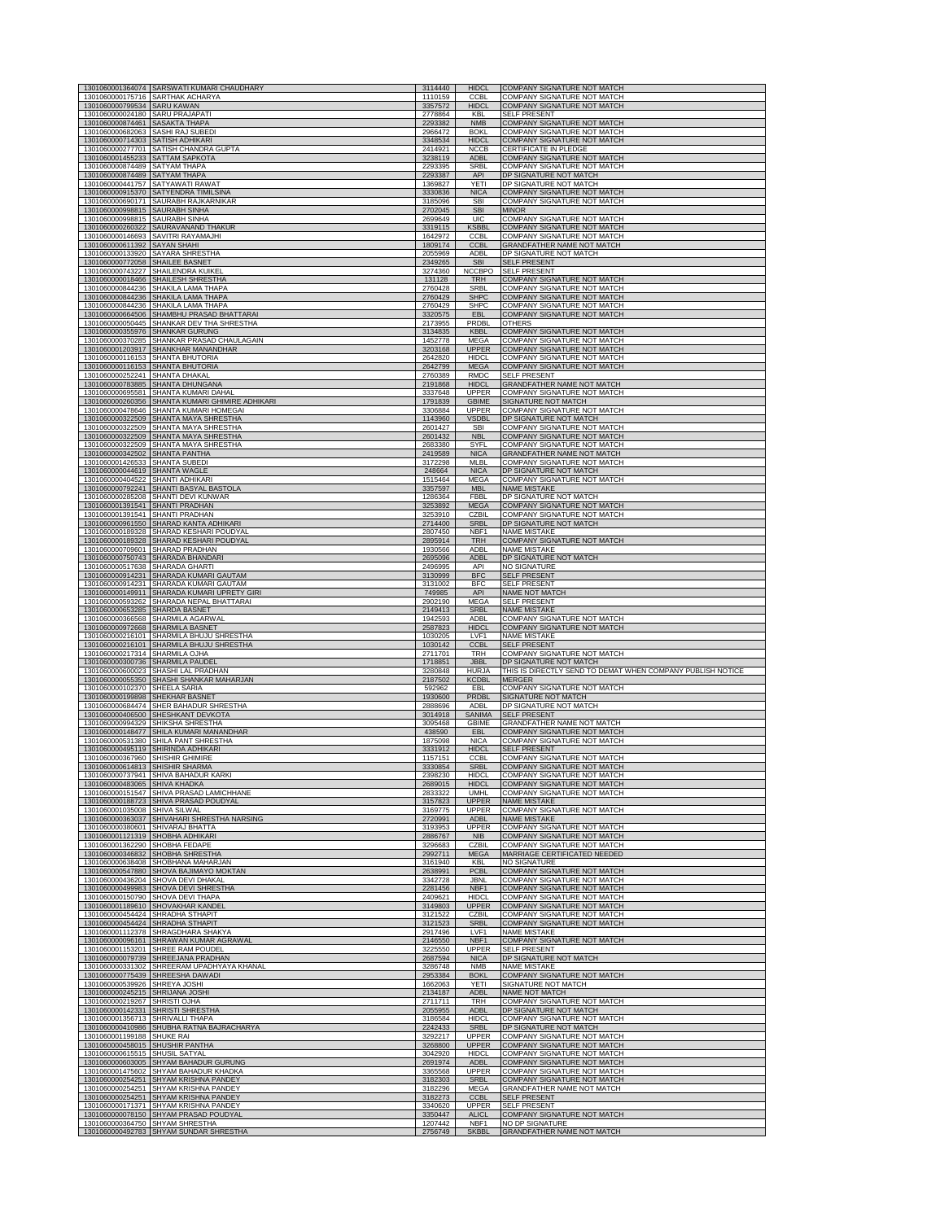| | | | | |
|---|---|---|---|---|
| 1301060001364074 | SARSWATI KUMARI CHAUDHARY | 3114440 | HIDCL | COMPANY SIGNATURE NOT MATCH |
| 1301060000175716 | SARTHAK ACHARYA | 1110159 | CCBL | COMPANY SIGNATURE NOT MATCH |
| 1301060000799534 | SARU KAWAN | 3357572 | HIDCL | COMPANY SIGNATURE NOT MATCH |
| 1301060000024180 | SARU PRAJAPATI | 2778864 | KBL | SELF PRESENT |
| 1301060000874461 | SASAKTA THAPA | 2293382 | NMB | COMPANY SIGNATURE NOT MATCH |
| 1301060000682063 | SASHI RAJ SUBEDI | 2966472 | BOKL | COMPANY SIGNATURE NOT MATCH |
| 1301060000714303 | SATISH ADHIKARI | 3348534 | HIDCL | COMPANY SIGNATURE NOT MATCH |
| 1301060000277701 | SATISH CHANDRA GUPTA | 2414921 | NCCB | CERTIFICATE IN PLEDGE |
| 1301060001455233 | SATTAM SAPKOTA | 3238119 | ADBL | COMPANY SIGNATURE NOT MATCH |
| 1301060000874489 | SATYAM THAPA | 2293395 | SRBL | COMPANY SIGNATURE NOT MATCH |
| 1301060000874489 | SATYAM THAPA | 2293387 | API | DP SIGNATURE NOT MATCH |
| 1301060000441757 | SATYAWATI RAWAT | 1369827 | YETI | DP SIGNATURE NOT MATCH |
| 1301060000915370 | SATYENDRA TIMILSINA | 3330836 | NICA | COMPANY SIGNATURE NOT MATCH |
| 1301060000690171 | SAURABH RAJKARNIKAR | 3185096 | SBI | COMPANY SIGNATURE NOT MATCH |
| 1301060000998815 | SAURABH SINHA | 2702045 | SBI | MINOR |
| 1301060000998815 | SAURABH SINHA | 2699649 | UIC | COMPANY SIGNATURE NOT MATCH |
| 1301060000260322 | SAURAVANAND THAKUR | 3319115 | KSBBL | COMPANY SIGNATURE NOT MATCH |
| 1301060000146693 | SAVITRI RAYAMAJHI | 1642972 | CCBL | COMPANY SIGNATURE NOT MATCH |
| 1301060000611392 | SAYAN SHAHI | 1809174 | CCBL | GRANDFATHER NAME NOT MATCH |
| 1301060000133920 | SAYARA SHRESTHA | 2055969 | ADBL | DP SIGNATURE NOT MATCH |
| 1301060000772058 | SHAILEE BASNET | 2349265 | SBI | SELF PRESENT |
| 1301060000743227 | SHAILENDRA KUIKEL | 3274360 | NCCBPO | SELF PRESENT |
| 1301060000018466 | SHAILESH SHRESTHA | 131128 | TRH | COMPANY SIGNATURE NOT MATCH |
| 1301060000844236 | SHAKILA LAMA THAPA | 2760428 | SRBL | COMPANY SIGNATURE NOT MATCH |
| 1301060000844236 | SHAKILA LAMA THAPA | 2760429 | SHPC | COMPANY SIGNATURE NOT MATCH |
| 1301060000844236 | SHAKILA LAMA THAPA | 2760429 | SHPC | COMPANY SIGNATURE NOT MATCH |
| 1301060000664506 | SHAMBHU PRASAD BHATTARAI | 3320575 | EBL | COMPANY SIGNATURE NOT MATCH |
| 1301060000050445 | SHANKAR DEV THA SHRESTHA | 2173955 | PRDBL | OTHERS |
| 1301060000355976 | SHANKAR GURUNG | 3134835 | KBBL | COMPANY SIGNATURE NOT MATCH |
| 1301060000370285 | SHANKAR PRASAD CHAULAGAIN | 1452778 | MEGA | COMPANY SIGNATURE NOT MATCH |
| 1301060001203917 | SHANKHAR MANANDHAR | 3203168 | UPPER | COMPANY SIGNATURE NOT MATCH |
| 1301060000116153 | SHANTA BHUTORIA | 2642820 | HIDCL | COMPANY SIGNATURE NOT MATCH |
| 1301060000116153 | SHANTA BHUTORIA | 2642799 | MEGA | COMPANY SIGNATURE NOT MATCH |
| 1301060000252241 | SHANTA DHAKAL | 2760389 | RMDC | SELF PRESENT |
| 1301060000783885 | SHANTA DHUNGANA | 2191868 | HIDCL | GRANDFATHER NAME NOT MATCH |
| 1301060000695581 | SHANTA KUMARI DAHAL | 3337648 | UPPER | COMPANY SIGNATURE NOT MATCH |
| 1301060000260356 | SHANTA KUMARI GHIMIRE ADHIKARI | 1791839 | GBIME | SIGNATURE NOT MATCH |
| 1301060000478646 | SHANTA KUMARI HOMEGAI | 3306884 | UPPER | COMPANY SIGNATURE NOT MATCH |
| 1301060000322509 | SHANTA MAYA SHRESTHA | 1143960 | VSDBL | DP SIGNATURE NOT MATCH |
| 1301060000322509 | SHANTA MAYA SHRESTHA | 2601427 | SBI | COMPANY SIGNATURE NOT MATCH |
| 1301060000322509 | SHANTA MAYA SHRESTHA | 2601432 | NBL | COMPANY SIGNATURE NOT MATCH |
| 1301060000322509 | SHANTA MAYA SHRESTHA | 2683380 | SYFL | COMPANY SIGNATURE NOT MATCH |
| 1301060000342502 | SHANTA PANTHA | 2419589 | NICA | GRANDFATHER NAME NOT MATCH |
| 1301060001426533 | SHANTA SUBEDI | 3172298 | MLBL | COMPANY SIGNATURE NOT MATCH |
| 1301060000044619 | SHANTA WAGLE | 248664 | NICA | DP SIGNATURE NOT MATCH |
| 1301060000404522 | SHANTI ADHIKARI | 1515464 | MEGA | COMPANY SIGNATURE NOT MATCH |
| 1301060000792241 | SHANTI BASYAL BASTOLA | 3357597 | MBL | NAME MISTAKE |
| 1301060000285208 | SHANTI DEVI KUNWAR | 1286364 | FBBL | DP SIGNATURE NOT MATCH |
| 1301060001391541 | SHANTI PRADHAN | 3253892 | MEGA | COMPANY SIGNATURE NOT MATCH |
| 1301060001391541 | SHANTI PRADHAN | 3253910 | CZBIL | COMPANY SIGNATURE NOT MATCH |
| 1301060000961550 | SHARAD KANTA ADHIKARI | 2714400 | SRBL | DP SIGNATURE NOT MATCH |
| 1301060000189328 | SHARAD KESHARI POUDYAL | 2807450 | NBF1 | NAME MISTAKE |
| 1301060000189328 | SHARAD KESHARI POUDYAL | 2895914 | TRH | COMPANY SIGNATURE NOT MATCH |
| 1301060000709601 | SHARAD PRADHAN | 1930566 | ADBL | NAME MISTAKE |
| 1301060000750743 | SHARADA BHANDARI | 2695096 | ADBL | DP SIGNATURE NOT MATCH |
| 1301060000517638 | SHARADA GHARTI | 2496995 | API | NO SIGNATURE |
| 1301060000914231 | SHARADA KUMARI GAUTAM | 3130999 | BFC | SELF PRESENT |
| 1301060000914231 | SHARADA KUMARI GAUTAM | 3131002 | BFC | SELF PRESENT |
| 1301060000149911 | SHARADA KUMARI UPRETY GIRI | 749985 | API | NAME NOT MATCH |
| 1301060000593262 | SHARADA NEPAL BHATTARAI | 2902190 | MEGA | SELF PRESENT |
| 1301060000653285 | SHARDA BASNET | 2149413 | SRBL | NAME MISTAKE |
| 1301060000366568 | SHARMILA AGARWAL | 1942593 | ADBL | COMPANY SIGNATURE NOT MATCH |
| 1301060000972668 | SHARMILA BASNET | 2587823 | HIDCL | COMPANY SIGNATURE NOT MATCH |
| 1301060000216101 | SHARMILA BHUJU SHRESTHA | 1030205 | LVF1 | NAME MISTAKE |
| 1301060000216101 | SHARMILA BHUJU SHRESTHA | 1030142 | CCBL | SELF PRESENT |
| 1301060000217314 | SHARMILA OJHA | 2711701 | TRH | COMPANY SIGNATURE NOT MATCH |
| 1301060000300736 | SHARMILA PAUDEL | 1718851 | JBBL | DP SIGNATURE NOT MATCH |
| 1301060000600023 | SHASHI LAL PRADHAN | 3280848 | HURJA | THIS IS DIRECTLY SEND TO DEMAT WHEN COMPANY PUBLISH NOTICE |
| 1301060000055350 | SHASHI SHANKAR MAHARJAN | 2187502 | KCDBL | MERGER |
| 1301060000102370 | SHEELA SARIA | 592962 | EBL | COMPANY SIGNATURE NOT MATCH |
| 1301060000199898 | SHEKHAR BASNET | 1930600 | PRDBL | SIGNATURE NOT MATCH |
| 1301060000684474 | SHER BAHADUR SHRESTHA | 2888696 | ADBL | DP SIGNATURE NOT MATCH |
| 1301060000406500 | SHESHKANT DEVKOTA | 3014918 | SANIMA | SELF PRESENT |
| 1301060000994329 | SHIKSHA SHRESTHA | 3095468 | GBIME | GRANDFATHER NAME NOT MATCH |
| 1301060000148477 | SHILA KUMARI MANANDHAR | 438590 | EBL | COMPANY SIGNATURE NOT MATCH |
| 1301060000531380 | SHILA PANT SHRESTHA | 1875098 | NICA | COMPANY SIGNATURE NOT MATCH |
| 1301060000495119 | SHIRINDA ADHIKARI | 3331912 | HIDCL | SELF PRESENT |
| 1301060000367960 | SHISHIR GHIMIRE | 1157151 | CCBL | COMPANY SIGNATURE NOT MATCH |
| 1301060000614813 | SHISHIR SHARMA | 3330854 | SRBL | COMPANY SIGNATURE NOT MATCH |
| 1301060000737941 | SHIVA BAHADUR KARKI | 2398230 | HIDCL | COMPANY SIGNATURE NOT MATCH |
| 1301060000483065 | SHIVA KHADKA | 2689015 | HIDCL | COMPANY SIGNATURE NOT MATCH |
| 1301060000151547 | SHIVA PRASAD LAMICHHANE | 2833322 | UMHL | COMPANY SIGNATURE NOT MATCH |
| 1301060000188723 | SHIVA PRASAD POUDYAL | 3157823 | UPPER | NAME MISTAKE |
| 1301060001035008 | SHIVA SILWAL | 3169775 | UPPER | COMPANY SIGNATURE NOT MATCH |
| 1301060000363037 | SHIVAHARI SHRESTHA NARSING | 2720991 | ADBL | NAME MISTAKE |
| 1301060000380601 | SHIVARAJ BHATTA | 3193953 | UPPER | COMPANY SIGNATURE NOT MATCH |
| 1301060001121319 | SHOBHA ADHIKARI | 2886767 | NIB | COMPANY SIGNATURE NOT MATCH |
| 1301060001362290 | SHOBHA FEDAPE | 3296683 | CZBIL | COMPANY SIGNATURE NOT MATCH |
| 1301060000346832 | SHOBHA SHRESTHA | 2992711 | MEGA | MARRIAGE CERTIFICATED NEEDED |
| 1301060000638408 | SHOBHANA MAHARJAN | 3161940 | KBL | NO SIGNATURE |
| 1301060000547880 | SHOVA BAJIMAYO MOKTAN | 2638991 | PCBL | COMPANY SIGNATURE NOT MATCH |
| 1301060000436204 | SHOVA DEVI DHAKAL | 3342728 | JBNL | COMPANY SIGNATURE NOT MATCH |
| 1301060000499983 | SHOVA DEVI SHRESTHA | 2281456 | NBF1 | COMPANY SIGNATURE NOT MATCH |
| 1301060000150790 | SHOVA DEVI THAPA | 2409621 | HIDCL | COMPANY SIGNATURE NOT MATCH |
| 1301060001189610 | SHOVAKHAR KANDEL | 3149803 | UPPER | COMPANY SIGNATURE NOT MATCH |
| 1301060000454424 | SHRADHA STHAPIT | 3121522 | CZBIL | COMPANY SIGNATURE NOT MATCH |
| 1301060000454424 | SHRADHA STHAPIT | 3121523 | SRBL | COMPANY SIGNATURE NOT MATCH |
| 1301060001112378 | SHRAGDHARA SHAKYA | 2917496 | LVF1 | NAME MISTAKE |
| 1301060000096161 | SHRAWAN KUMAR AGRAWAL | 2146550 | NBF1 | COMPANY SIGNATURE NOT MATCH |
| 1301060001153201 | SHREE RAM POUDEL | 3225550 | UPPER | SELF PRESENT |
| 1301060000079739 | SHREEJANA PRADHAN | 2687594 | NICA | DP SIGNATURE NOT MATCH |
| 1301060000331302 | SHREERAM UPADHYAYA KHANAL | 3286748 | NMB | NAME MISTAKE |
| 1301060000775439 | SHREESHA DAWADI | 2953384 | BOKL | COMPANY SIGNATURE NOT MATCH |
| 1301060000539926 | SHREYA JOSHI | 1662063 | YETI | SIGNATURE NOT MATCH |
| 1301060000245215 | SHRIJANA JOSHI | 2134187 | ADBL | NAME NOT MATCH |
| 1301060000219267 | SHRISTI OJHA | 2711711 | TRH | COMPANY SIGNATURE NOT MATCH |
| 1301060000142331 | SHRISTI SHRESTHA | 2055955 | ADBL | DP SIGNATURE NOT MATCH |
| 1301060001356713 | SHRIVALLI THAPA | 3186584 | HIDCL | COMPANY SIGNATURE NOT MATCH |
| 1301060000410986 | SHUBHA RATNA BAJRACHARYA | 2242433 | SRBL | DP SIGNATURE NOT MATCH |
| 1301060001199188 | SHUKE RAI | 3292217 | UPPER | COMPANY SIGNATURE NOT MATCH |
| 1301060000458015 | SHUSHIR PANTHA | 3268800 | UPPER | COMPANY SIGNATURE NOT MATCH |
| 1301060000615515 | SHUSIL SATYAL | 3042920 | HIDCL | COMPANY SIGNATURE NOT MATCH |
| 1301060000603005 | SHYAM BAHADUR GURUNG | 2691974 | ADBL | COMPANY SIGNATURE NOT MATCH |
| 1301060001475602 | SHYAM BAHADUR KHADKA | 3365568 | UPPER | COMPANY SIGNATURE NOT MATCH |
| 1301060000254251 | SHYAM KRISHNA PANDEY | 3182303 | SRBL | COMPANY SIGNATURE NOT MATCH |
| 1301060000254251 | SHYAM KRISHNA PANDEY | 3182296 | MEGA | GRANDFATHER NAME NOT MATCH |
| 1301060000254251 | SHYAM KRISHNA PANDEY | 3182273 | CCBL | SELF PRESENT |
| 1301060000171371 | SHYAM KRISHNA PANDEY | 3340620 | UPPER | SELF PRESENT |
| 1301060000078150 | SHYAM PRASAD POUDYAL | 3350447 | ALICL | COMPANY SIGNATURE NOT MATCH |
| 1301060000364750 | SHYAM SHRESTHA | 1207442 | NBF1 | NO DP SIGNATURE |
| 1301060000492783 | SHYAM SUNDAR SHRESTHA | 2756749 | SKBBL | GRANDFATHER NAME NOT MATCH |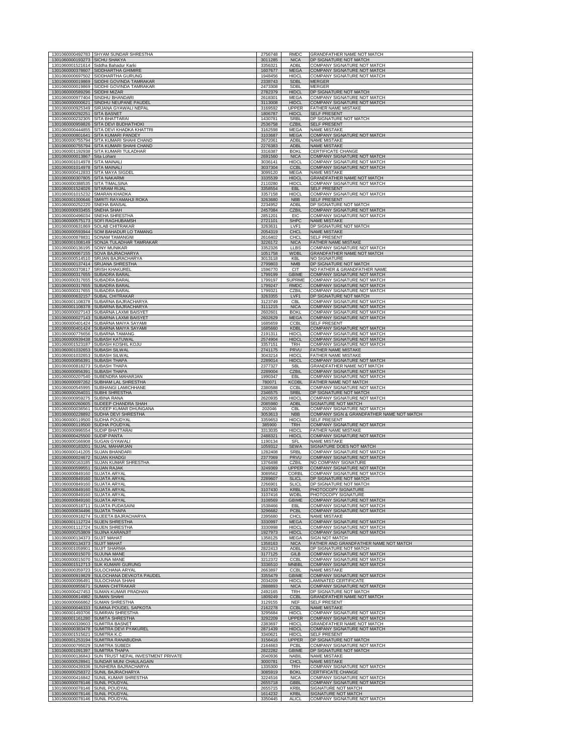| | | | | |
|---|---|---|---|---|
| 1301060000492783 | SHYAM SUNDAR SHRESTHA | 2756748 | RMDC | GRANDFATHER NAME NOT MATCH |
| 1301060000193273 | SICHU SHAKYA | 3011285 | NICA | DP SIGNATURE NOT MATCH |
| 1301060001521614 | Siddha Bahadur Karki | 3356321 | ADBL | COMPANY SIGNATURE NOT MATCH |
| 1301060000378607 | SIDDHARTHA GHIMIRE | 1607677 | MEGA | COMPANY SIGNATURE NOT MATCH |
| 1301060000697502 | SIDDHARTHA GURUNG | 1948456 | HIDCL | COMPANY SIGNATURE NOT MATCH |
| 1301060000019869 | SIDDHI GOVINDA TAMRAKAR | 2338743 | SDBL | MERGER |
| 1301060000019869 | SIDDHI GOVINDA TAMRAKAR | 2473308 | SDBL | MERGER |
| 1301060000589296 | SIDDHI MIZAR | 2782379 | HIDCL | DP SIGNATURE NOT MATCH |
| 1301060000977404 | SINDHU BHANDARI | 2618301 | MEGA | COMPANY SIGNATURE NOT MATCH |
| 1301060000000621 | SINDHU NEUPANE PAUDEL | 3113008 | HIDCL | COMPANY SIGNATURE NOT MATCH |
| 1301060000925349 | SIRJANA GYAWALI NEPAL | 3169592 | UPPER | FATHER NAME MISTAKE |
| 1301060000292251 | SITA BASNET | 1806787 | HIDCL | SELF PRESENT |
| 1301060000232305 | SITA BHATTARAI | 1430781 | SRBL | DP SIGNATURE NOT MATCH |
| 1301060000959826 | SITA DEVI BUDHATHOKI | 2536758 | CZBIL | SELF PRESENT |
| 1301060000444855 | SITA DEVI KHADKA KHATTRI | 3162598 | MEGA | NAME MISTAKE |
| 1301060000801641 | SITA KUMARI PANDEY | 3103687 | MEGA | COMPANY SIGNATURE NOT MATCH |
| 1301060000755794 | SITA KUMARI SHAHI CHAND | 2672061 | ADBL | NAME MISTAKE |
| 1301060000755794 | SITA KUMARI SHAHI CHAND | 2276383 | ADBL | NAME MISTAKE |
| 1301060001192938 | SITA KUMARI TULADHAR | 3316387 | BOKL | CERTIFICATE CHANGE |
| 1301060000013867 | Sita Lohani | 2691560 | NICA | COMPANY SIGNATURE NOT MATCH |
| 1301060001014978 | SITA MAINALI | 3036141 | HIDCL | COMPANY SIGNATURE NOT MATCH |
| 1301060001014978 | SITA MAINALI | 3037304 | CCBL | COMPANY SIGNATURE NOT MATCH |
| 1301060000412833 | SITA MAYA SIGDEL | 3099120 | MEGA | NAME MISTAKE |
| 1301060000307805 | SITA NAKARMI | 3335539 | HIDCL | GRANDFATHER NAME NOT MATCH |
| 1301060000388535 | SITA TIMALSINA | 2110280 | HIDCL | COMPANY SIGNATURE NOT MATCH |
| 1301060001524026 | SITARAM RIJAL | 3358554 | EBL | SELF PRESENT |
| 1301060001015232 | SMARAN KHADKA | 3357158 | HIDCL | COMPANY SIGNATURE NOT MATCH |
| 1301060001000646 | SMRITI RAYAMAHJI ROKA | 3263680 | NBB | SELF PRESENT |
| 1301060000252220 | SNEHA BANSAL | 2234952 | ADBL | DP SIGNATURE NOT MATCH |
| 1301060000933455 | SNEHA SHAH | 2457084 | CZBIL | COMPANY SIGNATURE NOT MATCH |
| 1301060000496034 | SNEHA SHRESTHA | 2851201 | EIC | COMPANY SIGNATURE NOT MATCH |
| 1301060000575173 | SOFI RAGHUBAMSH | 2721101 | SHPC | NAME MISTAKE |
| 1301060000631869 | SOLAB CHITRAKAR | 3263631 | LVF1 | DP SIGNATURE NOT MATCH |
| 1301060000593944 | SOM BAHADUR LO TAMANG | 2054319 | CHCL | NAME MISTAKE |
| 1301060000878831 | SONAM TAMANGNI | 2616402 | CHCL | SELF PRESENT |
| 1301060001008149 | SONJA TULADHAR TAMRAKAR | 3226172 | NICA | FATHER NAME MISTAKE |
| 1301060000136195 | SONY MUNIKAR | 3352326 | LLBS | COMPANY SIGNATURE NOT MATCH |
| 1301060000067155 | SOVA BAJRACHARYA | 1051758 | WDBL | GRANDFATHER NAME NOT MATCH |
| 1301060000514510 | SRIJAN BAJRACHARYA | 3013118 | KBL | NO SIGNATURE |
| 1301060000137414 | SRIJANA SHRESTHA | 2799803 | NMB | DP SIGNATURE NOT MATCH |
| 1301060000370817 | SRISH KHAKUREL | 1596770 | CIT | NO FATHER & GRANDFATHER NAME |
| 1301060000317655 | SUBADRA BARAL | 1799199 | GBIME | COMPANY SIGNATURE NOT MATCH |
| 1301060000317655 | SUBADRA BARAL | 1799197 | SUPRME | COMPANY SIGNATURE NOT MATCH |
| 1301060000317655 | SUBADRA BARAL | 1799247 | RMDC | COMPANY SIGNATURE NOT MATCH |
| 1301060000317655 | SUBADRA BARAL | 1799321 | CZBIL | COMPANY SIGNATURE NOT MATCH |
| 1301060000632157 | SUBAL CHITRAKAR | 3263355 | LVF1 | DP SIGNATURE NOT MATCH |
| 1301060001108378 | SUBARNA BAJRACHARYA | 3123749 | CBL | COMPANY SIGNATURE NOT MATCH |
| 1301060001108378 | SUBARNA BAJRACHARYA | 3111215 | NICA | COMPANY SIGNATURE NOT MATCH |
| 1301060000027143 | SUBARNA LAXMI BAISYET | 2602601 | BOKL | COMPANY SIGNATURE NOT MATCH |
| 1301060000027143 | SUBARNA LAXMI BAISYET | 2602629 | MEGA | COMPANY SIGNATURE NOT MATCH |
| 1301060000401424 | SUBARNA MAIYA SAYAMI | 1685659 | CCBL | SELF PRESENT |
| 1301060000401424 | SUBARNA MAIYA SAYAMI | 1685660 | KDBL | COMPANY SIGNATURE NOT MATCH |
| 1301060000776656 | SUBARNA TAMANG | 2191311 | HIDCL | COMPANY SIGNATURE NOT MATCH |
| 1301060000939438 | SUBASH KATUWAL | 2574904 | HIDCL | COMPANY SIGNATURE NOT MATCH |
| 1301060001523187 | SUBASH KOSHIL KOJU | 3357151 | TRH | COMPANY SIGNATURE NOT MATCH |
| 1301060001032653 | SUBASH SILWAL | 2741175 | PRVU | FATHER NAME MISTAKE |
| 1301060001032653 | SUBASH SILWAL | 3043214 | HIDCL | FATHER NAME MISTAKE |
| 1301060000856391 | SUBASH THAPA | 2289014 | HIDCL | COMPANY SIGNATURE NOT MATCH |
| 1301060000818273 | SUBASH THAPA | 2377327 | SBL | GRANDFATHER NAME NOT MATCH |
| 1301060000856391 | SUBASH THAPA | 2289004 | CZBIL | COMPANY SIGNATURE NOT MATCH |
| 1301060000207540 | SUBENDRA MAHARJAN | 1990347 | EBL | COMPANY SIGNATURE NOT MATCH |
| 1301060000097262 | SUBHAM LAL SHRESTHA | 780071 | KCDBL | FATHER NAME NOT MATCH |
| 1301060000545995 | SUBHANGI LAMICHHANE | 2380588 | CCBL | COMPANY SIGNATURE NOT MATCH |
| 1301060000264031 | SUBHI SHRESTHA | 2346575 | SRBL | DP SIGNATURE NOT MATCH |
| 1301060000959275 | SUBINA RANA | 2620935 | HIDCL | COMPANY SIGNATURE NOT MATCH |
| 1301060000260605 | SUDEEP CHANDRA SHAH | 2085980 | ADBL | SIGNATURE NOT MATCH |
| 1301060000036561 | SUDEEP KUMAR DHUNGANA | 202046 | CBL | COMPANY SIGNATURE NOT MATCH |
| 1301060000228892 | SUDHA DEVI SHRESTHA | 3053613 | NBB | COMPANY SIGN & GRANDFATHER NAME NOT MATCH |
| 1301060000119500 | SUDHA POUDYAL | 3359653 | HIDCL | SELF PRESENT |
| 1301060000119500 | SUDHA POUDYAL | 385900 | TRH | COMPANY SIGNATURE NOT MATCH |
| 1301060000996554 | SUDIP BHATTARAI | 3313035 | HIDCL | FATHER NAME MISTAKE |
| 1301060000425500 | SUDIP PANTA | 2488321 | HIDCL | COMPANY SIGNATURE NOT MATCH |
| 1301060000166908 | SUGAN GYAWALI | 1190134 | SFL | NAME MISTAKE |
| 1301060000183201 | SUJAL MAHARJAN | 1059312 | SEWA | SIGNATURE DOES NOT MATCH |
| 1301060000141205 | SUJAN BHANDARI | 1282408 | SRBL | COMPANY SIGNATURE NOT MATCH |
| 1301060000024672 | SUJAN KHADGI | 2377069 | PRVU | COMPANY SIGNATURE NOT MATCH |
| 1301060000163185 | SUJAN KUMAR SHRESTHA | 1376498 | CZBIL | NO COMPANY SIGNATURE |
| 1301060000599551 | SUJAN RAJAK | 3249369 | UPPER | COMPANY SIGNATURE NOT MATCH |
| 1301060000849160 | SUJATA ARYAL | 3089562 | CORBL | COMPANY SIGNATURE NOT MATCH |
| 1301060000849160 | SUJATA ARYAL | 2289607 | SLICL | DP SIGNATURE NOT MATCH |
| 1301060000849160 | SUJATA ARYAL | 2266901 | SLICL | DP SIGNATURE NOT MATCH |
| 1301060000849160 | SUJATA ARYAL | 3107430 | KRBL | PHOTOCOPY SIGNATURE |
| 1301060000849160 | SUJATA ARYAL | 3107416 | WDBL | PHOTOCOPY SIGNATURE |
| 1301060000849160 | SUJATA ARYAL | 3108569 | GBIME | COMPANY SIGNATURE NOT MATCH |
| 1301060000518711 | SUJATA PUDASAINI | 1538466 | EBL | COMPANY SIGNATURE NOT MATCH |
| 1301060000834496 | SUJATA THAPA | 3296682 | PCBL | COMPANY SIGNATURE NOT MATCH |
| 1301060000918274 | SUJEETA BAJRACHARYA | 2395680 | CHCL | NAME MISTAKE |
| 1301060001112724 | SUJEN SHRESTHA | 3330997 | MEGA | COMPANY SIGNATURE NOT MATCH |
| 1301060001112724 | SUJEN SHRESTHA | 3330998 | HIDCL | COMPANY SIGNATURE NOT MATCH |
| 1301060000253809 | SUJINA KARANJIT | 1927973 | HIDCL | COMPANY SIGNATURE NOT MATCH |
| 1301060000134373 | SUJIT MAHAT | 1358125 | MEGA | SIGN NOT MATCH |
| 1301060000134373 | SUJIT MAHAT | 1358163 | NICA | FATHER AND GRANDFATHER NAME NOT MATCH |
| 1301060001059901 | SUJIT SHARMA | 2822413 | ADBL | DP SIGNATURE NOT MATCH |
| 1301060000015070 | SUJUNA MANE | 3177125 | GILB | COMPANY SIGNATURE NOT MATCH |
| 1301060000015070 | SUJUNA MANE | 3212372 | CCBL | COMPANY SIGNATURE NOT MATCH |
| 1301060001512713 | SUK KUMARI GURUNG | 3336510 | MNBBL | COMPANY SIGNATURE NOT MATCH |
| 1301060000359723 | SULOCHANA ARYAL | 2663897 | CCBL | NAME MISTAKE |
| 1301060000919829 | SULOCHANA DEVKOTA PAUDEL | 3355479 | GBIME | COMPANY SIGNATURE NOT MATCH |
| 1301060000396491 | SULOCHANA SHAHI | 2034209 | HIDCL | LAMINATED CERTIFICATE |
| 1301060000955671 | SUMAN CHITRAKAR | 2888893 | NICA | COMPANY SIGNATURE NOT MATCH |
| 1301060000427453 | SUMAN KUMAR PRADHAN | 2492165 | TRH | DP SIGNATURE NOT MATCH |
| 1301060000614982 | SUMAN SHAHI | 1809249 | CCBL | GRANDFATHER NAME NOT MATCH |
| 1301060000666862 | SUMAN SHRESTHA | 3129155 | NEF | SELF PRESENT |
| 1301060000046333 | SUMINA POUDEL SAPKOTA | 2162278 | CCBL | NAME MISTAKE |
| 1301060001493706 | SUMIRAN SHRESTHA | 3295684 | HIDCL | COMPANY SIGNATURE NOT MATCH |
| 1301060001161280 | SUMITA SHRESTHA | 3292209 | UPPER | COMPANY SIGNATURE NOT MATCH |
| 1301060000339603 | SUMITRA BASNET | 2383697 | HIDCL | GRANDFATHER NAME NOT MATCH |
| 1301060000383478 | SUMITRA DEVI PYAKUREL | 2871439 | HIDCL | COMPANY SIGNATURE NOT MATCH |
| 1301060001515621 | SUMITRA K.C | 3340621 | HIDCL | SELF PRESENT |
| 1301060001253194 | SUMITRA RANABUDHA | 3156416 | UPPER | DP SIGNATURE NOT MATCH |
| 1301060000795029 | SUMITRA SUBEDI | 2164663 | PCBL | COMPANY SIGNATURE NOT MATCH |
| 1301060001091397 | SUMITRA THAPA | 2822282 | GBIME | DP SIGNATURE NOT MATCH |
| 1301060000136843 | SUN TRUST NEPAL INVESTMENT PRIVATE | 2040936 | NABIL | NAME MISTAKE |
| 1301060000528941 | SUNDAR MUNI CHAULAGAIN | 3000781 | CHCL | NAME MISTAKE |
| 1301060000439336 | SUNIHERA BAJRACHARYA | 1335300 | TRH | COMPANY SIGNATURE NOT MATCH |
| 1301060000258372 | SUNIL BAJRACHARYA | 3085919 | BOKL | CERTIFICATE CHANGE |
| 1301060000416842 | SUNIL KUMAR SHRESTHA | 3224516 | NICA | COMPANY SIGNATURE NOT MATCH |
| 1301060000078146 | SUNIL POUDYAL | 2655718 | GBBL | COMPANY SIGNATURE NOT MATCH |
| 1301060000078146 | SUNIL POUDYAL | 2655715 | KRBL | SIGNATURE NOT MATCH |
| 1301060000078146 | SUNIL POUDYAL | 1614232 | KRBL | SIGNATURE NOT MATCH |
| 1301060000078146 | SUNIL POUDYAL | 3350445 | ALICL | COMPANY SIGNATURE NOT MATCH |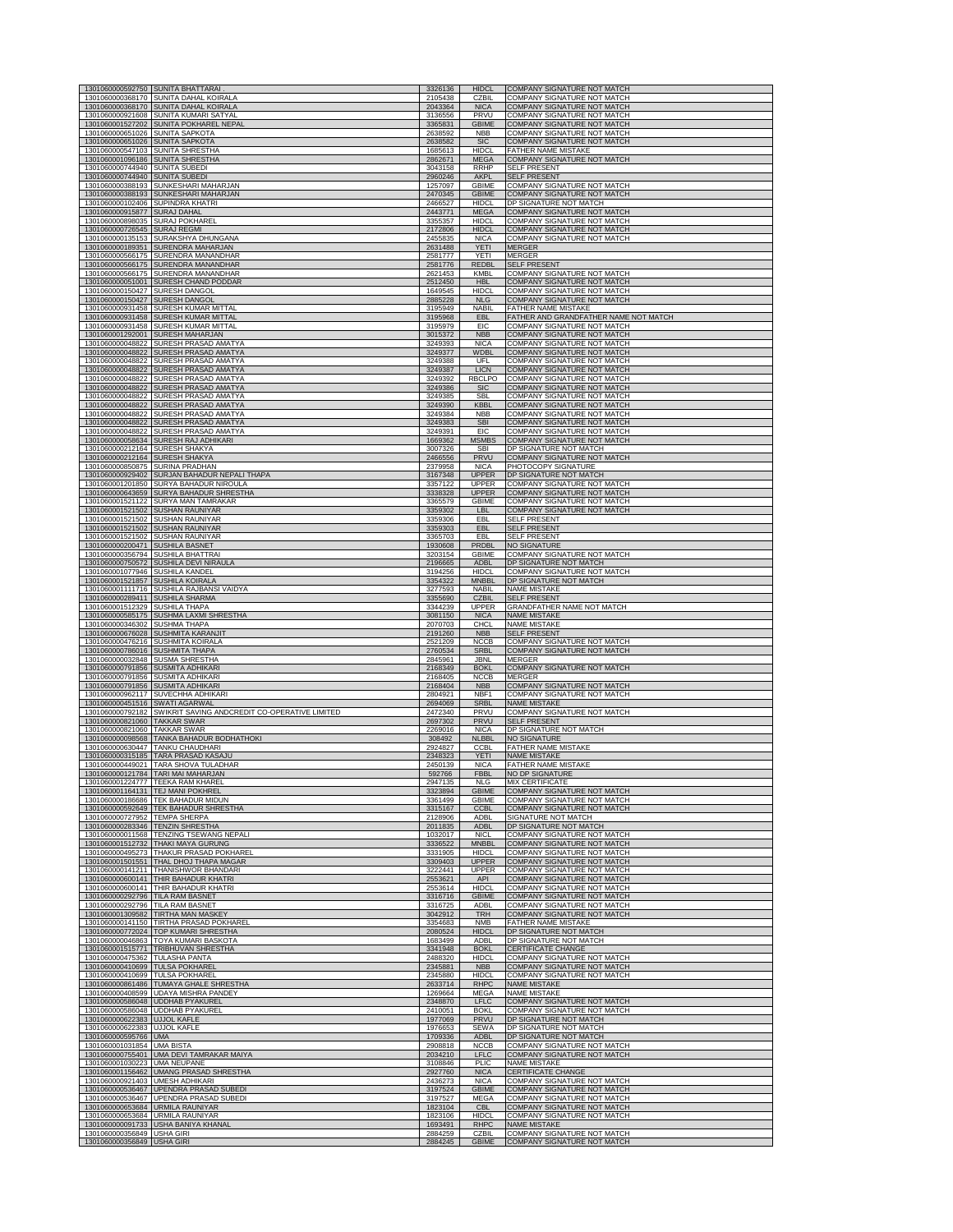| | | | | |
|---|---|---|---|---|
| 1301060000592750 | SUNITA BHATTARAI . | 3326136 | HIDCL | COMPANY SIGNATURE NOT MATCH |
| 1301060000368170 | SUNITA DAHAL KOIRALA | 2105438 | CZBIL | COMPANY SIGNATURE NOT MATCH |
| 1301060000368170 | SUNITA DAHAL KOIRALA | 2043364 | NICA | COMPANY SIGNATURE NOT MATCH |
| 1301060000921608 | SUNITA KUMARI SATYAL | 3136556 | PRVU | COMPANY SIGNATURE NOT MATCH |
| 1301060001527202 | SUNITA POKHAREL NEPAL | 3365831 | GBIME | COMPANY SIGNATURE NOT MATCH |
| 1301060000651026 | SUNITA SAPKOTA | 2638592 | NBB | COMPANY SIGNATURE NOT MATCH |
| 1301060000651026 | SUNITA SAPKOTA | 2638582 | SIC | COMPANY SIGNATURE NOT MATCH |
| 1301060000547103 | SUNITA SHRESTHA | 1685613 | HIDCL | FATHER NAME MISTAKE |
| 1301060001096186 | SUNITA SHRESTHA | 2862671 | MEGA | COMPANY SIGNATURE NOT MATCH |
| 1301060000744940 | SUNITA SUBEDI | 3043158 | RRHP | SELF PRESENT |
| 1301060000744940 | SUNITA SUBEDI | 2960246 | AKPL | SELF PRESENT |
| 1301060000388193 | SUNKESHARI MAHARJAN | 1257097 | GBIME | COMPANY SIGNATURE NOT MATCH |
| 1301060000388193 | SUNKESHARI MAHARJAN | 2470345 | GBIME | COMPANY SIGNATURE NOT MATCH |
| 1301060000102406 | SUPINDRA KHATRI | 2466527 | HIDCL | DP SIGNATURE NOT MATCH |
| 1301060000915877 | SURAJ DAHAL | 2443771 | MEGA | COMPANY SIGNATURE NOT MATCH |
| 1301060000898035 | SURAJ POKHAREL | 3355357 | HIDCL | COMPANY SIGNATURE NOT MATCH |
| 1301060000726545 | SURAJ REGMI | 2172806 | HIDCL | COMPANY SIGNATURE NOT MATCH |
| 1301060000135153 | SURAKSHYA DHUNGANA | 2455835 | NICA | COMPANY SIGNATURE NOT MATCH |
| 1301060000189351 | SURENDRA MAHARJAN | 2631488 | YETI | MERGER |
| 1301060000566175 | SURENDRA MANANDHAR | 2581777 | YETI | MERGER |
| 1301060000566175 | SURENDRA MANANDHAR | 2581776 | REDBL | SELF PRESENT |
| 1301060000566175 | SURENDRA MANANDHAR | 2621453 | KMBL | COMPANY SIGNATURE NOT MATCH |
| 1301060000051001 | SURESH CHAND PODDAR | 2512450 | HBL | COMPANY SIGNATURE NOT MATCH |
| 1301060000150427 | SURESH DANGOL | 1649545 | HIDCL | COMPANY SIGNATURE NOT MATCH |
| 1301060000150427 | SURESH DANGOL | 2885228 | NLG | COMPANY SIGNATURE NOT MATCH |
| 1301060000931458 | SURESH KUMAR MITTAL | 3195949 | NABIL | FATHER NAME MISTAKE |
| 1301060000931458 | SURESH KUMAR MITTAL | 3195968 | EBL | FATHER AND GRANDFATHER NAME NOT MATCH |
| 1301060000931458 | SURESH KUMAR MITTAL | 3195979 | EIC | COMPANY SIGNATURE NOT MATCH |
| 1301060001292001 | SURESH MAHARJAN | 3015372 | NBB | COMPANY SIGNATURE NOT MATCH |
| 1301060000048822 | SURESH PRASAD AMATYA | 3249393 | NICA | COMPANY SIGNATURE NOT MATCH |
| 1301060000048822 | SURESH PRASAD AMATYA | 3249377 | WDBL | COMPANY SIGNATURE NOT MATCH |
| 1301060000048822 | SURESH PRASAD AMATYA | 3249388 | UFL | COMPANY SIGNATURE NOT MATCH |
| 1301060000048822 | SURESH PRASAD AMATYA | 3249387 | LICN | COMPANY SIGNATURE NOT MATCH |
| 1301060000048822 | SURESH PRASAD AMATYA | 3249392 | RBCLPO | COMPANY SIGNATURE NOT MATCH |
| 1301060000048822 | SURESH PRASAD AMATYA | 3249386 | SIC | COMPANY SIGNATURE NOT MATCH |
| 1301060000048822 | SURESH PRASAD AMATYA | 3249385 | SBL | COMPANY SIGNATURE NOT MATCH |
| 1301060000048822 | SURESH PRASAD AMATYA | 3249390 | KBBL | COMPANY SIGNATURE NOT MATCH |
| 1301060000048822 | SURESH PRASAD AMATYA | 3249384 | NBB | COMPANY SIGNATURE NOT MATCH |
| 1301060000048822 | SURESH PRASAD AMATYA | 3249383 | SBI | COMPANY SIGNATURE NOT MATCH |
| 1301060000048822 | SURESH PRASAD AMATYA | 3249391 | EIC | COMPANY SIGNATURE NOT MATCH |
| 1301060000058634 | SURESH RAJ ADHIKARI | 1669362 | MSMBS | COMPANY SIGNATURE NOT MATCH |
| 1301060000212164 | SURESH SHAKYA | 3007326 | SBI | DP SIGNATURE NOT MATCH |
| 1301060000212164 | SURESH SHAKYA | 2466556 | PRVU | COMPANY SIGNATURE NOT MATCH |
| 1301060000850875 | SURINA PRADHAN | 2379958 | NICA | PHOTOCOPY SIGNATURE |
| 1301060000929402 | SURJAN BAHADUR NEPALI THAPA | 3167348 | UPPER | DP SIGNATURE NOT MATCH |
| 1301060001201850 | SURYA BAHADUR NIROULA | 3357122 | UPPER | COMPANY SIGNATURE NOT MATCH |
| 1301060000643659 | SURYA BAHADUR SHRESTHA | 3338328 | UPPER | COMPANY SIGNATURE NOT MATCH |
| 1301060001521122 | SURYA MAN TAMRAKAR | 3365579 | GBIME | COMPANY SIGNATURE NOT MATCH |
| 1301060001521502 | SUSHAN RAUNIYAR | 3359302 | LBL | COMPANY SIGNATURE NOT MATCH |
| 1301060001521502 | SUSHAN RAUNIYAR | 3359306 | EBL | SELF PRESENT |
| 1301060001521502 | SUSHAN RAUNIYAR | 3359303 | EBL | SELF PRESENT |
| 1301060001521502 | SUSHAN RAUNIYAR | 3365703 | EBL | SELF PRESENT |
| 1301060000200471 | SUSHILA BASNET | 1930608 | PRDBL | NO SIGNATURE |
| 1301060000356794 | SUSHILA BHATTRAI | 3203154 | GBIME | COMPANY SIGNATURE NOT MATCH |
| 1301060000750572 | SUSHILA DEVI NIRAULA | 2196665 | ADBL | DP SIGNATURE NOT MATCH |
| 1301060001077946 | SUSHILA KANDEL | 3194256 | HIDCL | COMPANY SIGNATURE NOT MATCH |
| 1301060001521857 | SUSHILA KOIRALA | 3354322 | MNBBL | DP SIGNATURE NOT MATCH |
| 1301060001111716 | SUSHILA RAJBANSI VAIDYA | 3277593 | NABIL | NAME MISTAKE |
| 1301060000289411 | SUSHILA SHARMA | 3355690 | CZBIL | SELF PRESENT |
| 1301060001512329 | SUSHILA THAPA | 3344239 | UPPER | GRANDFATHER NAME NOT MATCH |
| 1301060000585175 | SUSHMA LAXMI SHRESTHA | 3081150 | NICA | NAME MISTAKE |
| 1301060000346302 | SUSHMA THAPA | 2070703 | CHCL | NAME MISTAKE |
| 1301060000676028 | SUSHMITA KARANJIT | 2191260 | NBB | SELF PRESENT |
| 1301060000476216 | SUSHMITA KOIRALA | 2521209 | NCCB | COMPANY SIGNATURE NOT MATCH |
| 1301060000786016 | SUSHMITA THAPA | 2760534 | SRBL | COMPANY SIGNATURE NOT MATCH |
| 1301060000032848 | SUSMA SHRESTHA | 2845961 | JBNL | MERGER |
| 1301060000791856 | SUSMITA ADHIKARI | 2168349 | BOKL | COMPANY SIGNATURE NOT MATCH |
| 1301060000791856 | SUSMITA ADHIKARI | 2168405 | NCCB | MERGER |
| 1301060000791856 | SUSMITA ADHIKARI | 2168404 | NBB | COMPANY SIGNATURE NOT MATCH |
| 1301060000962117 | SUVECHHA ADHIKARI | 2804921 | NBF1 | COMPANY SIGNATURE NOT MATCH |
| 1301060000451516 | SWATI AGARWAL | 2694069 | SRBL | NAME MISTAKE |
| 1301060000792182 | SWIKRIT SAVING ANDCREDIT CO-OPERATIVE LIMITED | 2472340 | PRVU | COMPANY SIGNATURE NOT MATCH |
| 1301060000821060 | TAKKAR SWAR | 2697302 | PRVU | SELF PRESENT |
| 1301060000821060 | TAKKAR SWAR | 2269016 | NICA | DP SIGNATURE NOT MATCH |
| 1301060000098568 | TANKA BAHADUR BODHATHOKI | 308492 | NLBBL | NO SIGNATURE |
| 1301060000630447 | TANKU CHAUDHARI | 2924827 | CCBL | FATHER NAME MISTAKE |
| 1301060000315185 | TARA PRASAD KASAJU | 2348323 | YETI | NAME MISTAKE |
| 1301060000449021 | TARA SHOVA TULADHAR | 2450139 | NICA | FATHER NAME MISTAKE |
| 1301060000121784 | TARI MAI MAHARJAN | 592766 | FBBL | NO DP SIGNATURE |
| 1301060001224777 | TEEKA RAM KHAREL | 2947135 | NLG | MIX CERTIFICATE |
| 1301060001164131 | TEJ MANI POKHREL | 3323894 | GBIME | COMPANY SIGNATURE NOT MATCH |
| 1301060000186686 | TEK BAHADUR MIDUN | 3361499 | GBIME | COMPANY SIGNATURE NOT MATCH |
| 1301060000592649 | TEK BAHADUR SHRESTHA | 3315167 | CCBL | COMPANY SIGNATURE NOT MATCH |
| 1301060000727952 | TEMPA SHERPA | 2128906 | ADBL | SIGNATURE NOT MATCH |
| 1301060000283346 | TENZIN SHRESTHA | 2011835 | ADBL | DP SIGNATURE NOT MATCH |
| 1301060000011568 | TENZING TSEWANG NEPALI | 1032017 | NICL | COMPANY SIGNATURE NOT MATCH |
| 1301060001512732 | THAKI MAYA GURUNG | 3336522 | MNBBL | COMPANY SIGNATURE NOT MATCH |
| 1301060000495273 | THAKUR PRASAD POKHAREL | 3331905 | HIDCL | COMPANY SIGNATURE NOT MATCH |
| 1301060001501551 | THAL DHOJ THAPA MAGAR | 3309403 | UPPER | COMPANY SIGNATURE NOT MATCH |
| 1301060000141211 | THANISHWOR BHANDARI | 3222441 | UPPER | COMPANY SIGNATURE NOT MATCH |
| 1301060000600141 | THIR BAHADUR KHATRI | 2553621 | API | COMPANY SIGNATURE NOT MATCH |
| 1301060000600141 | THIR BAHADUR KHATRI | 2553614 | HIDCL | COMPANY SIGNATURE NOT MATCH |
| 1301060000292796 | TILA RAM BASNET | 3316716 | GBIME | COMPANY SIGNATURE NOT MATCH |
| 1301060000292796 | TILA RAM BASNET | 3316725 | ADBL | COMPANY SIGNATURE NOT MATCH |
| 1301060001309582 | TIRTHA MAN MASKEY | 3042912 | TRH | COMPANY SIGNATURE NOT MATCH |
| 1301060000141150 | TIRTHA PRASAD POKHAREL | 3354683 | NMB | FATHER NAME MISTAKE |
| 1301060000772024 | TOP KUMARI SHRESTHA | 2080524 | HIDCL | DP SIGNATURE NOT MATCH |
| 1301060000046863 | TOYA KUMARI BASKOTA | 1683499 | ADBL | DP SIGNATURE NOT MATCH |
| 1301060001515771 | TRIBHUVAN SHRESTHA | 3341948 | BOKL | CERTIFICATE CHANGE |
| 1301060000475362 | TULASHA PANTA | 2488320 | HIDCL | COMPANY SIGNATURE NOT MATCH |
| 1301060000410699 | TULSA POKHAREL | 2345881 | NBB | COMPANY SIGNATURE NOT MATCH |
| 1301060000410699 | TULSA POKHAREL | 2345880 | HIDCL | COMPANY SIGNATURE NOT MATCH |
| 1301060000861486 | TUMAYA GHALE SHRESTHA | 2633714 | RHPC | NAME MISTAKE |
| 1301060000408599 | UDAYA MISHRA PANDEY | 1269664 | MEGA | NAME MISTAKE |
| 1301060000586048 | UDDHAB PYAKUREL | 2348870 | LFLC | COMPANY SIGNATURE NOT MATCH |
| 1301060000586048 | UDDHAB PYAKUREL | 2410051 | BOKL | COMPANY SIGNATURE NOT MATCH |
| 1301060000622383 | UJJOL KAFLE | 1977069 | PRVU | DP SIGNATURE NOT MATCH |
| 1301060000622383 | UJJOL KAFLE | 1976653 | SEWA | DP SIGNATURE NOT MATCH |
| 1301060000595766 | UMA | 1709336 | ADBL | DP SIGNATURE NOT MATCH |
| 1301060001031854 | UMA BISTA | 2908818 | NCCB | COMPANY SIGNATURE NOT MATCH |
| 1301060000755401 | UMA DEVI TAMRAKAR MAIYA | 2034210 | LFLC | COMPANY SIGNATURE NOT MATCH |
| 1301060001030223 | UMA NEUPANE | 3108846 | PLIC | NAME MISTAKE |
| 1301060001156462 | UMANG PRASAD SHRESTHA | 2927760 | NICA | CERTIFICATE CHANGE |
| 1301060000921403 | UMESH ADHIKARI | 2436273 | NICA | COMPANY SIGNATURE NOT MATCH |
| 1301060000536467 | UPENDRA PRASAD SUBEDI | 3197524 | GBIME | COMPANY SIGNATURE NOT MATCH |
| 1301060000536467 | UPENDRA PRASAD SUBEDI | 3197527 | MEGA | COMPANY SIGNATURE NOT MATCH |
| 1301060000653684 | URMILA RAUNIYAR | 1823104 | CBL | COMPANY SIGNATURE NOT MATCH |
| 1301060000653684 | URMILA RAUNIYAR | 1823106 | HIDCL | COMPANY SIGNATURE NOT MATCH |
| 1301060000091733 | USHA BANIYA KHANAL | 1693491 | RHPC | NAME MISTAKE |
| 1301060000356849 | USHA GIRI | 2884259 | CZBIL | COMPANY SIGNATURE NOT MATCH |
| 1301060000356849 | USHA GIRI | 2884245 | GBIME | COMPANY SIGNATURE NOT MATCH |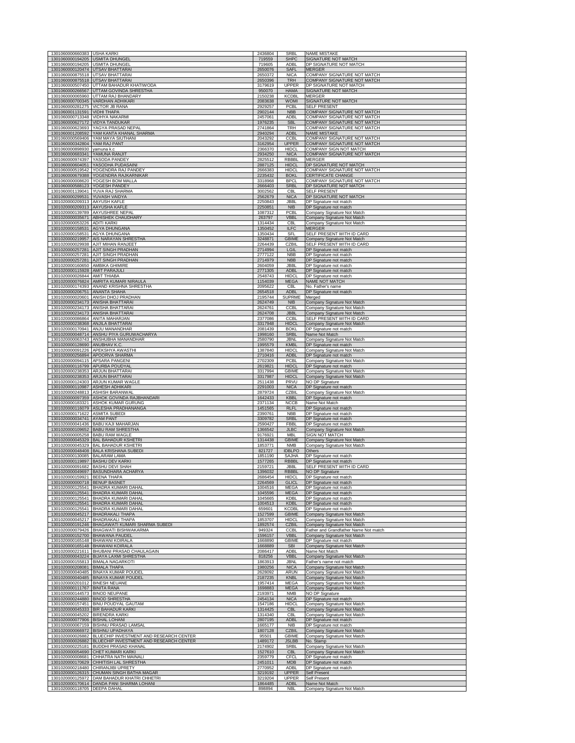| | | | | |
|---|---|---|---|---|
| 1301060000660383 | USHA KARKI | 2436804 | SRBL | NAME MISTAKE |
| 1301060000194205 | USMITA DHUNGEL | 719559 | SHPC | SIGNATURE NOT MATCH |
| 1301060000194205 | USMITA DHUNGEL | 719605 | ADBL | DP SIGNATURE NOT MATCH |
| 1301060000120474 | UTSAV BHATTARAI | 2650076 | SAFL | MERGER |
| 1301060000875518 | UTSAV BHATTARAI | 2650372 | NICA | COMPANY SIGNATURE NOT MATCH |
| 1301060000875518 | UTSAV BHATTARAI | 2650396 | TRH | COMPANY SIGNATURE NOT MATCH |
| 1301060000507450 | UTTAM BAHADUR KHATIWODA | 3179619 | UPPER | DP SIGNATURE NOT MATCH |
| 1301060000266567 | UTTAM GOVINDA SHRESTHA | 950070 | HAMA | SIGNATURE NOT MATCH |
| 1301060000065960 | UTTAM RAJ BHANDARY | 2150238 | KCDBL | MERGER |
| 1301060000700345 | VARDHAN ADHIKARI | 2083638 | WOMI | SIGNATURE NOT MATCH |
| 1301060000281275 | VICTOR JB RANA | 2929257 | PCBL | SELF PRESENT |
| 1301060001131591 | VIDHI THAPA | 2902144 | NBB | COMPANY SIGNATURE NOT MATCH |
| 1301060000713348 | VIDHYA NAKARMI | 2457061 | ADBL | COMPANY SIGNATURE NOT MATCH |
| 1301060000627172 | VIDYA TANDUKAR | 1976235 | SBL | COMPANY SIGNATURE NOT MATCH |
| 1301060000623693 | YAGYA PRASAD NEPAL | 2741864 | TRH | COMPANY SIGNATURE NOT MATCH |
| 1301060001208592 | YAM KANTA KHANAL SHARMA | 2940294 | ADBL | NAME MISTAKE |
| 1301060000569406 | YAM MAYA SIUTHANI | 2043292 | CCBL | COMPANY SIGNATURE NOT MATCH |
| 1301060000342804 | YAM RAJ PANT | 3162954 | UPPER | COMPANY SIGNATURE NOT MATCH |
| 1301060000898930 | yamuna k.c | 2366370 | HIDCL | COMPANY SIGN NOT MATCH |
| 1301060000683341 | YAMUNA RANJIT | 2934250 | NICA | COMPANY SIGNATURE NOT MATCH |
| 1301060000974397 | YASODA PANDEY | 2825512 | RBBBL | MERGER |
| 1301060000604051 | YASODHA PUDASAINI | 2887125 | HIDCL | DP SIGNATURE NOT MATCH |
| 1301060000519542 | YOGENDRA RAJ PANDEY | 2666383 | HIDCL | COMPANY SIGNATURE NOT MATCH |
| 1301060000679388 | YOGENDRA RAJKARNIKAR | 2235432 | BOKL | CERTIFICATE CHANGE |
| 1301060000008620 | YOGESH BOM MALLA | 3318968 | BPCL | COMPANY SIGNATURE NOT MATCH |
| 1301060000588123 | YOGESH PANDEY | 2666403 | SRBL | DP SIGNATURE NOT MATCH |
| 1301060001139041 | YUVA RAJ SHARMA | 3002562 | CBL | SELF PRESENT |
| 1301060000299531 | YUVASH VAIDYA | 2562679 | NICA | DP SIGNATURE NOT MATCH |
| 1301020000209313 | AAYUSH KAFLE | 2250843 | JBBL | DP Signature not match |
| 1301020000209313 | AAYUSHA KAFLE | 2250851 | NIB | DP Signature not match |
| 1301020000139789 | AAYUSHREE NEPAL | 1087312 | PCBL | Company Signature Not Match |
| 1301020000035671 | ABHISHEK CHAUDHARY | 263797 | VBBL | Company Signature Not Match |
| 1301020000053226 | ADITI KARKI | 1314434 | CBL | Company Signature Not Match |
| 1301020000158531 | AGYA DHUNGANA | 1350452 | ILFC | MERGER |
| 1301020000158531 | AGYA DHUNGANA | 1350434 | SFL | SELF PRESENT WITH ID CARD |
| 1301020000219957 | AIS NARAYAN SHRESTHA | 3248871 | GBIME | Company Signature Not Match |
| 1301020000029938 | AJIT MIHAN RANJEET | 2264439 | CZBIL | SELF PRESENT WITH ID CARD |
| 1301020000257281 | AJIT SINGH PRADHAN | 2714994 | LGIL | DP Signature not match |
| 1301020000257281 | AJIT SINGH PRADHAN | 2777122 | NBB | DP Signature not match |
| 1301020000257281 | AJIT SINGH PRADHAN | 2714979 | NBB | DP Signature not match |
| 1301020000160650 | AMBIKA GHIMIRE | 2604059 | JBBL | DP Signature not match |
| 1301020000115928 | AMIT PARAJULI | 2771305 | ADBL | DP Signature not match |
| 1301020000026844 | AMIT THIABA | 2548743 | HIDCL | DP Signature not match |
| 1301020000076824 | AMRITA KUMARI NIRAULA | 1154039 | MEGA | NAME NOT MATCH |
| 1301020000174393 | ANAND KRISHNA SHRESTHA | 2095622 | CBL | No. Father's name |
| 1301020000206751 | ANANTA SHAHA | 2654518 | ADBL | DP Signature not match |
| 1301020000020601 | ANISH DHOJ PRADHAN | 2195744 | SUPRME | Merged |
| 1301020000234173 | ANISHA BHATTARAI | 2624749 | NIB | Company Signature Not Match |
| 1301020000234173 | ANISHA BHATTARAI | 2624761 | CCBL | Company Signature Not Match |
| 1301020000234173 | ANISHA BHATTARAI | 2624708 | JBBL | Company Signature Not Match |
| 1301020000086864 | ANITA MAHARJAN | 2377086 | CCBL | SELF PRESENT WITH ID CARD |
| 1301020000238368 | ANJILA BHATTARAI | 3317948 | HIDCL | Company Signature Not Match |
| 1301020000170941 | ANJU MANANDHAR | 2081439 | BOKL | DP Signature not match |
| 1301020000048714 | ANSHU PIYA GURUWACHARYA | 1998160 | SRBL | Name Not Match |
| 1301020000063743 | ANSHUBHA MANANDHAR | 2580790 | JBNL | Company Signature Not Match |
| 1301020000128690 | ANUBHAV K.C. | 1995579 | KMBL | DP Signature not match |
| 1301020000091226 | APEKSHYA AWASTHI | 1387840 | HIDCL | Company Signature Not Match |
| 1301020000256894 | APOORVA SHARMA | 2710416 | ADBL | DP Signature not match |
| 1301020000094115 | APSARA PANGENI | 2702309 | PCBL | Company Signature Not Match |
| 1301020000116799 | APURBA POUDYAL | 2619821 | HIDCL | DP Signature not match |
| 1301020000238353 | ARJUN BHATTARAI | 3317994 | GBIME | Company Signature Not Match |
| 1301020000238353 | ARJUN BHATTARAI | 3317987 | HIDCL | Company Signature Not Match |
| 1301020000124303 | ARJUN KUMAR WAGLE | 2511438 | PRVU | NO DP Signature |
| 1301020000110987 | ASHESH ADHIKARI | 2291003 | NICA | DP Signature not match |
| 1301020000248813 | ASHISH BARANWAL | 2879724 | CZBIL | Company Signature Not Match |
| 1301020000097359 | ASHOK GOVINDA RAJBHANDARI | 1642433 | KBBL | DP Signature not match |
| 1301020000183321 | ASHOK KUMAR GURUNG | 2371134 | NCCB | Name Not Match |
| 1301020000116079 | ASLESHA PRADHANANGA | 1451565 | RLFL | DP Signature not match |
| 1301020000171622 | ASMITA SUBEDI | 2390761 | NBB | DP Signature not match |
| 1301020000034741 | AYAM PANT | 3309782 | SRBL | DP Signature not match |
| 1301020000041436 | BABU KAJI MAHARJAN | 2590427 | FBBL | DP Signature not match |
| 1301020000109652 | BABU RAM SHRESTHA | 1366542 | JLBC | Company Signature Not Match |
| 1301020000005258 | BABU RAM WAGLE | 9176921 | MBL | SIGN NOT MATCH |
| 1301020000045329 | BAL BAHADUR KSHETRI | 1314438 | GBIME | Company Signature Not Match |
| 1301020000045329 | BAL BAHADUR KSHETRI | 1853771 | NMB | Company Signature Not Match |
| 1301020000048408 | BALA KRISHANA SUBEDI | 821727 | IDBLPO | Others |
| 1301020000130085 | BALARAM LAMA | 1851190 | SAJHA | DP Signature not match |
| 1301020000119897 | BASHU DEV KARKI | 1577265 | RBBBL | DP Signature not match |
| 1301020000091682 | BASHU DEVI SHAH | 2159721 | JBBL | SELF PRESENT WITH ID CARD |
| 1301020000049697 | BASUNDHARA ACHARYA | 1396032 | RBBBL | NO DP Signature |
| 1301020000159921 | BEENA THAPA | 2686454 | HIDCL | DP Signature not match |
| 1301020000000718 | BENUP BASNET | 2264569 | GLICL | DP Signature not match |
| 1301020000125541 | BHADRA KUMARI DAHAL | 1004516 | MEGA | DP Signature not match |
| 1301020000125541 | BHADRA KUMARI DAHAL | 1045596 | MEGA | DP Signature not match |
| 1301020000125541 | BHADRA KUMARI DAHAL | 1045665 | KDBL | DP Signature not match |
| 1301020000125541 | BHADRA KUMARI DAHAL | 1004513 | KDBL | DP Signature not match |
| 1301020000125541 | BHADRA KUMARI DAHAL | 659601 | KCDBL | DP Signature not match |
| 1301020000045217 | BHADRAKALI THAPA | 1527599 | GBIME | Company Signature Not Match |
| 1301020000045217 | BHADRAKALI THAPA | 1853707 | HIDCL | Company Signature Not Match |
| 1301020000191246 | BHAGAWATI KUMARI SHARMA SUBEDI | 1892574 | CZBIL | Company Signature Not Match |
| 1301020000079426 | BHAGWATI BISHWAKARMA | 949324 | CCBL | Father and Grandfather Name Not match |
| 1301020000152700 | BHAWANA PAUDEL | 1596157 | VBBL | Company Signature Not Match |
| 1301020000165148 | BHAWANI KOIRALA | 1668890 | GBIME | DP Signature not match |
| 1301020000165148 | BHAWANI KOIRALA | 1668889 | SBI | Company Signature Not Match |
| 1301020000221611 | BHUBANI PRASAD CHAULAGAIN | 2086417 | ADBL | Name Not Match |
| 1301020000043224 | BIJAYA LAXMI SHRESTHA | 818256 | VBBL | Company Signature Not Match |
| 1301020000155813 | BIMALA NAGARKOTI | 1863913 | JBNL | Father's name not match |
| 1301020000208081 | BIMALA THAPA | 1980256 | NICA | Company Signature Not Match |
| 1301020000040485 | BINAYA KUMAR POUDEL | 2628092 | ARUN | Company Signature Not Match |
| 1301020000040485 | BINAYA KUMAR POUDEL | 2187235 | KNBL | Company Signature Not Match |
| 1301020000201012 | BINESH NEUANE | 1957414 | MEGA | Company Signature Not Match |
| 1301020000111767 | BINITA RANA | 1698883 | MEGA | Company Signature Not Match |
| 1301020000144573 | BINOD NEUPANE | 2193971 | NMB | NO DP Signature |
| 1301020000244880 | BINOD SHRESTHA | 2454134 | NICA | DP Signature not match |
| 1301020000157451 | BINU POUDYAL GAUTAM | 1547186 | HIDCL | Company Signature Not Match |
| 1301020000045333 | BIR BAHADUR KARKI | 1314425 | CBL | Company Signature Not Match |
| 1301020000045202 | BIRENDRA KARKI | 1314340 | CBL | Company Signature Not Match |
| 1301020000077906 | BISHAL LOHANI | 2807195 | ADBL | DP Signature not match |
| 1301020000067159 | BISHNU PRASAD LAMSAL | 1665177 | NIB | DP Signature not match |
| 1301020000066972 | BISHNU UPADHAYA | 1807128 | CZBIL | Company Signature Not Match |
| 1301020000026882 | BLUECHIP INVESTMENT AND RESEARCH CENTER | 95501 | GBIME | Company Signature Not Match |
| 1301020000026882 | BLUECHIP INVESTMENT AND RESEARCH CENTER | 1489172 | JSLBB | No. Stamp |
| 1301020000225181 | BUDDHI PRASAD KHANAL | 2174902 | SRBL | Company Signature Not Match |
| 1301020000054690 | CHET KUMARI KARKI | 1527610 | CBL | Company Signature Not Match |
| 1301020000008681 | CHHATRA NATH MAINALI | 2359779 | CFCL | DP Signature not match |
| 1301020000170629 | CHHITISH LAL SHRESTHA | 2451011 | MDB | DP Signature not match |
| 1301020000218480 | CHIRANJIBI UPRETY | 2770952 | ADBL | DP Signature not match |
| 1301020000126315 | CHUMAN SINGH BATHA MAGAR | 3219192 | UPPER | Self Present |
| 1301020000125972 | DAM BAHADUR KHATRI CHHETRI | 3219204 | UPPER | Self Present |
| 1301020000170614 | DANDA PANI SHARMA LOHANI | 1864485 | ADBL | Name Not Match |
| 1301020000118705 | DEEPA DAHAL | 898894 | NBL | Company Signature Not Match |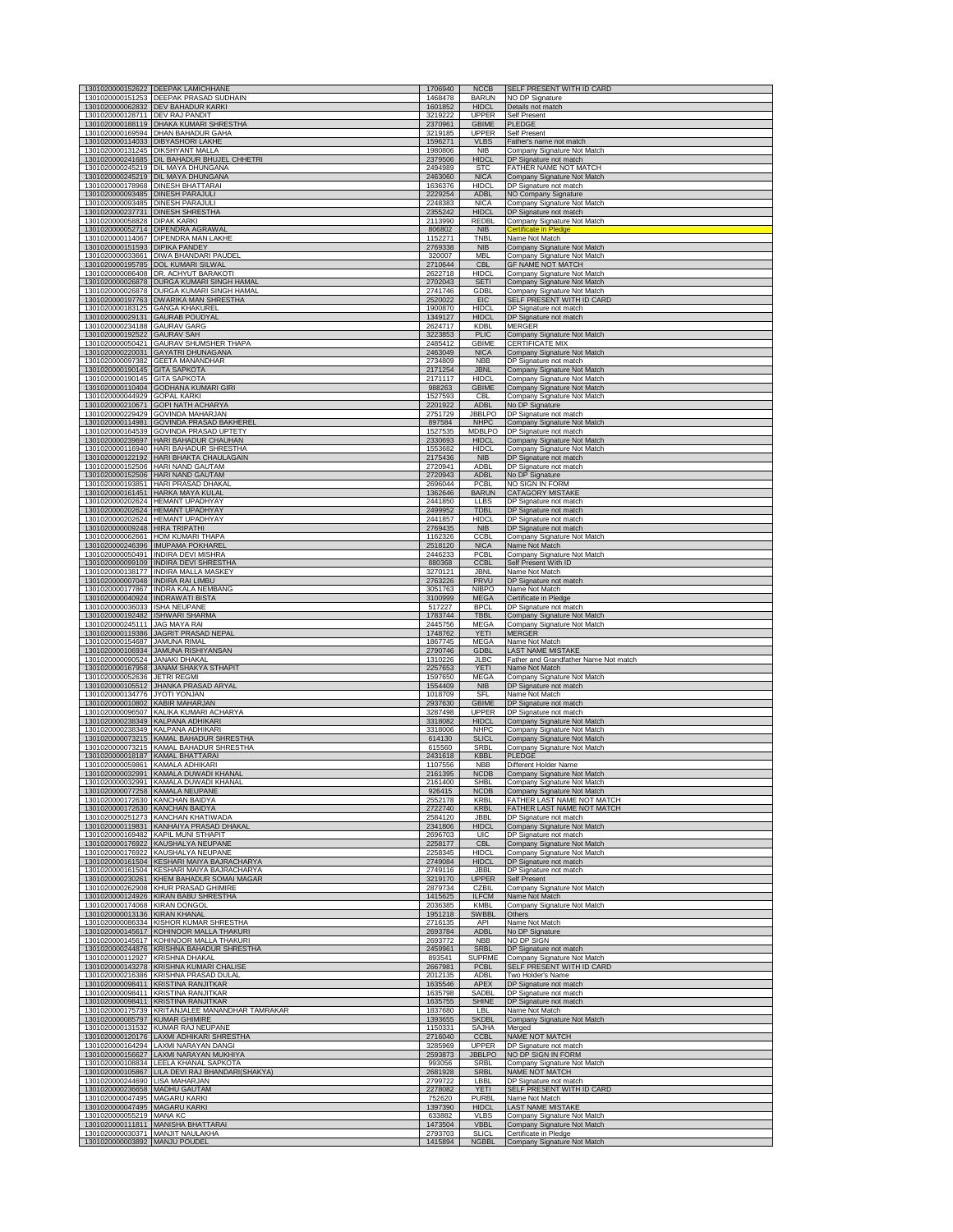| | | | | |
|---|---|---|---|---|
| 1301020000152622 | DEEPAK LAMICHHANE | 1706940 | NCCB | SELF PRESENT WITH ID CARD |
| 1301020000151253 | DEEPAK PRASAD SUDHAIN | 1468478 | BARUN | NO DP Signature |
| 1301020000062832 | DEV BAHADUR KARKI | 1601852 | HIDCL | Details not match |
| 1301020000126711 | DEV RAJ PANDIT | 3219222 | UPPER | Self Present |
| 1301020000188119 | DHAKA KUMARI SHRESTHA | 2370961 | GBIME | PLEDGE |
| 1301020000169594 | DHAN BAHADUR GAHA | 3219185 | UPPER | Self Present |
| 1301020000114033 | DIBYASHORI LAKHE | 1596271 | VLBS | Father's name not match |
| 1301020000131245 | DIKSHYANT MALLA | 1980806 | NIB | Company Signature Not Match |
| 1301020000241685 | DIL BAHADUR BHUJEL CHHETRI | 2379506 | HIDCL | DP Signature not match |
| 1301020000245219 | DIL MAYA DHUNGANA | 2494989 | STC | FATHER NAME NOT MATCH |
| 1301020000245219 | DIL MAYA DHUNGANA | 2463060 | NICA | Company Signature Not Match |
| 1301020000178968 | DINESH BHATTARAI | 1636376 | HIDCL | DP Signature not match |
| 1301020000093485 | DINESH PARAJULI | 2229254 | ADBL | NO Company Signature |
| 1301020000093485 | DINESH PARAJULI | 2248383 | NICA | Company Signature Not Match |
| 1301020000237731 | DINESH SHRESTHA | 2355242 | HIDCL | DP Signature not match |
| 1301020000058828 | DIPAK KARKI | 2113990 | REDBL | Company Signature Not Match |
| 1301020000052714 | DIPENDRA AGRAWAL | 806802 | NIB | Certificate in Pledge |
| 1301020000114067 | DIPENDRA MAN LAKHE | 1152271 | TNBL | Name Not Match |
| 1301020000151593 | DIPIKA PANDEY | 2769338 | NIB | Company Signature Not Match |
| 1301020000033661 | DIWA BHANDARI PAUDEL | 320007 | MBL | Company Signature Not Match |
| 1301020000195785 | DOL KUMARI SILWAL | 2710644 | CBL | GF NAME NOT MATCH |
| 1301020000086408 | DR. ACHYUT BARAKOTI | 2622718 | HIDCL | Company Signature Not Match |
| 1301020000026878 | DURGA KUMARI SINGH HAMAL | 2702043 | SETI | Company Signature Not Match |
| 1301020000026878 | DURGA KUMARI SINGH HAMAL | 2741746 | GDBL | Company Signature Not Match |
| 1301020000197763 | DWARIKA MAN SHRESTHA | 2520022 | EIC | SELF PRESENT WITH ID CARD |
| 1301020000183125 | GANGA KHAKUREL | 1900870 | HIDCL | DP Signature not match |
| 1301020000029131 | GAURAB POUDYAL | 1349127 | HIDCL | DP Signature not match |
| 1301020000234188 | GAURAV GARG | 2624717 | KDBL | MERGER |
| 1301020000192522 | GAURAV SAH | 3223853 | PLIC | Company Signature Not Match |
| 1301020000050421 | GAURAV SHUMSHER THAPA | 2485412 | GBIME | CERTIFICATE MIX |
| 1301020000220031 | GAYATRI DHUNAGANA | 2463049 | NICA | Company Signature Not Match |
| 1301020000097382 | GEETA MANANDHAR | 2734809 | NBB | DP Signature not match |
| 1301020000190145 | GITA SAPKOTA | 2171254 | JBNL | Company Signature Not Match |
| 1301020000190145 | GITA SAPKOTA | 2171117 | HIDCL | Company Signature Not Match |
| 1301020000110404 | GODHANA KUMARI GIRI | 988263 | GBIME | Company Signature Not Match |
| 1301020000044929 | GOPAL KARKI | 1527593 | CBL | Company Signature Not Match |
| 1301020000210671 | GOPI NATH ACHARYA | 2201922 | ADBL | No DP Signature |
| 1301020000229429 | GOVINDA MAHARJAN | 2751729 | JBBLPO | DP Signature not match |
| 1301020000114981 | GOVINDA PRASAD BAKHEREL | 897584 | NHPC | Company Signature Not Match |
| 1301020000164539 | GOVINDA PRASAD UPTETY | 1527535 | MDBLPO | DP Signature not match |
| 1301020000239697 | HARI BAHADUR CHAUHAN | 2330693 | HIDCL | Company Signature Not Match |
| 1301020000116940 | HARI BAHADUR SHRESTHA | 1553682 | HIDCL | Company Signature Not Match |
| 1301020000122192 | HARI BHAKTA CHAULAGAIN | 2175436 | NIB | DP Signature not match |
| 1301020000152506 | HARI NAND GAUTAM | 2720941 | ADBL | DP Signature not match |
| 1301020000152506 | HARI NAND GAUTAM | 2720943 | ADBL | No DP Signature |
| 1301020000193851 | HARI PRASAD DHAKAL | 2696044 | PCBL | NO SIGN IN FORM |
| 1301020000161451 | HARKA MAYA KULAL | 1362646 | BARUN | CATAGORY MISTAKE |
| 1301020000202624 | HEMANT UPADHYAY | 2441850 | LLBS | DP Signature not match |
| 1301020000202624 | HEMANT UPADHYAY | 2499952 | TDBL | DP Signature not match |
| 1301020000202624 | HEMANT UPADHYAY | 2441857 | HIDCL | DP Signature not match |
| 1301020000009248 | HIRA TRIPATHI | 2769435 | NIB | DP Signature not match |
| 1301020000062661 | HOM KUMARI THAPA | 1162326 | CCBL | Company Signature Not Match |
| 1301020000246396 | IMUPAMA POKHAREL | 2518120 | NICA | Name Not Match |
| 1301020000050491 | INDIRA DEVI MISHRA | 2446233 | PCBL | Company Signature Not Match |
| 1301020000099109 | INDIRA DEVI SHRESTHA | 880368 | CCBL | Self Present With ID |
| 1301020000138177 | INDIRA MALLA MASKEY | 3270121 | JBNL | Name Not Match |
| 1301020000007048 | INDIRA RAI LIMBU | 2763226 | PRVU | DP Signature not match |
| 1301020000177867 | INDRA KALA NEMBANG | 3051763 | NIBPO | Name Not Match |
| 1301020000040924 | INDRAWATI BISTA | 3100999 | MEGA | Certificate in Pledge |
| 1301020000036033 | ISHA NEUPANE | 517227 | BPCL | DP Signature not match |
| 1301020000192482 | ISHWARI SHARMA | 1783744 | TBBL | Company Signature Not Match |
| 1301020000245111 | JAG MAYA RAI | 2445756 | MEGA | Company Signature Not Match |
| 1301020000119386 | JAGRIT PRASAD NEPAL | 1748762 | YETI | MERGER |
| 1301020000154687 | JAMUNA RIMAL | 1867745 | MEGA | Name Not Match |
| 1301020000106934 | JAMUNA RISHIYANSAN | 2790746 | GDBL | LAST NAME MISTAKE |
| 1301020000090524 | JANAKI DHAKAL | 1310226 | JLBC | Father and Grandfather Name Not match |
| 1301020000167958 | JANAM SHAKYA STHAPIT | 2257653 | YETI | Name Not Match |
| 1301020000052636 | JETRI REGMI | 1597650 | MEGA | Company Signature Not Match |
| 1301020000105512 | JHANKA PRASAD ARYAL | 1554409 | NIB | DP Signature not match |
| 1301020000134776 | JYOTI YONJAN | 1018709 | SFL | Name Not Match |
| 1301020000010802 | KABIR MAHARJAN | 2937630 | GBIME | DP Signature not match |
| 1301020000096507 | KALIKA KUMARI ACHARYA | 3287498 | UPPER | DP Signature not match |
| 1301020000238349 | KALPANA ADHIKARI | 3318082 | HIDCL | Company Signature Not Match |
| 1301020000238349 | KALPANA ADHIKARI | 3318006 | NHPC | Company Signature Not Match |
| 1301020000073215 | KAMAL BAHADUR SHRESTHA | 614130 | SLICL | Company Signature Not Match |
| 1301020000073215 | KAMAL BAHADUR SHRESTHA | 615560 | SRBL | Company Signature Not Match |
| 1301020000018187 | KAMAL BHATTARAI | 2431618 | KBBL | PLEDGE |
| 1301020000059861 | KAMALA ADHIKARI | 1107556 | NBB | Different Holder Name |
| 1301020000032991 | KAMALA DUWADI KHANAL | 2161395 | NCDB | Company Signature Not Match |
| 1301020000032991 | KAMALA DUWADI KHANAL | 2161400 | SHBL | Company Signature Not Match |
| 1301020000077258 | KAMALA NEUPANE | 926415 | NCDB | Company Signature Not Match |
| 1301020000172630 | KANCHAN BAIDYA | 2552178 | KRBL | FATHER LAST NAME NOT MATCH |
| 1301020000172630 | KANCHAN BAIDYA | 2722740 | KRBL | FATHER LAST NAME NOT MATCH |
| 1301020000251273 | KANCHAN KHATIWADA | 2584120 | JBBL | DP Signature not match |
| 1301020000119831 | KANHAIYA PRASAD DHAKAL | 2341806 | HIDCL | Company Signature Not Match |
| 1301020000169482 | KAPIL MUNI STHAPIT | 2696703 | UIC | DP Signature not match |
| 1301020000176922 | KAUSHALYA NEUPANE | 2258177 | CBL | Company Signature Not Match |
| 1301020000176922 | KAUSHALYA NEUPANE | 2258345 | HIDCL | Company Signature Not Match |
| 1301020000161504 | KESHARI MAIYA BAJRACHARYA | 2749084 | HIDCL | DP Signature not match |
| 1301020000161504 | KESHARI MAIYA BAJRACHARYA | 2749116 | JBBL | DP Signature not match |
| 1301020000230261 | KHEM BAHADUR SOMAI MAGAR | 3219170 | UPPER | Self Present |
| 1301020000262908 | KHUR PRASAD GHIMIRE | 2879734 | CZBIL | Company Signature Not Match |
| 1301020000124926 | KIRAN BABU SHRESTHA | 1415625 | ILFCM | Name Not Match |
| 1301020000174068 | KIRAN DONGOL | 2036385 | KMBL | Company Signature Not Match |
| 1301020000013136 | KIRAN KHANAL | 1951218 | SWBBL | Others |
| 1301020000086334 | KISHOR KUMAR SHRESTHA | 2716135 | API | Name Not Match |
| 1301020000145617 | KOHINOOR MALLA THAKURI | 2693784 | ADBL | No DP Signature |
| 1301020000145617 | KOHINOOR MALLA THAKURI | 2693772 | NBB | NO DP SIGN |
| 1301020000244876 | KRISHNA BAHADUR SHRESTHA | 2459961 | SRBL | DP Signature not match |
| 1301020000112927 | KRISHNA DHAKAL | 893541 | SUPRME | Company Signature Not Match |
| 1301020000143278 | KRISHNA KUMARI CHALISE | 2667981 | PCBL | SELF PRESENT WITH ID CARD |
| 1301020000216386 | KRISHNA PRASAD DULAL | 2012135 | ADBL | Two Holder's Name |
| 1301020000098411 | KRISTINA RANJITKAR | 1635546 | APEX | DP Signature not match |
| 1301020000098411 | KRISTINA RANJITKAR | 1635798 | SADBL | DP Signature not match |
| 1301020000098411 | KRISTINA RANJITKAR | 1635755 | SHINE | DP Signature not match |
| 1301020000175739 | KRITANJALEE MANANDHAR TAMRAKAR | 1837680 | LBL | Name Not Match |
| 1301020000085797 | KUMAR GHIMIRE | 1393655 | SKDBL | Company Signature Not Match |
| 1301020000131532 | KUMAR RAJ NEUPANE | 1150331 | SAJHA | Merged |
| 1301020000120176 | LAXMI ADHIKARI SHRESTHA | 2716040 | CCBL | NAME NOT MATCH |
| 1301020000164294 | LAXMI NARAYAN DANGI | 3285969 | UPPER | DP Signature not match |
| 1301020000156627 | LAXMI NARAYAN MUKHIYA | 2593873 | JBBLPO | NO DP SIGN IN FORM |
| 1301020000108834 | LEELA KHANAL SAPKOTA | 993056 | SRBL | Company Signature Not Match |
| 1301020000105867 | LILA DEVI RAJ BHANDARI(SHAKYA) | 2681928 | SRBL | NAME NOT MATCH |
| 1301020000244690 | LISA MAHARJAN | 2799722 | LBBL | DP Signature not match |
| 1301020000236658 | MADHU GAUTAM | 2278082 | YETI | SELF PRESENT WITH ID CARD |
| 1301020000047495 | MAGARU KARKI | 752620 | PURBL | Name Not Match |
| 1301020000047495 | MAGARU KARKI | 1397390 | HIDCL | LAST NAME MISTAKE |
| 1301020000055219 | MANA KC | 633882 | VLBS | Company Signature Not Match |
| 1301020000111811 | MANISHA BHATTARAI | 1473504 | VBBL | Company Signature Not Match |
| 1301020000030371 | MANJIT NAULAKHA | 2793703 | SLICL | Certificate in Pledge |
| 1301020000003892 | MANJU POUDEL | 1415894 | NGBBL | Company Signature Not Match |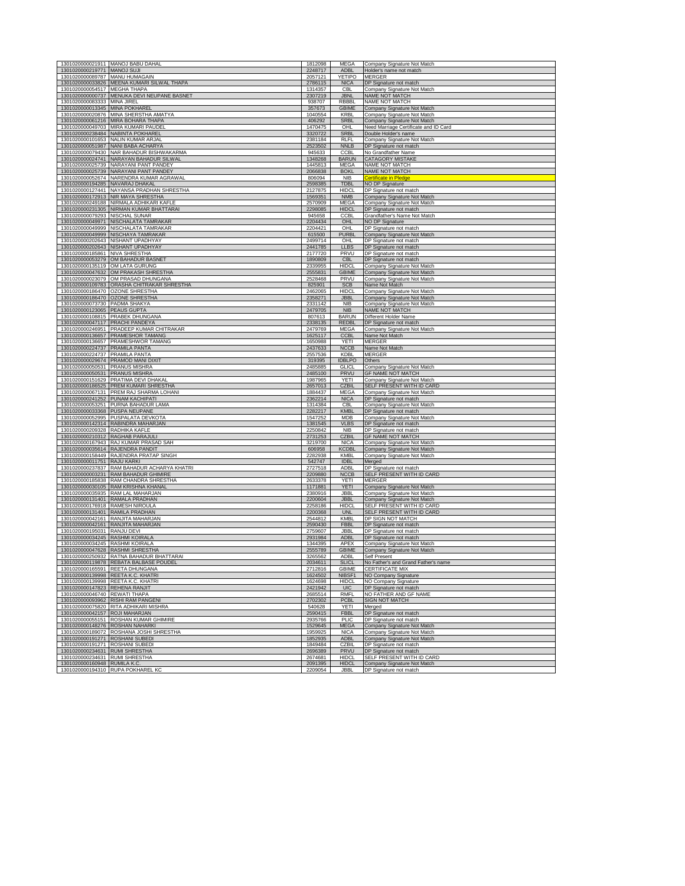| | | | | |
|---|---|---|---|---|
| 1301020000021911 | MANOJ BABU DAHAL | 1812098 | MEGA | Company Signature Not Match |
| 1301020000219771 | MANOJ SUJI | 2248717 | ADBL | Holder's name not match |
| 1301020000089787 | MANU HUMAGAIN | 2057121 | YETIPO | MERGER |
| 1301020000033826 | MEENA KUMARI SILWAL THAPA | 2786115 | NICA | DP Signature not match |
| 1301020000054517 | MEGHA THAPA | 1314357 | CBL | Company Signature Not Match |
| 1301020000000737 | MENUKA DEVI NEUPANE BASNET | 2307219 | JBNL | NAME NOT MATCH |
| 1301020000083333 | MINA JIREL | 938707 | RBBBL | NAME NOT MATCH |
| 1301020000013345 | MINA POKHAREL | 357673 | GBIME | Company Signature Not Match |
| 1301020000020876 | MINA SHERSTHA AMATYA | 1040554 | KRBL | Company Signature Not Match |
| 1301020000061216 | MIRA BOHARA THAPA | 406292 | SRBL | Company Signature Not Match |
| 1301020000049703 | MIRA KUMARI PAUDEL | 1470475 | OHL | Need Marriage Certificate and ID Card |
| 1301020000238484 | NABINTA POKHAREL | 3320722 | SRBL | Double Holder's name |
| 1301020000101653 | NALIN KUMAR ARJAL | 2381184 | RLFL | Company Signature Not Match |
| 1301020000051987 | NANI BABA ACHARYA | 2523502 | NNLB | DP Signature not match |
| 1301020000079430 | NAR BAHADUR BISHWAKARMA | 945633 | CCBL | No Grandfather Name |
| 1301020000024741 | NARAYAN BAHADUR SILWAL | 1348268 | BARUN | CATAGORY MISTAKE |
| 1301020000025739 | NARAYANI PANT PANDEY | 1445813 | MEGA | NAME NOT MATCH |
| 1301020000025739 | NARAYANI PANT PANDEY | 2066838 | BOKL | NAME NOT MATCH |
| 1301020000052674 | NARENDRA KUMAR AGRAWAL | 806094 | NIB | Certificate in Pledge |
| 1301020000194285 | NAVARAJ DHAKAL | 2598385 | TDBL | NO DP Signature |
| 1301020000127441 | NAYANSA PRADHAN SHRESTHA | 2127875 | HIDCL | DP Signature not match |
| 1301020000172913 | NIR MAYA SHRESTHA | 1569351 | NMB | Company Signature Not Match |
| 1301020000249188 | NIRMALA ADHIKARI KAFLE | 2570909 | MEGA | Company Signature Not Match |
| 1301020000231305 | NIRMAN KUMAR BHATTARAI | 2298085 | HIDCL | DP Signature not match |
| 1301020000079293 | NISCHAL SUNAR | 945658 | CCBL | Grandfather's Name Not Match |
| 1301020000049971 | NISCHALATA TAMRAKAR | 2204434 | OHL | NO DP Signature |
| 1301020000049999 | NISCHALATA TAMRAKAR | 2204421 | OHL | DP Signature not match |
| 1301020000049999 | NISCHAYA TAMRAKAR | 615500 | PURBL | Company Signature Not Match |
| 1301020000202643 | NISHANT UPADHYAY | 2499714 | OHL | DP Signature not match |
| 1301020000202643 | NISHANT UPADHYAY | 2441785 | LLBS | DP Signature not match |
| 1301020000185861 | NIVA SHRESTHA | 2177720 | PRVU | DP Signature not match |
| 1301020000053279 | OM BAHADUR BASNET | 1890809 | CBL | DP Signature not match |
| 1301020000135119 | OM LATA GURUNG | 2339955 | HIDCL | Company Signature Not Match |
| 1301020000047632 | OM PRAKASH SHRESTHA | 2555831 | GBIME | Company Signature Not Match |
| 1301020000023079 | OM PRASAD DHUNGANA | 2528468 | PRVU | Company Signature Not Match |
| 1301020000109783 | ORASHA CHITRAKAR SHRESTHA | 825901 | SCB | Name Not Match |
| 1301020000186470 | OZONE SHRESTHA | 2462065 | HIDCL | Company Signature Not Match |
| 1301020000186470 | OZONE SHRESTHA | 2358271 | JBBL | Company Signature Not Match |
| 1301020000073730 | PADMA SHAKYA | 2331142 | NIB | Company Signature Not Match |
| 1301020000123065 | PEAUS GUPTA | 2479705 | NIB | NAME NOT MATCH |
| 1301020000108815 | PRABEK DHUNGANA | 807613 | BARUN | Different Holder Name |
| 1301020000047117 | PRACHI PANDEYA | 2338135 | REDBL | DP Signature not match |
| 1301020000246951 | PRADEEP KUMAR CHITRAKAR | 2479769 | MEGA | Company Signature Not Match |
| 1301020000136657 | PRAMESHOR TAMANG | 1625117 | CCBL | Name Not Match |
| 1301020000136657 | PRAMESHWOR TAMANG | 1650988 | YETI | MERGER |
| 1301020000224737 | PRAMILA PANTA | 2437633 | NCCB | Name Not Match |
| 1301020000224737 | PRAMILA PANTA | 2557536 | KDBL | MERGER |
| 1301020000029674 | PRAMOD MANI DIXIT | 319395 | IDBLPO | Others |
| 1301020000050531 | PRANUS MISHRA | 2485885 | GLICL | Company Signature Not Match |
| 1301020000050531 | PRANUS MISHRA | 2485100 | PRVU | GF NAME NOT MATCH |
| 1301020000151629 | PRATIMA DEVI DHAKAL | 1987965 | YETI | Company Signature Not Match |
| 1301020000186525 | PREM KUMARI SHRESTHA | 2657013 | CZBIL | SELF PRESENT WITH ID CARD |
| 1301020000067131 | PREM RAJ SHARMA LOHANI | 1884437 | MEGA | Company Signature Not Match |
| 1301020000241252 | PUNAM KACHIPATI | 2362214 | NICA | DP Signature not match |
| 1301020000053251 | PURNA BAHADUR LAMA | 1314384 | CBL | Company Signature Not Match |
| 1301020000033368 | PUSPA NEUPANE | 2282217 | KMBL | DP Signature not match |
| 1301020000052995 | PUSPALATA DEVKOTA | 1547252 | MDB | Company Signature Not Match |
| 1301020000142314 | RABINDRA MAHARJAN | 1381545 | VLBS | DP Signature not match |
| 1301020000209328 | RADHIKA KAFLE | 2250842 | NIB | DP Signature not match |
| 1301020000210312 | RAGHAB PARAJULI | 2731253 | CZBIL | GF NAME NOT MATCH |
| 1301020000167943 | RAJ KUMAR PRASAD SAH | 3219700 | NICA | Company Signature Not Match |
| 1301020000035614 | RAJENDRA PANDIT | 606958 | KCDBL | Company Signature Not Match |
| 1301020000158449 | RAJENDRA PRATAP SINGH | 2282938 | KMBL | Company Signature Not Match |
| 1301020000011751 | RAJU KARKI | 542747 | IDBL | Merged |
| 1301020000237837 | RAM BAHADUR ACHARYA KHATRI | 2727518 | ADBL | DP Signature not match |
| 1301020000003231 | RAM BAHADUR GHIMIRE | 2209880 | NCCB | SELF PRESENT WITH ID CARD |
| 1301020000185838 | RAM CHANDRA SHRESTHA | 2633378 | YETI | MERGER |
| 1301020000030105 | RAM KRISHNA KHANAL | 1171881 | YETI | Company Signature Not Match |
| 1301020000035935 | RAM LAL MAHARJAN | 2380916 | JBBL | Company Signature Not Match |
| 1301020000131401 | RAMALA PRADHAN | 2200604 | JBBL | Company Signature Not Match |
| 1301020000176918 | RAMESH NIROULA | 2258186 | HIDCL | SELF PRESENT WITH ID CARD |
| 1301020000131401 | RAMILA PRADHAN | 2200368 | UNL | SELF PRESENT WITH ID CARD |
| 1301020000042161 | RANJITA MAHARJAN | 2544812 | KMBL | DP SIGN NOT MATCH |
| 1301020000042161 | RANJITA MAHARJAN | 2590430 | FBBL | DP Signature not match |
| 1301020000195031 | RANJU DEVI | 2759607 | JBBL | DP Signature not match |
| 1301020000034245 | RASHMI KOIRALA | 2931984 | ADBL | DP Signature not match |
| 1301020000034245 | RASHMI KOIRALA | 1344395 | APEX | Company Signature Not Match |
| 1301020000047628 | RASHMI SHRESTHA | 2555789 | GBIME | Company Signature Not Match |
| 1301020000250932 | RATNA BAHADUR BHATTARAI | 3265562 | ADBL | Self Present |
| 1301020000119878 | REBATA BALBASE POUDEL | 2034611 | SLICL | No Father's and Grand Father's name |
| 1301020000165591 | REETA DHUNGANA | 2712816 | GBIME | CERTIFICATE MIX |
| 1301020000139998 | REETA K.C. KHATRI | 1624502 | NIBSF1 | NO Company Signature |
| 1301020000139998 | REETA K.C. KHATRI | 1624698 | HIDCL | NO Company Signature |
| 1301020000147823 | REHENA RANJIT | 2421942 | UIC | DP Signature not match |
| 1301020000046740 | REWATI THAPA | 2685514 | RMFL | NO FATHER AND GF NAME |
| 1301020000093962 | RISHI RAM PANGENI | 2702302 | PCBL | SIGN NOT MATCH |
| 1301020000075820 | RITA ADHIKARI MISHRA | 540628 | YETI | Merged |
| 1301020000042157 | ROJI MAHARJAN | 2590415 | FBBL | DP Signature not match |
| 1301020000055151 | ROSHAN KUMAR GHIMIRE | 2935766 | PLIC | DP Signature not match |
| 1301020000148276 | ROSHAN NAHARKI | 1529645 | MEGA | Company Signature Not Match |
| 1301020000189072 | ROSHANA JOSHI SHRESTHA | 1959925 | NICA | Company Signature Not Match |
| 1301020000191271 | ROSHANI SUBEDI | 1852935 | ADBL | Company Signature Not Match |
| 1301020000191271 | ROSHANI SUBEDI | 1849484 | CZBIL | DP Signature not match |
| 1301020000234631 | RUMI SHRESTHA | 2696389 | PRVU | DP Signature not match |
| 1301020000234631 | RUMI SHRESTHA | 2674681 | HIDCL | SELF PRESENT WITH ID CARD |
| 1301020000160948 | RUMILA K.C. | 2091395 | HIDCL | Company Signature Not Match |
| 1301020000194310 | RUPA POKHAREL KC | 2209054 | JBBL | DP Signature not match |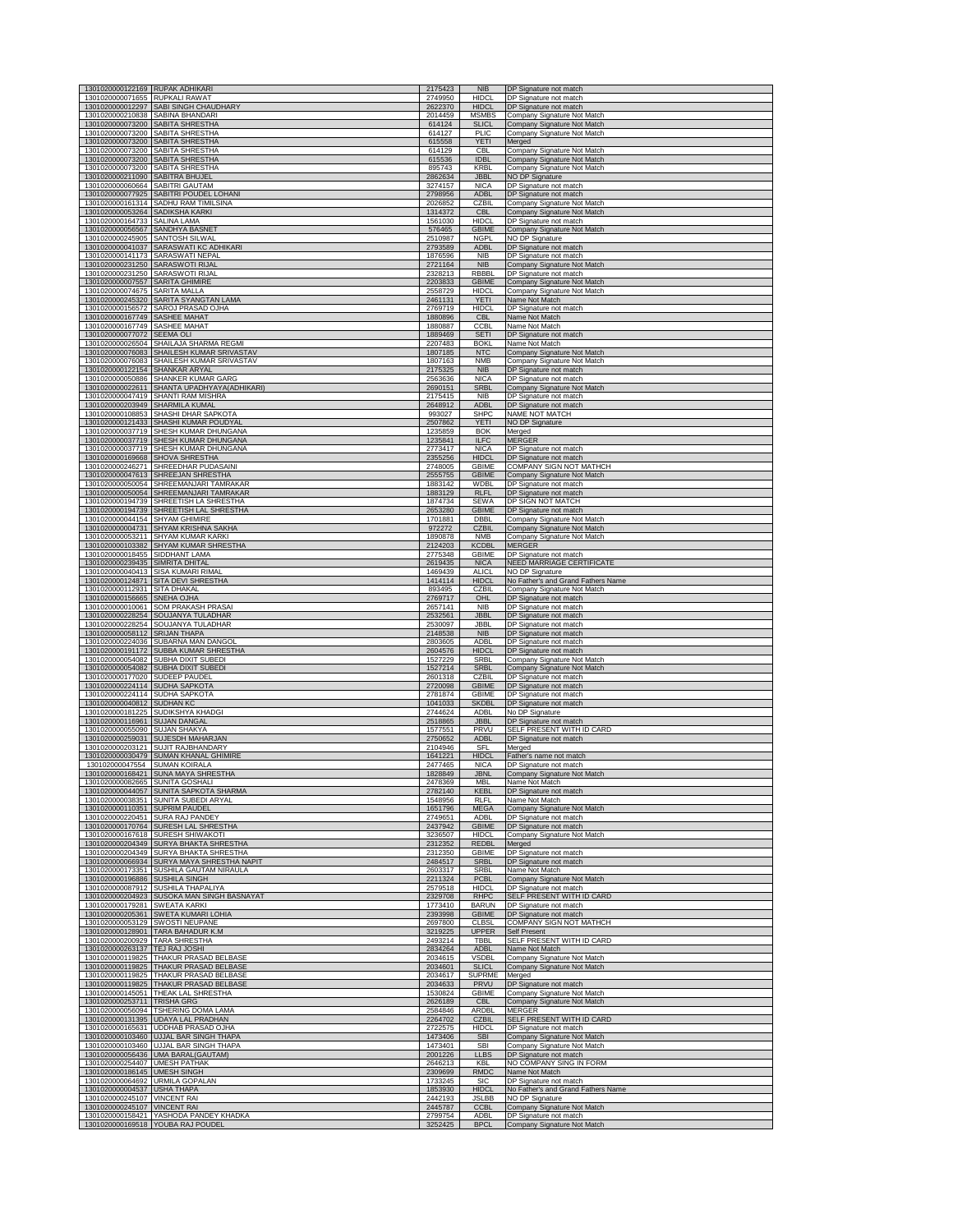| | | | | |
|---|---|---|---|---|
| 1301020000122169 | RUPAK ADHIKARI | 2175423 | NIB | DP Signature not match |
| 1301020000071655 | RUPKALI RAWAT | 2749950 | HIDCL | DP Signature not match |
| 1301020000012297 | SABI SINGH CHAUDHARY | 2622370 | HIDCL | DP Signature not match |
| 1301020000210838 | SABINA BHANDARI | 2014459 | MSMBS | Company Signature Not Match |
| 1301020000073200 | SABITA SHRESTHA | 614124 | SLICL | Company Signature Not Match |
| 1301020000073200 | SABITA SHRESTHA | 614127 | PLIC | Company Signature Not Match |
| 1301020000073200 | SABITA SHRESTHA | 615558 | YETI | Merged |
| 1301020000073200 | SABITA SHRESTHA | 614129 | CBL | Company Signature Not Match |
| 1301020000073200 | SABITA SHRESTHA | 615536 | IDBL | Company Signature Not Match |
| 1301020000073200 | SABITA SHRESTHA | 895743 | KRBL | Company Signature Not Match |
| 1301020000211090 | SABITRA BHUJEL | 2862634 | JBBL | NO DP Signature |
| 1301020000060664 | SABITRI GAUTAM | 3274157 | NICA | DP Signature not match |
| 1301020000077925 | SABITRI POUDEL LOHANI | 2798956 | ADBL | DP Signature not match |
| 1301020000161314 | SADHU RAM TIMILSINA | 2026852 | CZBIL | Company Signature Not Match |
| 1301020000053264 | SADIKSHA KARKI | 1314372 | CBL | Company Signature Not Match |
| 1301020000164733 | SALINA LAMA | 1561030 | HIDCL | DP Signature not match |
| 1301020000056567 | SANDHYA BASNET | 576465 | GBIME | Company Signature Not Match |
| 1301020000245905 | SANTOSH SILWAL | 2510987 | NGPL | NO DP Signature |
| 1301020000041037 | SARASWATI KC ADHIKARI | 2793589 | ADBL | DP Signature not match |
| 1301020000141173 | SARASWATI NEPAL | 1876596 | NIB | DP Signature not match |
| 1301020000231250 | SARASWOTI RIJAL | 2721164 | NIB | Company Signature Not Match |
| 1301020000231250 | SARASWOTI RIJAL | 2328213 | RBBBL | DP Signature not match |
| 1301020000007557 | SARITA GHIMIRE | 2203833 | GBIME | Company Signature Not Match |
| 1301020000074675 | SARITA MALLA | 2558729 | HIDCL | Company Signature Not Match |
| 1301020000245320 | SARITA SYANGTAN LAMA | 2461131 | YETI | Name Not Match |
| 1301020000156572 | SAROJ PRASAD OJHA | 2769719 | HIDCL | DP Signature not match |
| 1301020000167749 | SASHEE MAHAT | 1880896 | CBL | Name Not Match |
| 1301020000167749 | SASHEE MAHAT | 1880887 | CCBL | Name Not Match |
| 1301020000077072 | SEEMA OLI | 1889469 | SETI | DP Signature not match |
| 1301020000026504 | SHAILAJA SHARMA REGMI | 2207483 | BOKL | Name Not Match |
| 1301020000076083 | SHAILESH KUMAR SRIVASTAV | 1807185 | NTC | Company Signature Not Match |
| 1301020000076083 | SHAILESH KUMAR SRIVASTAV | 1807163 | NMB | Company Signature Not Match |
| 1301020000122154 | SHANKAR ARYAL | 2175325 | NIB | DP Signature not match |
| 1301020000050886 | SHANKER KUMAR GARG | 2563636 | NICA | DP Signature not match |
| 1301020000022611 | SHANTA UPADHYAYA(ADHIKARI) | 2690151 | SRBL | Company Signature Not Match |
| 1301020000047419 | SHANTI RAM MISHRA | 2175415 | NIB | DP Signature not match |
| 1301020000203949 | SHARMILA KUMAL | 2648912 | ADBL | DP Signature not match |
| 1301020000108853 | SHASHI DHAR SAPKOTA | 993027 | SHPC | NAME NOT MATCH |
| 1301020000121433 | SHASHI KUMAR POUDYAL | 2507862 | YETI | NO DP Signature |
| 1301020000037719 | SHESH KUMAR DHUNGANA | 1235859 | BOK | Merged |
| 1301020000037719 | SHESH KUMAR DHUNGANA | 1235841 | ILFC | MERGER |
| 1301020000037719 | SHESH KUMAR DHUNGANA | 2773417 | NICA | DP Signature not match |
| 1301020000169668 | SHOVA SHRESTHA | 2355256 | HIDCL | DP Signature not match |
| 1301020000246271 | SHREEDHAR PUDASAINI | 2748005 | GBIME | COMPANY SIGN NOT MATHCH |
| 1301020000047613 | SHREEJAN SHRESTHA | 2555755 | GBIME | Company Signature Not Match |
| 1301020000050054 | SHREEMANJARI TAMRAKAR | 1883142 | WDBL | DP Signature not match |
| 1301020000050054 | SHREEMANJARI TAMRAKAR | 1883129 | RLFL | DP Signature not match |
| 1301020000194739 | SHREETISH LA SHRESTHA | 1874734 | SEWA | DP SIGN NOT MATCH |
| 1301020000194739 | SHREETISH LAL SHRESTHA | 2653280 | GBIME | DP Signature not match |
| 1301020000044154 | SHYAM GHIMIRE | 1701881 | DBBL | Company Signature Not Match |
| 1301020000004731 | SHYAM KRISHNA SAKHA | 972272 | CZBIL | Company Signature Not Match |
| 1301020000053211 | SHYAM KUMAR KARKI | 1890878 | NMB | Company Signature Not Match |
| 1301020000103382 | SHYAM KUMAR SHRESTHA | 2124203 | KCDBL | MERGER |
| 1301020000018455 | SIDDHANT LAMA | 2775348 | GBIME | DP Signature not match |
| 1301020000239435 | SIMRITA DHITAL | 2619435 | NICA | NEED MARRIAGE CERTIFICATE |
| 1301020000040413 | SISA KUMARI RIMAL | 1469439 | ALICL | NO DP Signature |
| 1301020000124871 | SITA DEVI SHRESTHA | 1414114 | HIDCL | No Father's and Grand Fathers Name |
| 1301020000112931 | SITA DHAKAL | 893495 | CZBIL | Company Signature Not Match |
| 1301020000156665 | SNEHA OJHA | 2769717 | OHL | DP Signature not match |
| 1301020000010061 | SOM PRAKASH PRASAI | 2657141 | NIB | DP Signature not match |
| 1301020000228254 | SOUJANYA TULADHAR | 2532561 | JBBL | DP Signature not match |
| 1301020000228254 | SOUJANYA TULADHAR | 2530097 | JBBL | DP Signature not match |
| 1301020000058112 | SRIJAN THAPA | 2148538 | NIB | DP Signature not match |
| 1301020000224036 | SUBARNA MAN DANGOL | 2803605 | ADBL | DP Signature not match |
| 1301020000191172 | SUBBA KUMAR SHRESTHA | 2604576 | HIDCL | DP Signature not match |
| 1301020000054082 | SUBHA DIXIT SUBEDI | 1527229 | SRBL | Company Signature Not Match |
| 1301020000054082 | SUBHA DIXIT SUBEDI | 1527214 | SRBL | Company Signature Not Match |
| 1301020000177020 | SUDEEP PAUDEL | 2601318 | CZBIL | DP Signature not match |
| 1301020000224114 | SUDHA SAPKOTA | 2720098 | GBIME | DP Signature not match |
| 1301020000224114 | SUDHA SAPKOTA | 2781874 | GBIME | DP Signature not match |
| 1301020000040812 | SUDHAN KC | 1041033 | SKDBL | DP Signature not match |
| 1301020000181225 | SUDIKSHYA KHADGI | 2744624 | ADBL | No DP Signature |
| 1301020000116961 | SUJAN DANGAL | 2518865 | JBBL | DP Signature not match |
| 1301020000055090 | SUJAN SHAKYA | 1577551 | PRVU | SELF PRESENT WITH ID CARD |
| 1301020000259031 | SUJESDH MAHARJAN | 2750652 | ADBL | DP Signature not match |
| 1301020000203121 | SUJIT RAJBHANDARY | 2104946 | SFL | Merged |
| 1301020000030479 | SUMAN KHANAL GHIMIRE | 1641221 | HIDCL | Father's name not match |
| 130102000047554 | SUMAN KOIRALA | 2477465 | NICA | DP Signature not match |
| 1301020000168421 | SUNA MAYA SHRESTHA | 1828849 | JBNL | Company Signature Not Match |
| 1301020000082665 | SUNITA GOSHALI | 2478369 | MBL | Name Not Match |
| 1301020000044057 | SUNITA SAPKOTA SHARMA | 2782140 | KEBL | DP Signature not match |
| 1301020000038351 | SUNITA SUBEDI ARYAL | 1548956 | RLFL | Name Not Match |
| 1301020000110351 | SUPRIM PAUDEL | 1651796 | MEGA | Company Signature Not Match |
| 1301020000220451 | SURA RAJ PANDEY | 2749651 | ADBL | DP Signature not match |
| 1301020000170764 | SURESH LAL SHRESTHA | 2437942 | GBIME | DP Signature not match |
| 1301020000167618 | SURESH SHIWAKOTI | 3236507 | HIDCL | Company Signature Not Match |
| 1301020000204349 | SURYA BHAKTA SHRESTHA | 2312352 | REDBL | Merged |
| 1301020000204349 | SURYA BHAKTA SHRESTHA | 2312350 | GBIME | DP Signature not match |
| 1301020000066934 | SURYA MAYA SHRESTHA NAPIT | 2484517 | SRBL | DP Signature not match |
| 1301020000173351 | SUSHILA GAUTAM NIRAULA | 2603317 | SRBL | Name Not Match |
| 1301020000196886 | SUSHILA SINGH | 2211324 | PCBL | Company Signature Not Match |
| 1301020000087912 | SUSHILA THAPALIYA | 2579518 | HIDCL | DP Signature not match |
| 1301020000204923 | SUSOKA MAN SINGH BASNAYAT | 2329708 | RHPC | SELF PRESENT WITH ID CARD |
| 1301020000179281 | SWEATA KARKI | 1773410 | BARUN | DP Signature not match |
| 1301020000205361 | SWETA KUMARI LOHIA | 2393998 | GBIME | DP Signature not match |
| 1301020000053129 | SWOSTI NEUPANE | 2697800 | CLBSL | COMPANY SIGN NOT MATHCH |
| 1301020000128901 | TARA BAHADUR K.M | 3219225 | UPPER | Self Present |
| 1301020000200929 | TARA SHRESTHA | 2493214 | TBBL | SELF PRESENT WITH ID CARD |
| 1301020000263137 | TEJ RAJ JOSHI | 2834264 | ADBL | Name Not Match |
| 1301020000119825 | THAKUR PRASAD BELBASE | 2034615 | VSDBL | Company Signature Not Match |
| 1301020000119825 | THAKUR PRASAD BELBASE | 2034601 | SLICL | Company Signature Not Match |
| 1301020000119825 | THAKUR PRASAD BELBASE | 2034617 | SUPRME | Merged |
| 1301020000119825 | THAKUR PRASAD BELBASE | 2034633 | PRVU | DP Signature not match |
| 1301020000145051 | THEAK LAL SHRESTHA | 1530824 | GBIME | Company Signature Not Match |
| 1301020000253711 | TRISHA GRG | 2626189 | CBL | Company Signature Not Match |
| 1301020000056094 | TSHERING DOMA LAMA | 2584846 | ARDBL | MERGER |
| 1301020000131395 | UDAYA LAL PRADHAN | 2264702 | CZBIL | SELF PRESENT WITH ID CARD |
| 1301020000165631 | UDDHAB PRASAD OJHA | 2722575 | HIDCL | DP Signature not match |
| 1301020000103460 | UJJAL BAR SINGH THAPA | 1473406 | SBI | Company Signature Not Match |
| 1301020000103460 | UJJAL BAR SINGH THAPA | 1473401 | SBI | Company Signature Not Match |
| 1301020000056436 | UMA BARAL(GAUTAM) | 2001226 | LLBS | DP Signature not match |
| 1301020000254407 | UMESH PATHAK | 2646213 | KBL | NO COMPANY SING IN FORM |
| 1301020000186145 | UMESH SINGH | 2309699 | RMDC | Name Not Match |
| 1301020000064692 | URMILA GOPALAN | 1733245 | SIC | DP Signature not match |
| 1301020000004537 | USHA THAPA | 1853930 | HIDCL | No Father's and Grand Fathers Name |
| 1301020000245107 | VINCENT RAI | 2442193 | JSLBB | NO DP Signature |
| 1301020000245107 | VINCENT RAI | 2445787 | CCBL | Company Signature Not Match |
| 1301020000158421 | YASHODA PANDEY KHADKA | 2799754 | ADBL | DP Signature not match |
| 1301020000169518 | YOUBA RAJ POUDEL | 3252425 | BPCL | Company Signature Not Match |